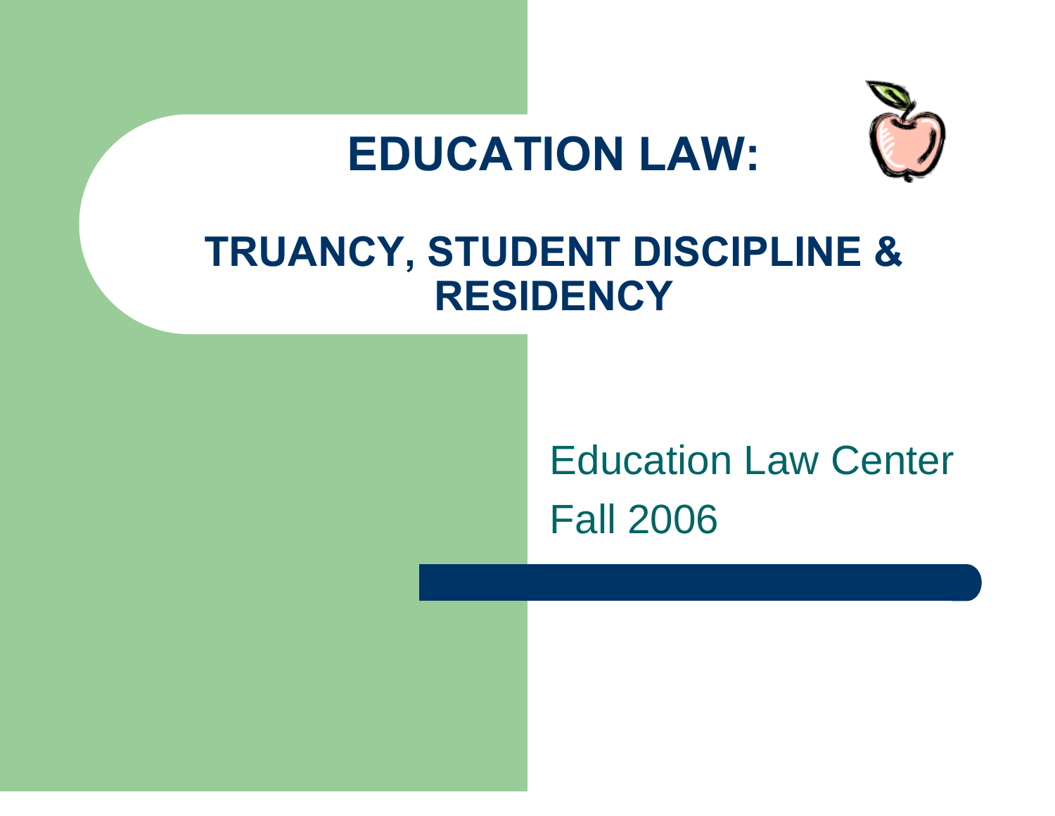# EDUCATION LAW:

## TRUANCY, STUDENT DISCIPLINE & RESIDENCY

Education Law Center

Fall 2006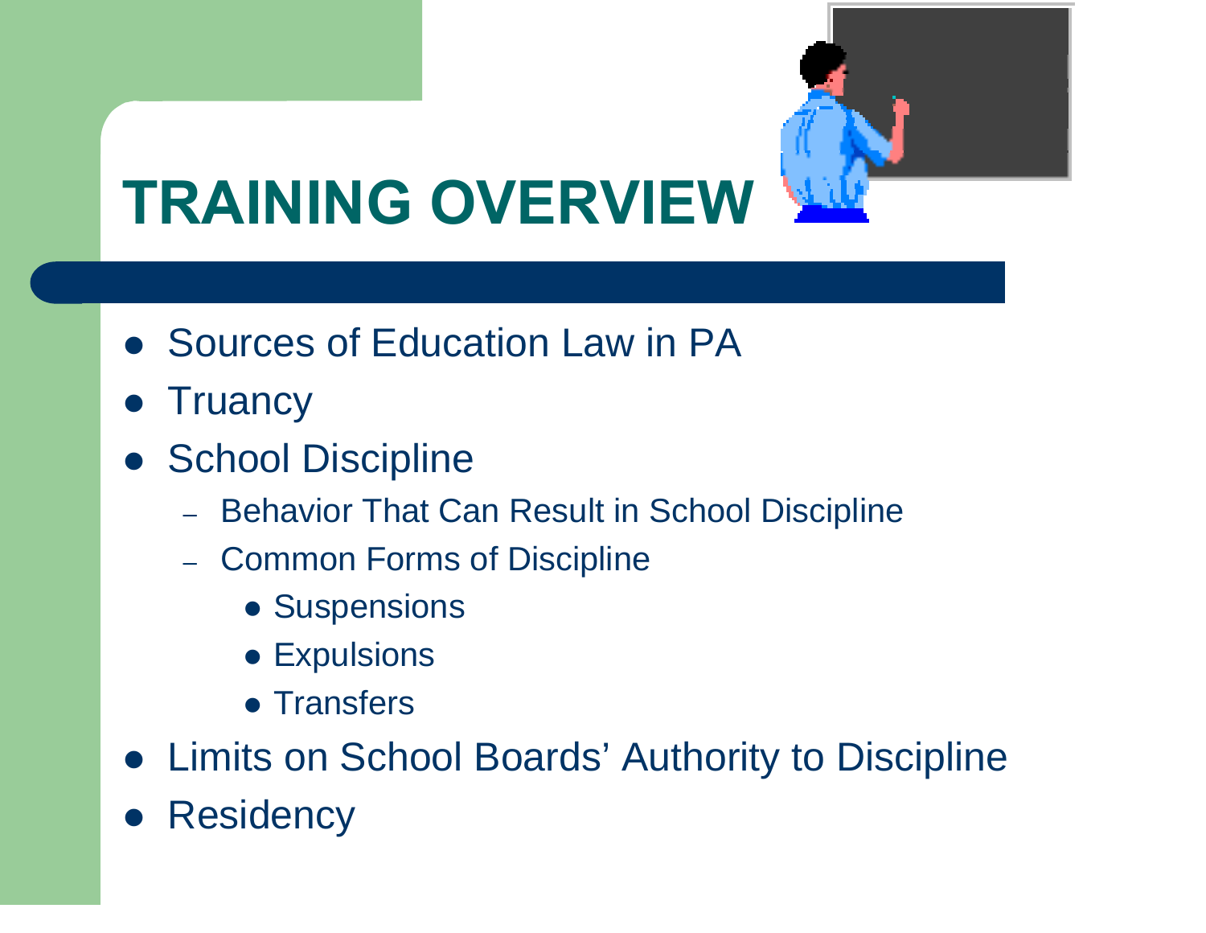# TRAINING OVERVIEW

- Sources of Education Law in PA
- Truancy
- School Discipline
  - Behavior That Can Result in School Discipline
  - Common Forms of Discipline
    - Suspensions
    - Expulsions
    - Transfers
- Limits on School Boards’ Authority to Discipline
- Residency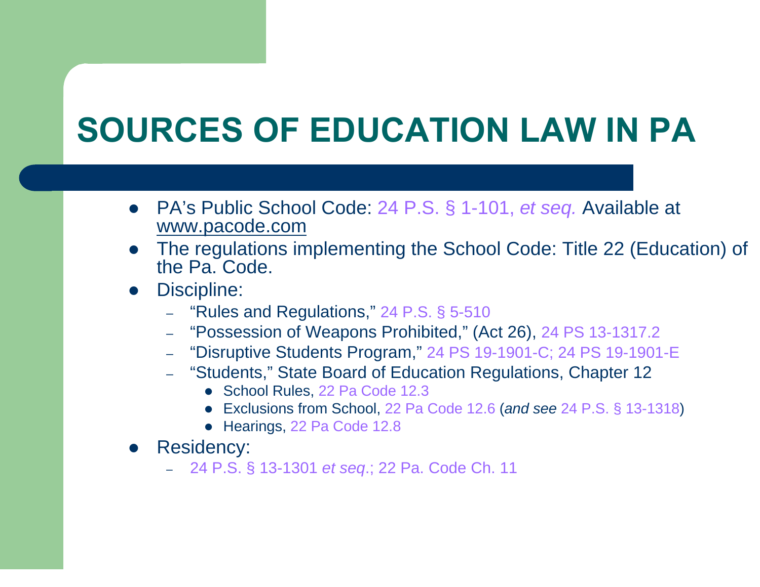# SOURCES OF EDUCATION LAW IN PA

- PA's Public School Code: 24 P.S. § 1-101, *et seq.* Available at www.pacode.com
- The regulations implementing the School Code: Title 22 (Education) of the Pa. Code.
- Discipline:
  - "Rules and Regulations," 24 P.S. § 5-510
  - "Possession of Weapons Prohibited," (Act 26), 24 PS 13-1317.2
  - "Disruptive Students Program," 24 PS 19-1901-C; 24 PS 19-1901-E
  - "Students," State Board of Education Regulations, Chapter 12
    - School Rules, 22 Pa Code 12.3
    - Exclusions from School, 22 Pa Code 12.6 (*and see* 24 P.S. § 13-1318)
    - Hearings, 22 Pa Code 12.8
- Residency:
  - 24 P.S. § 13-1301 *et seq*.; 22 Pa. Code Ch. 11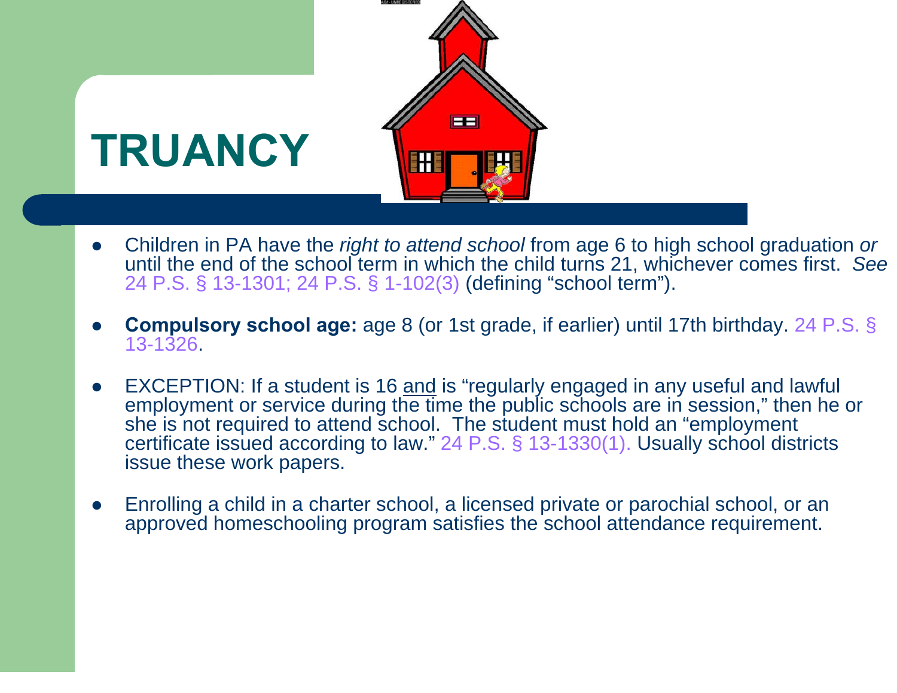# TRUANCY

- Children in PA have the *right to attend school* from age 6 to high school graduation *or* until the end of the school term in which the child turns 21, whichever comes first. *See* 24 P.S. § 13-1301; 24 P.S. § 1-102(3) (defining "school term").

- **Compulsory school age:** age 8 (or 1st grade, if earlier) until 17th birthday. 24 P.S. § 13-1326.

- EXCEPTION: If a student is 16 <u>and</u> is "regularly engaged in any useful and lawful employment or service during the time the public schools are in session," then he or she is not required to attend school. The student must hold an "employment certificate issued according to law." 24 P.S. § 13-1330(1). Usually school districts issue these work papers.

- Enrolling a child in a charter school, a licensed private or parochial school, or an approved homeschooling program satisfies the school attendance requirement.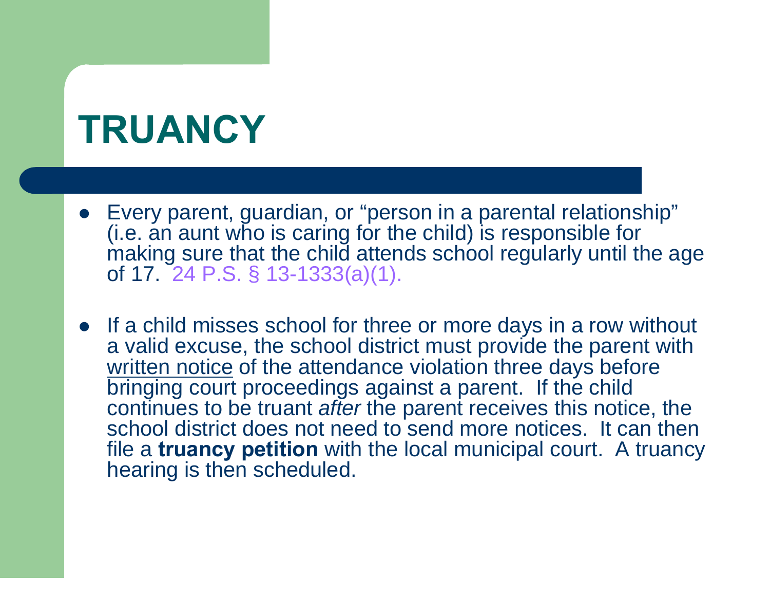# TRUANCY

- Every parent, guardian, or "person in a parental relationship" (i.e. an aunt who is caring for the child) is responsible for making sure that the child attends school regularly until the age of 17. 24 P.S. § 13-1333(a)(1).

- If a child misses school for three or more days in a row without a valid excuse, the school district must provide the parent with written notice of the attendance violation three days before bringing court proceedings against a parent. If the child continues to be truant *after* the parent receives this notice, the school district does not need to send more notices. It can then file a **truancy petition** with the local municipal court. A truancy hearing is then scheduled.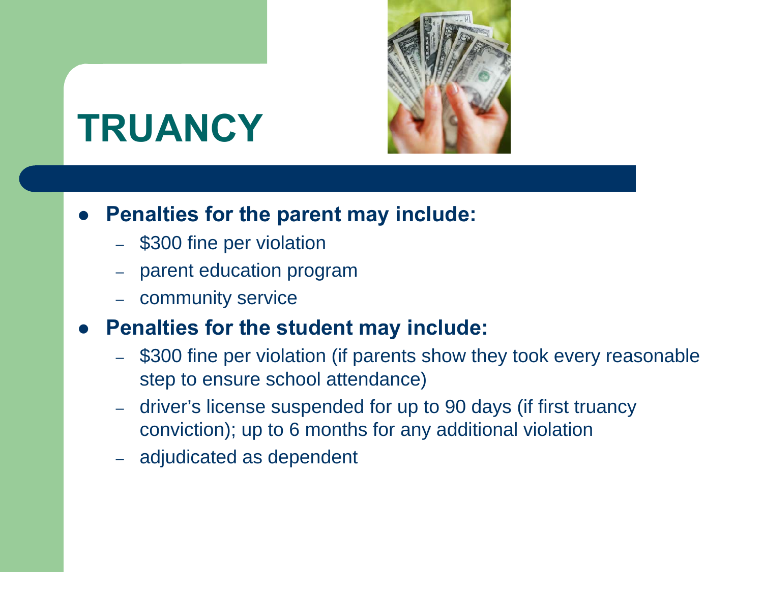# TRUANCY

- **Penalties for the parent may include:**
  - $300 fine per violation
  - parent education program
  - community service
- **Penalties for the student may include:**
  - $300 fine per violation (if parents show they took every reasonable step to ensure school attendance)
  - driver's license suspended for up to 90 days (if first truancy conviction); up to 6 months for any additional violation
  - adjudicated as dependent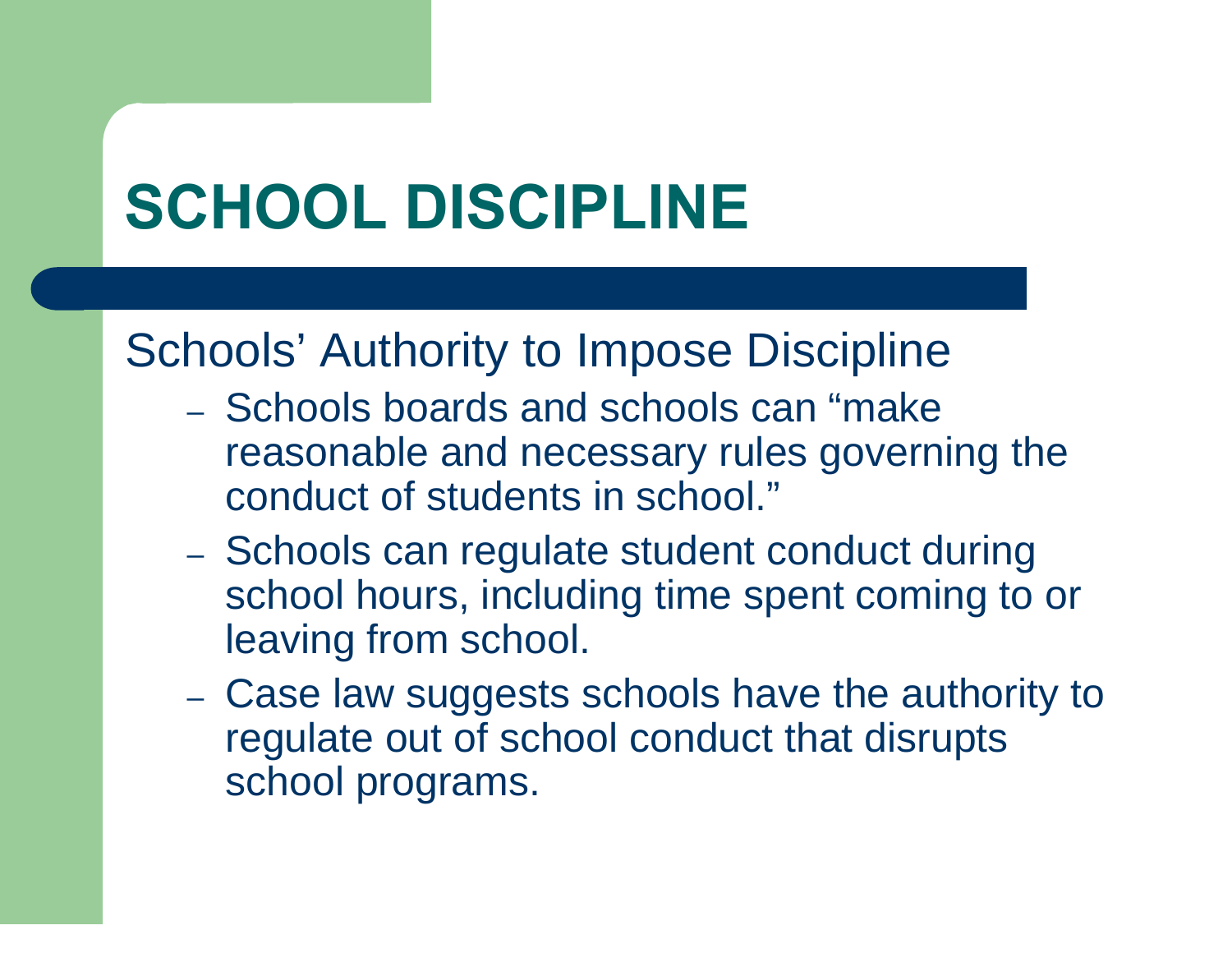# SCHOOL DISCIPLINE

Schools' Authority to Impose Discipline

- Schools boards and schools can "make reasonable and necessary rules governing the conduct of students in school."
- Schools can regulate student conduct during school hours, including time spent coming to or leaving from school.
- Case law suggests schools have the authority to regulate out of school conduct that disrupts school programs.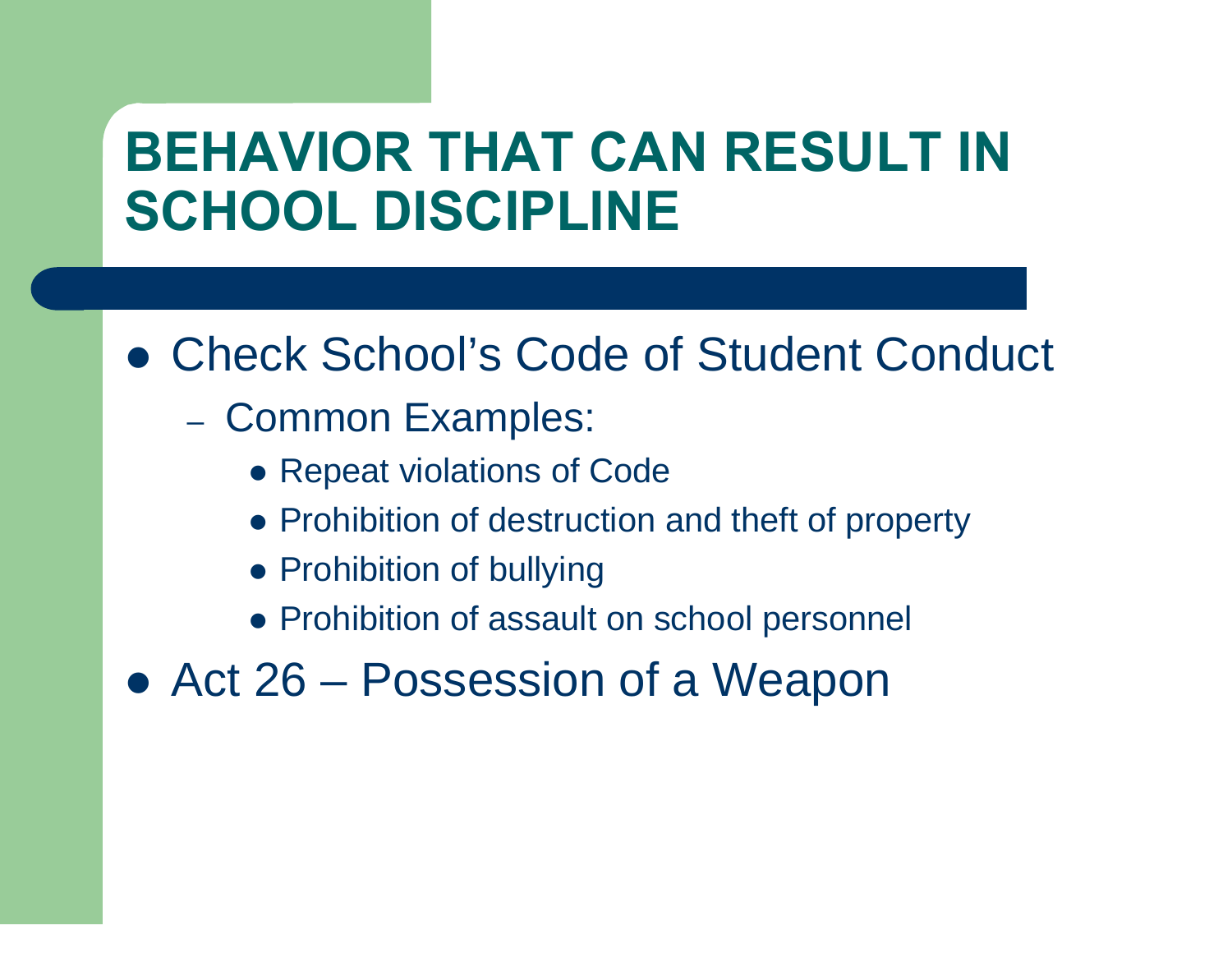# BEHAVIOR THAT CAN RESULT IN SCHOOL DISCIPLINE

- Check School's Code of Student Conduct
  - Common Examples:
    - Repeat violations of Code
    - Prohibition of destruction and theft of property
    - Prohibition of bullying
    - Prohibition of assault on school personnel
- Act 26 – Possession of a Weapon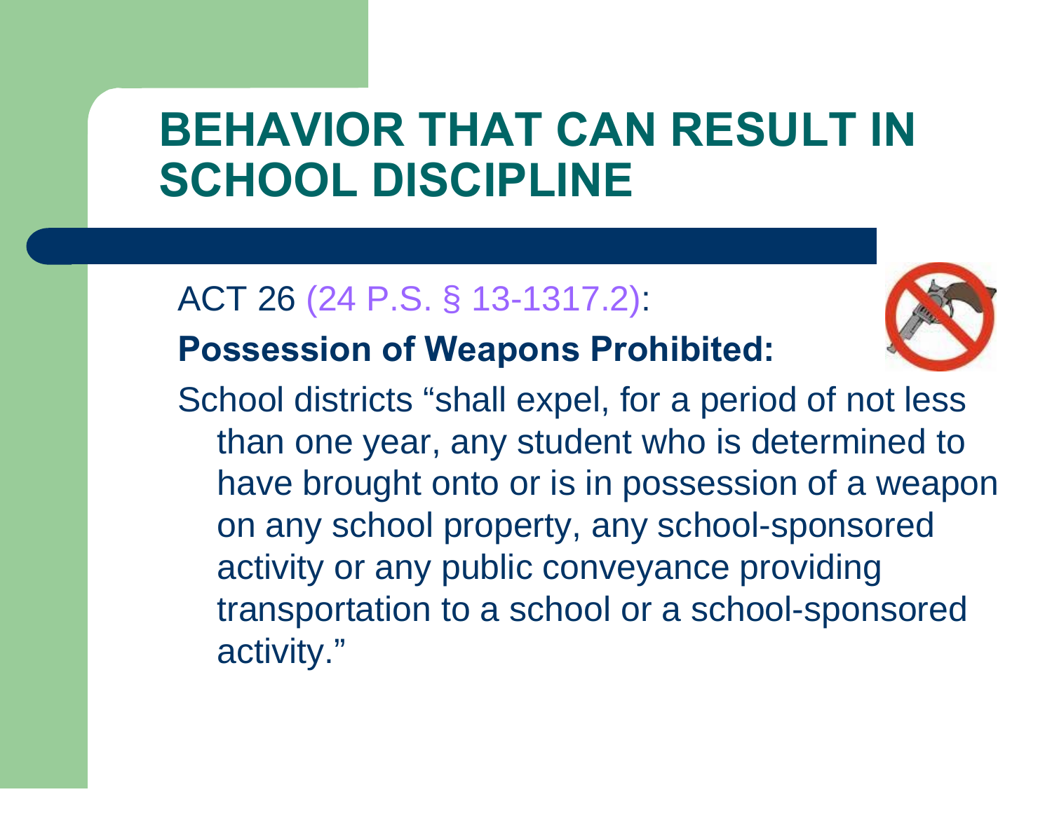# BEHAVIOR THAT CAN RESULT IN SCHOOL DISCIPLINE

ACT 26 (24 P.S. § 13-1317.2):

**Possession of Weapons Prohibited:**

School districts "shall expel, for a period of not less than one year, any student who is determined to have brought onto or is in possession of a weapon on any school property, any school-sponsored activity or any public conveyance providing transportation to a school or a school-sponsored activity."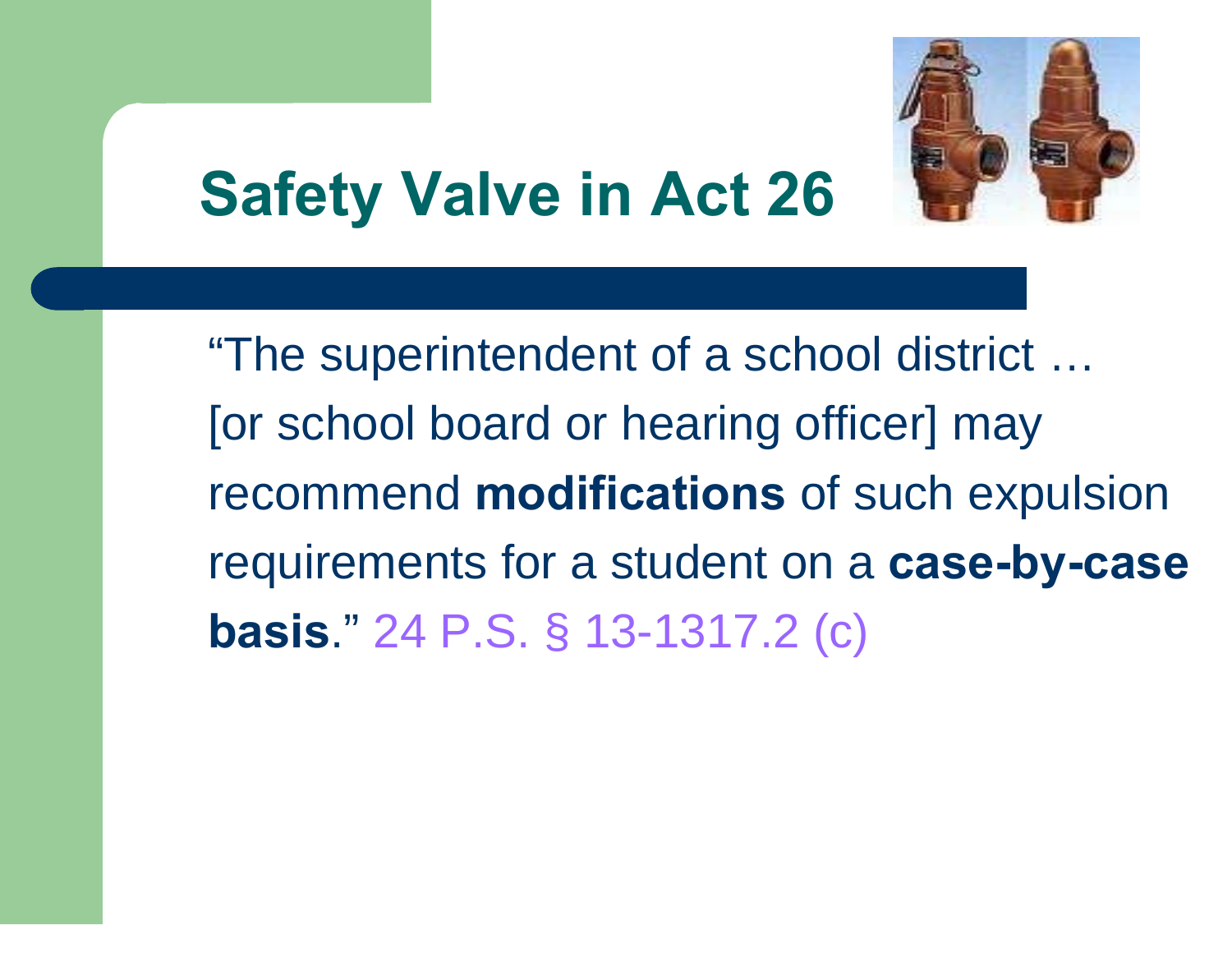# Safety Valve in Act 26

"The superintendent of a school district … [or school board or hearing officer] may recommend **modifications** of such expulsion requirements for a student on a **case-by-case basis**." 24 P.S. § 13-1317.2 (c)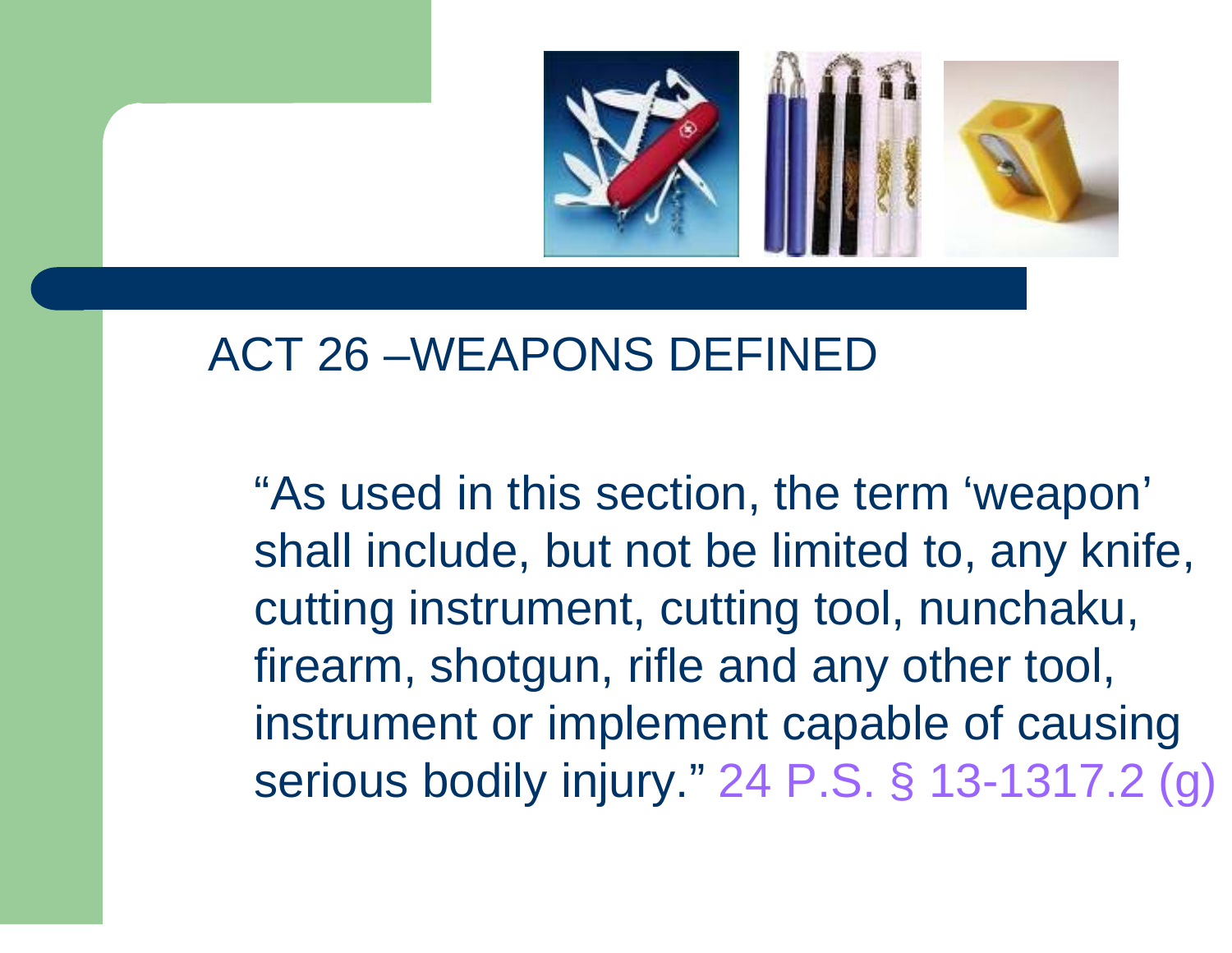## ACT 26 –WEAPONS DEFINED

"As used in this section, the term 'weapon' shall include, but not be limited to, any knife, cutting instrument, cutting tool, nunchaku, firearm, shotgun, rifle and any other tool, instrument or implement capable of causing serious bodily injury." 24 P.S. § 13-1317.2 (g)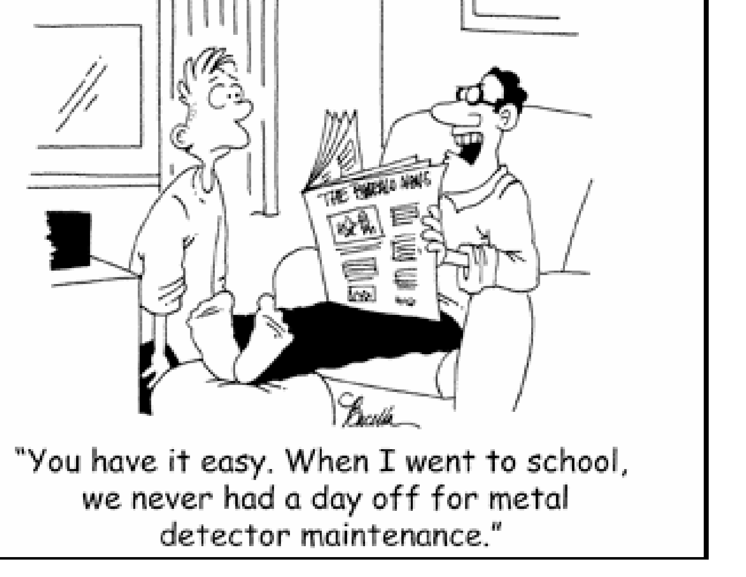"You have it easy. When I went to school, we never had a day off for metal detector maintenance."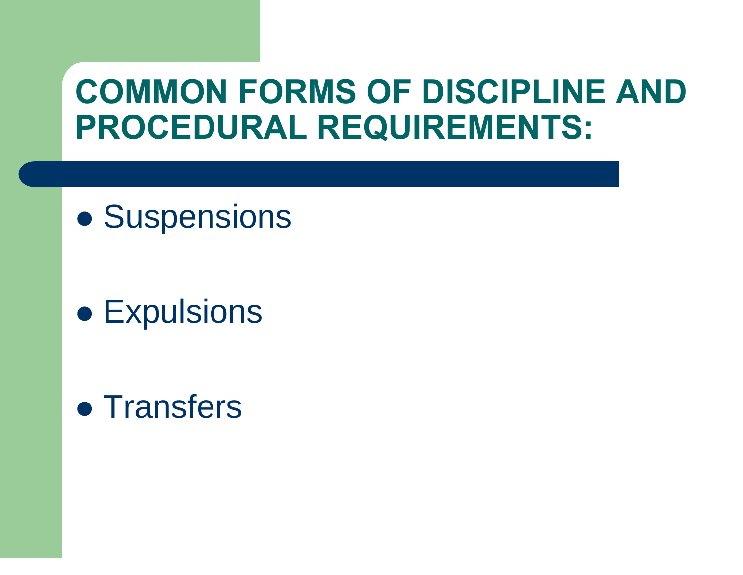# COMMON FORMS OF DISCIPLINE AND PROCEDURAL REQUIREMENTS:

- Suspensions
- Expulsions
- Transfers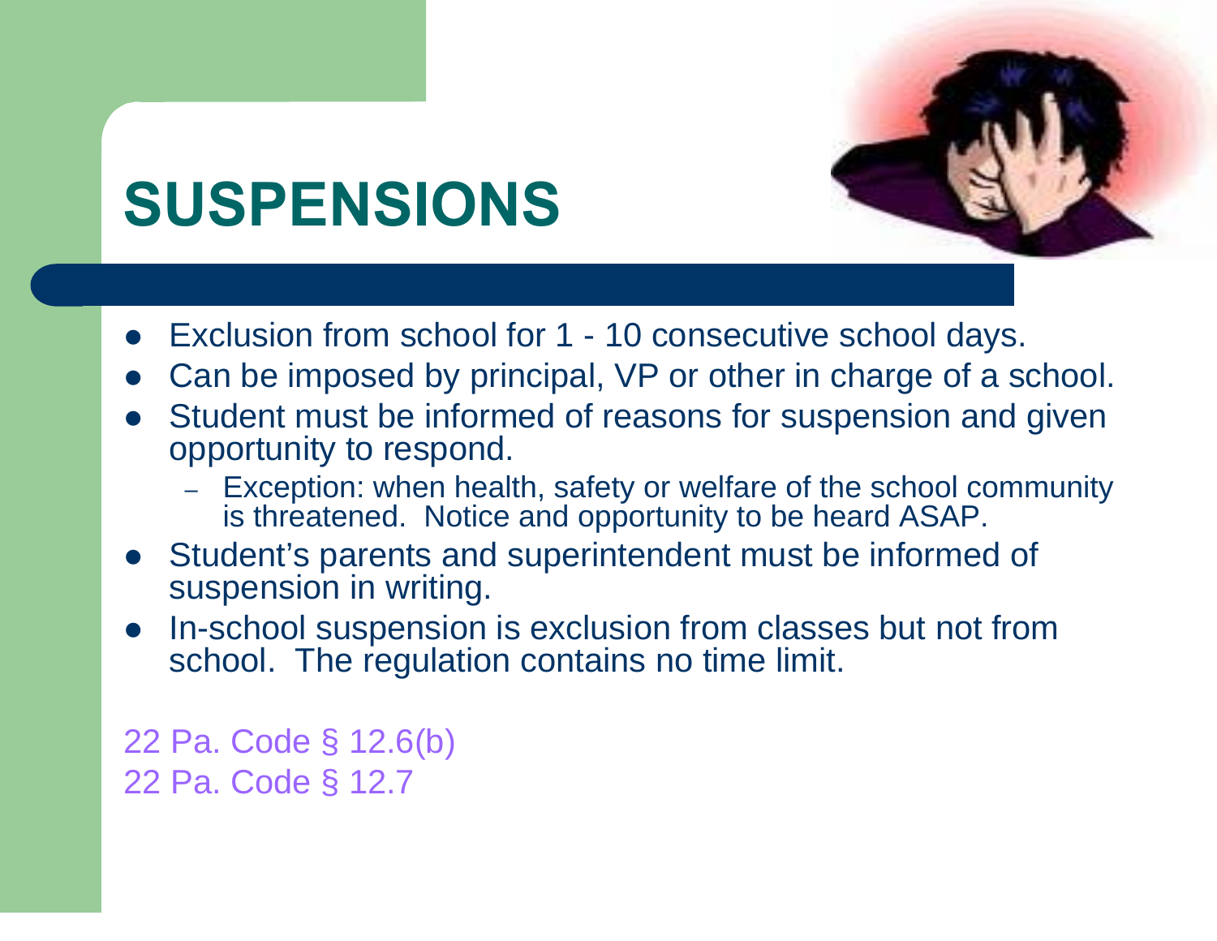# SUSPENSIONS

- Exclusion from school for 1 - 10 consecutive school days.
- Can be imposed by principal, VP or other in charge of a school.
- Student must be informed of reasons for suspension and given opportunity to respond.
  - Exception: when health, safety or welfare of the school community is threatened. Notice and opportunity to be heard ASAP.
- Student's parents and superintendent must be informed of suspension in writing.
- In-school suspension is exclusion from classes but not from school. The regulation contains no time limit.

22 Pa. Code § 12.6(b)
22 Pa. Code § 12.7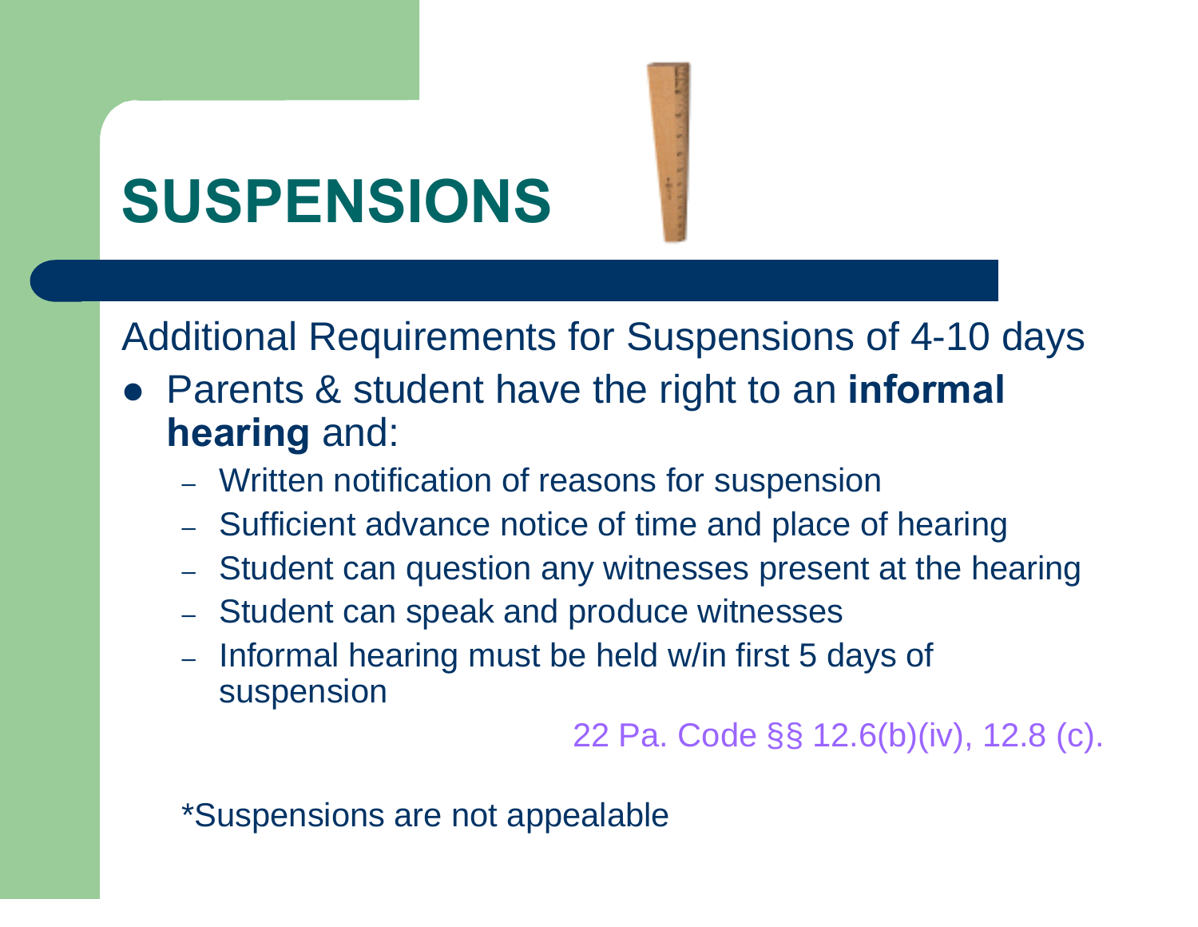# SUSPENSIONS

Additional Requirements for Suspensions of 4-10 days

- Parents & student have the right to an **informal hearing** and:
  - Written notification of reasons for suspension
  - Sufficient advance notice of time and place of hearing
  - Student can question any witnesses present at the hearing
  - Student can speak and produce witnesses
  - Informal hearing must be held w/in first 5 days of suspension

22 Pa. Code §§ 12.6(b)(iv), 12.8 (c).

*Suspensions are not appealable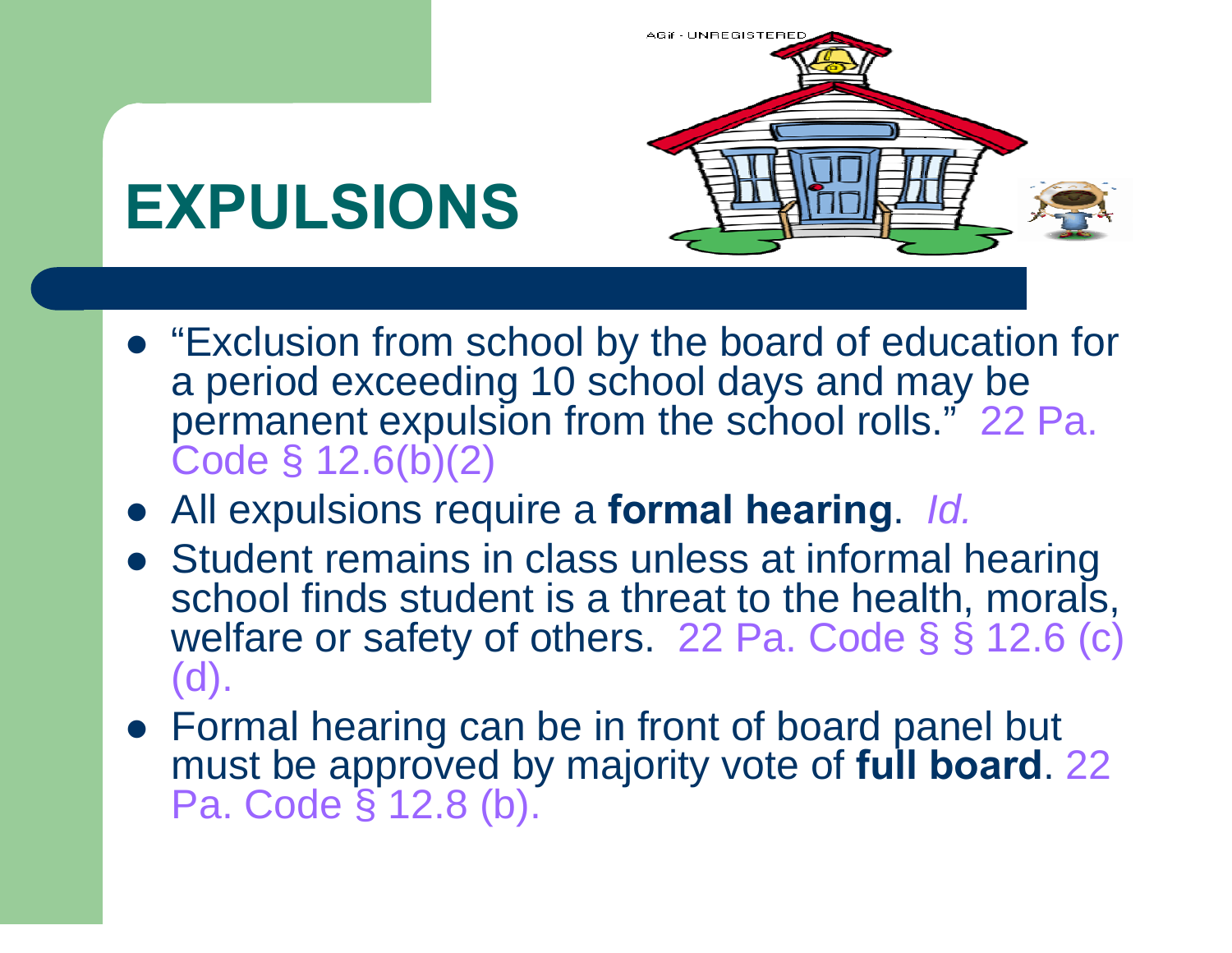# EXPULSIONS

- "Exclusion from school by the board of education for a period exceeding 10 school days and may be permanent expulsion from the school rolls." 22 Pa. Code § 12.6(b)(2)
- All expulsions require a **formal hearing**. *Id.*
- Student remains in class unless at informal hearing school finds student is a threat to the health, morals, welfare or safety of others. 22 Pa. Code § § 12.6 (c) (d).
- Formal hearing can be in front of board panel but must be approved by majority vote of **full board**. 22 Pa. Code § 12.8 (b).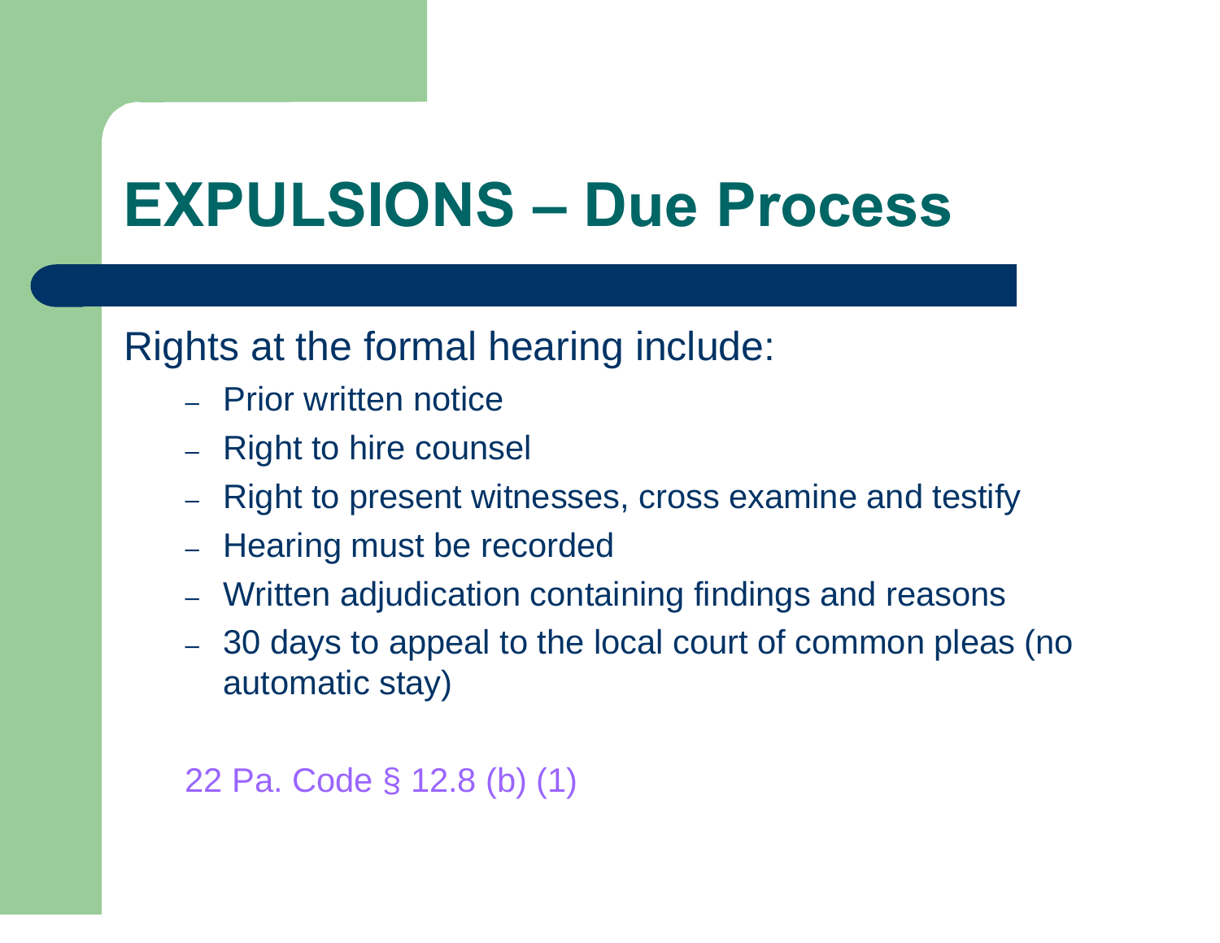# EXPULSIONS – Due Process

Rights at the formal hearing include:

- Prior written notice
- Right to hire counsel
- Right to present witnesses, cross examine and testify
- Hearing must be recorded
- Written adjudication containing findings and reasons
- 30 days to appeal to the local court of common pleas (no automatic stay)

22 Pa. Code § 12.8 (b) (1)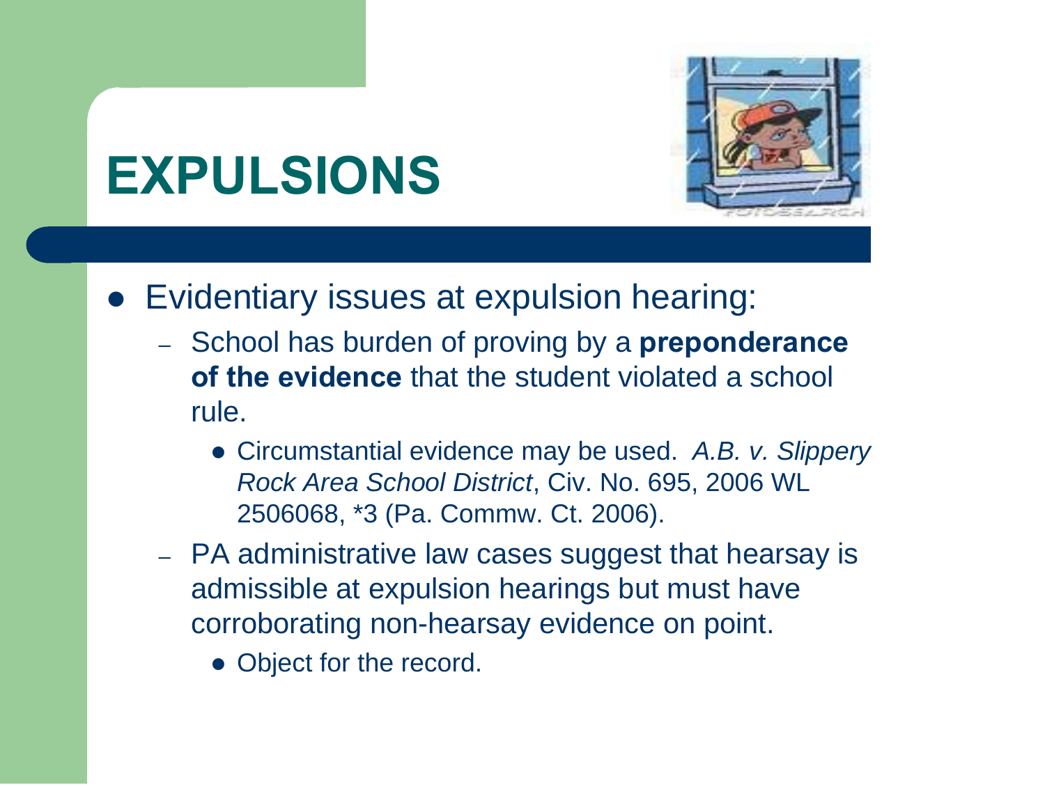# EXPULSIONS

- Evidentiary issues at expulsion hearing:
  - School has burden of proving by a **preponderance of the evidence** that the student violated a school rule.
    - Circumstantial evidence may be used. *A.B. v. Slippery Rock Area School District*, Civ. No. 695, 2006 WL 2506068, *3 (Pa. Commw. Ct. 2006).
  - PA administrative law cases suggest that hearsay is admissible at expulsion hearings but must have corroborating non-hearsay evidence on point.
    - Object for the record.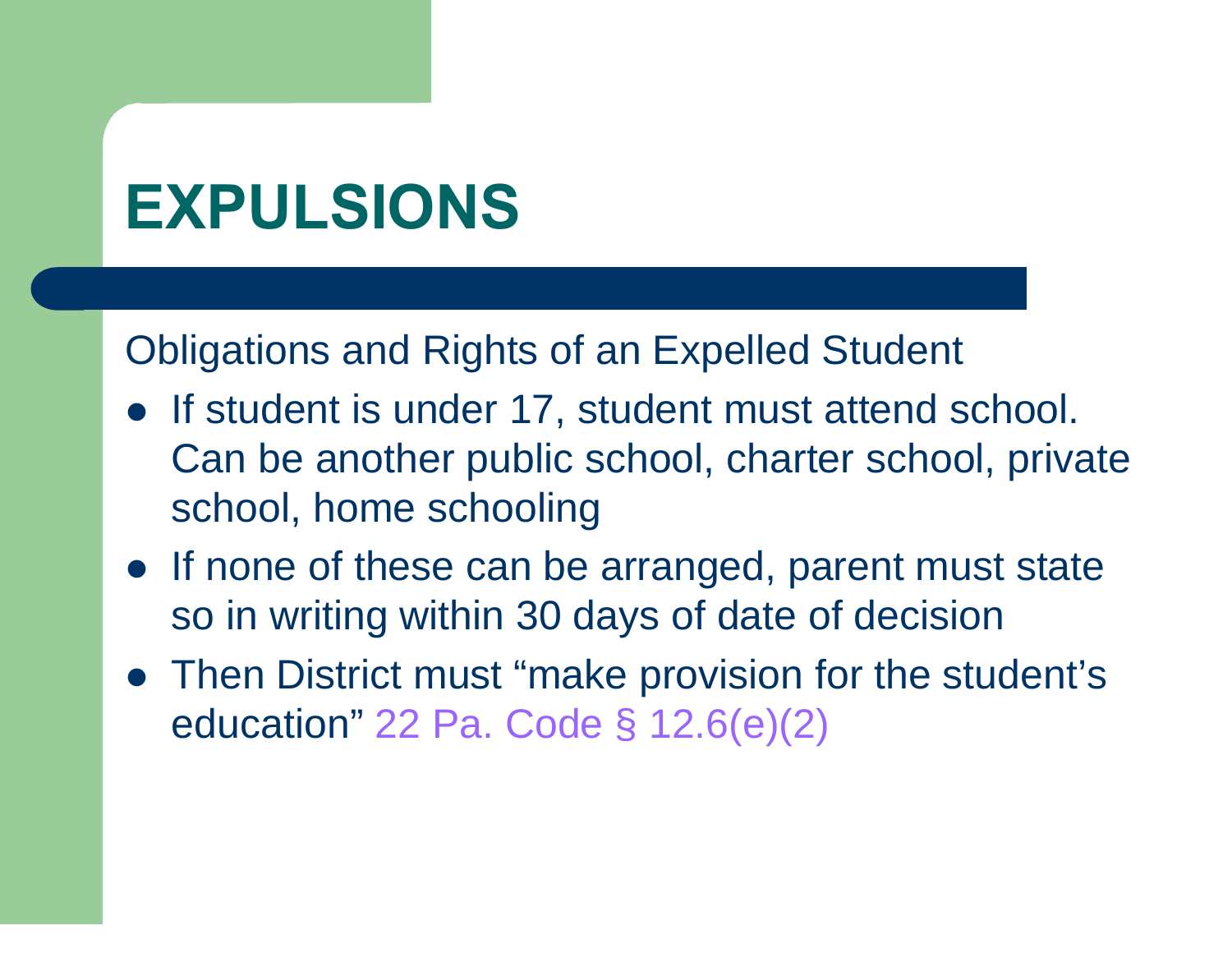# EXPULSIONS

Obligations and Rights of an Expelled Student

- If student is under 17, student must attend school. Can be another public school, charter school, private school, home schooling
- If none of these can be arranged, parent must state so in writing within 30 days of date of decision
- Then District must "make provision for the student's education" 22 Pa. Code § 12.6(e)(2)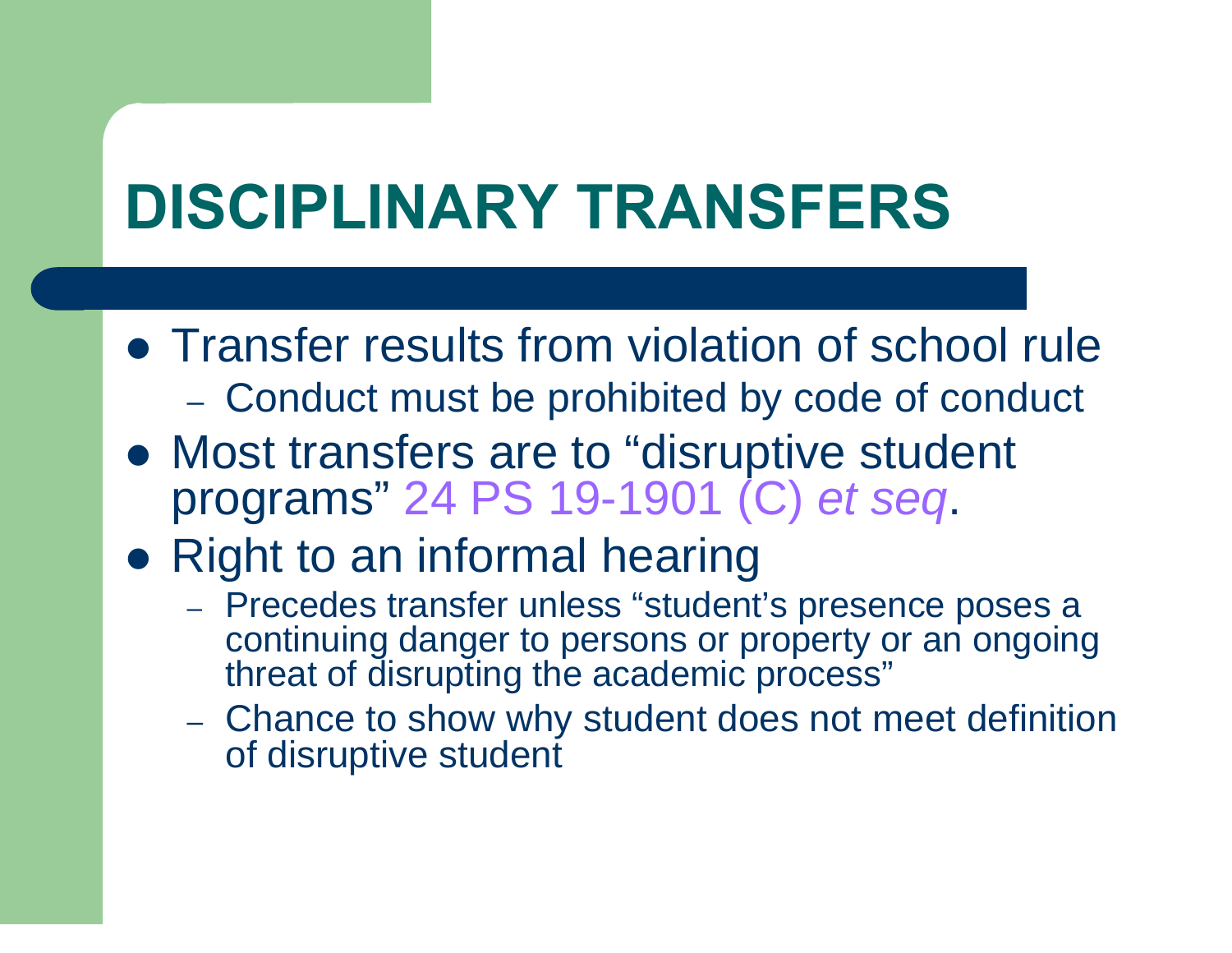# DISCIPLINARY TRANSFERS

- Transfer results from violation of school rule
  - Conduct must be prohibited by code of conduct
- Most transfers are to "disruptive student programs" 24 PS 19-1901 (C) *et seq*.
- Right to an informal hearing
  - Precedes transfer unless "student's presence poses a continuing danger to persons or property or an ongoing threat of disrupting the academic process"
  - Chance to show why student does not meet definition of disruptive student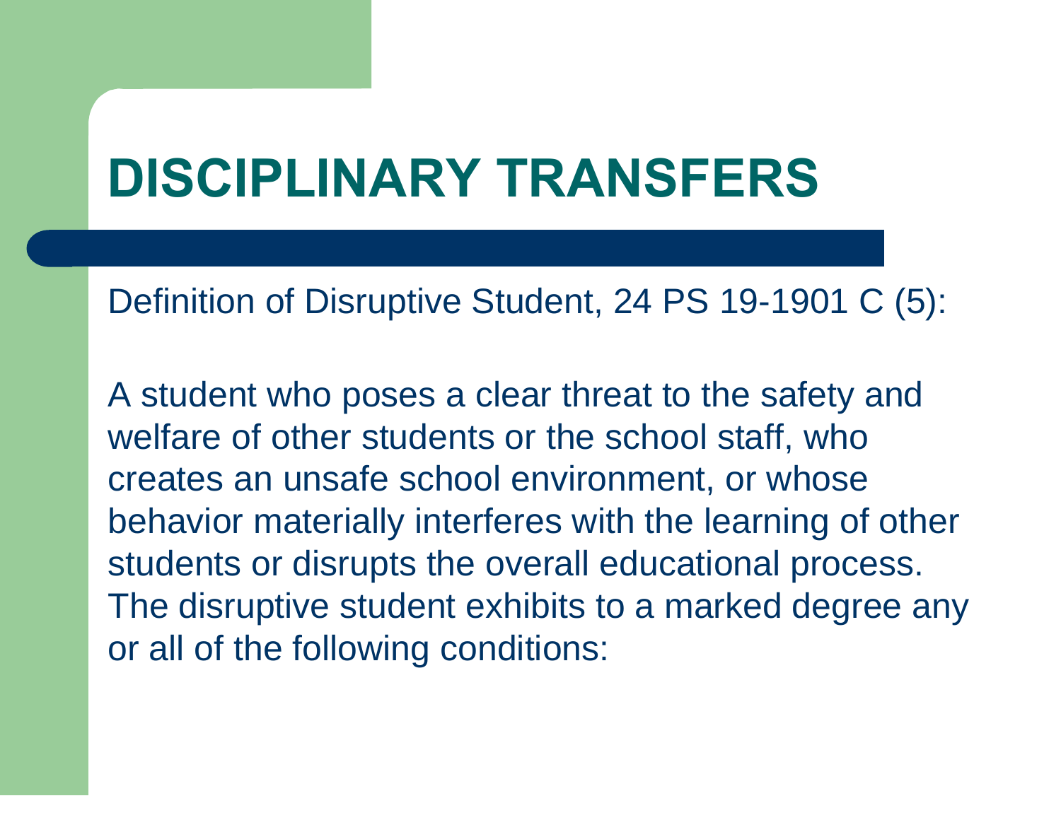# DISCIPLINARY TRANSFERS

Definition of Disruptive Student, 24 PS 19-1901 C (5):

A student who poses a clear threat to the safety and welfare of other students or the school staff, who creates an unsafe school environment, or whose behavior materially interferes with the learning of other students or disrupts the overall educational process. The disruptive student exhibits to a marked degree any or all of the following conditions: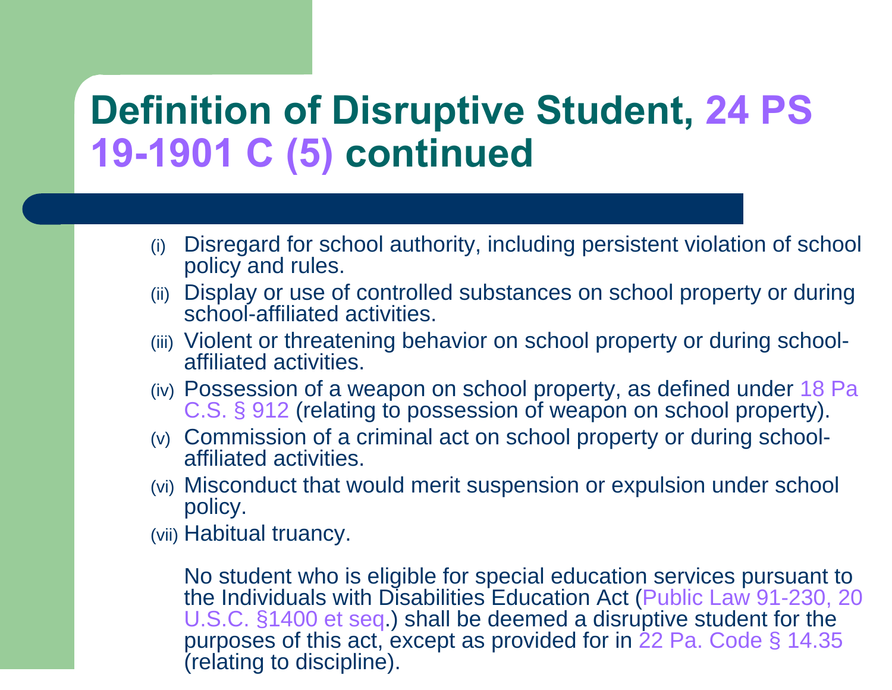# Definition of Disruptive Student, 24 PS 19-1901 C (5) continued

(i) Disregard for school authority, including persistent violation of school policy and rules.

(ii) Display or use of controlled substances on school property or during school-affiliated activities.

(iii) Violent or threatening behavior on school property or during school-affiliated activities.

(iv) Possession of a weapon on school property, as defined under 18 Pa C.S. § 912 (relating to possession of weapon on school property).

(v) Commission of a criminal act on school property or during school-affiliated activities.

(vi) Misconduct that would merit suspension or expulsion under school policy.

(vii) Habitual truancy.

No student who is eligible for special education services pursuant to the Individuals with Disabilities Education Act (Public Law 91-230, 20 U.S.C. §1400 et seq.) shall be deemed a disruptive student for the purposes of this act, except as provided for in 22 Pa. Code § 14.35 (relating to discipline).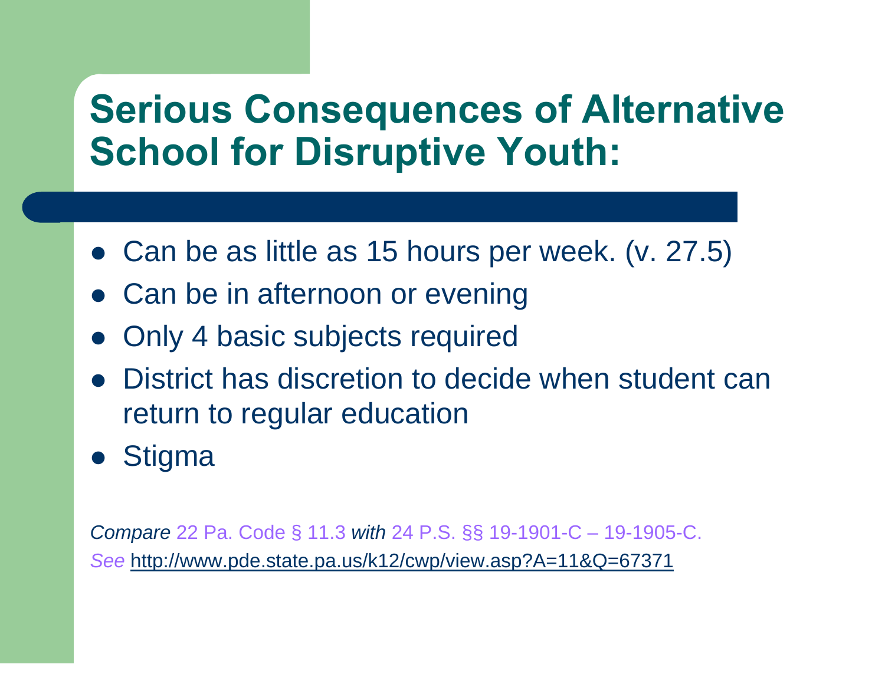# Serious Consequences of Alternative School for Disruptive Youth:

- Can be as little as 15 hours per week. (v. 27.5)
- Can be in afternoon or evening
- Only 4 basic subjects required
- District has discretion to decide when student can return to regular education
- Stigma

*Compare* 22 Pa. Code § 11.3 *with* 24 P.S. §§ 19-1901-C – 19-1905-C.
*See* http://www.pde.state.pa.us/k12/cwp/view.asp?A=11&Q=67371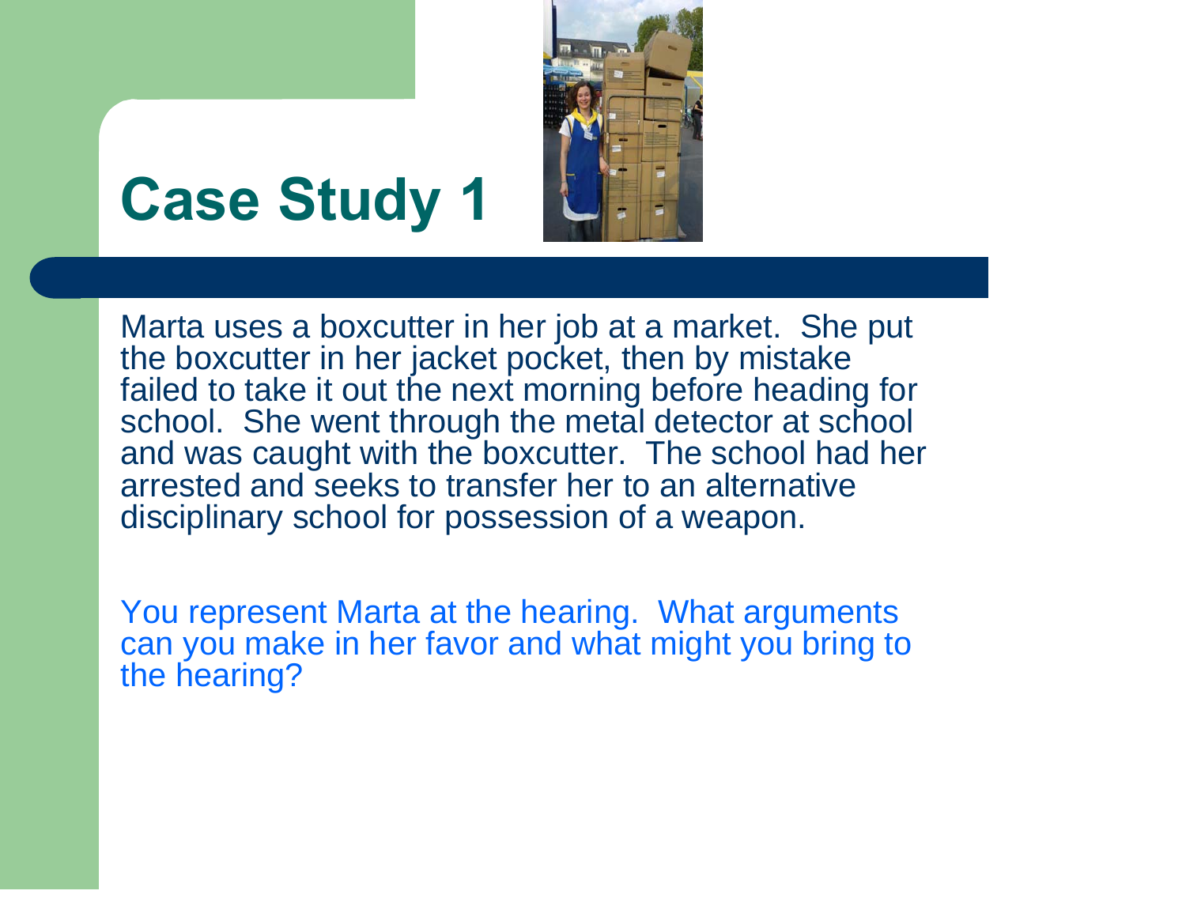# Case Study 1

Marta uses a boxcutter in her job at a market. She put the boxcutter in her jacket pocket, then by mistake failed to take it out the next morning before heading for school. She went through the metal detector at school and was caught with the boxcutter. The school had her arrested and seeks to transfer her to an alternative disciplinary school for possession of a weapon.

You represent Marta at the hearing. What arguments can you make in her favor and what might you bring to the hearing?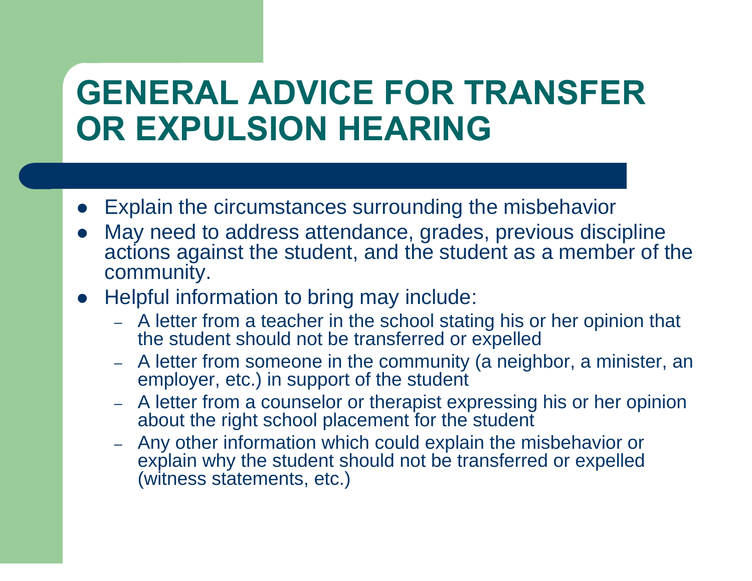# GENERAL ADVICE FOR TRANSFER OR EXPULSION HEARING

- Explain the circumstances surrounding the misbehavior
- May need to address attendance, grades, previous discipline actions against the student, and the student as a member of the community.
- Helpful information to bring may include:
  - A letter from a teacher in the school stating his or her opinion that the student should not be transferred or expelled
  - A letter from someone in the community (a neighbor, a minister, an employer, etc.) in support of the student
  - A letter from a counselor or therapist expressing his or her opinion about the right school placement for the student
  - Any other information which could explain the misbehavior or explain why the student should not be transferred or expelled (witness statements, etc.)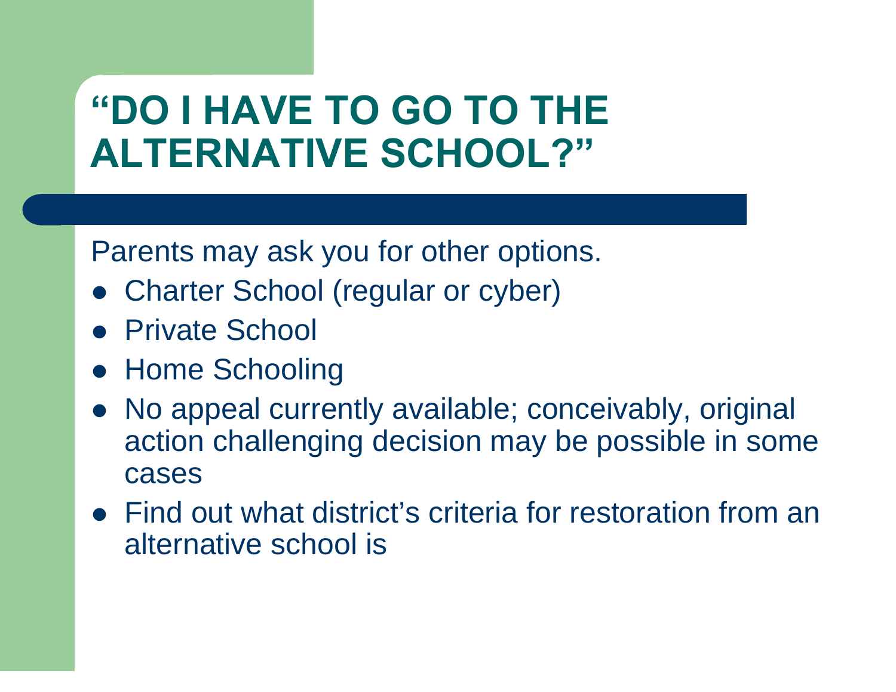# "DO I HAVE TO GO TO THE ALTERNATIVE SCHOOL?"

Parents may ask you for other options.

- Charter School (regular or cyber)
- Private School
- Home Schooling
- No appeal currently available; conceivably, original action challenging decision may be possible in some cases
- Find out what district's criteria for restoration from an alternative school is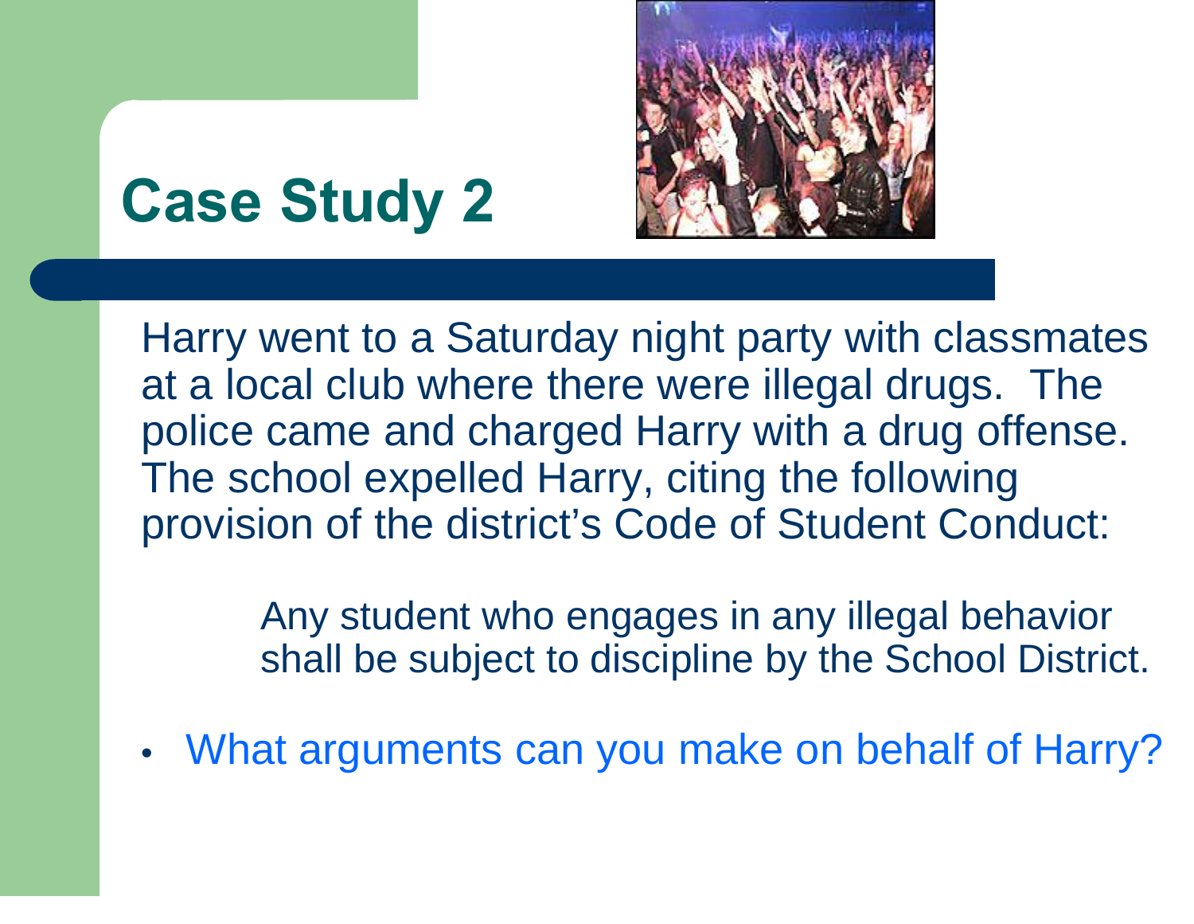# Case Study 2

Harry went to a Saturday night party with classmates at a local club where there were illegal drugs. The police came and charged Harry with a drug offense. The school expelled Harry, citing the following provision of the district's Code of Student Conduct:

> Any student who engages in any illegal behavior shall be subject to discipline by the School District.

- What arguments can you make on behalf of Harry?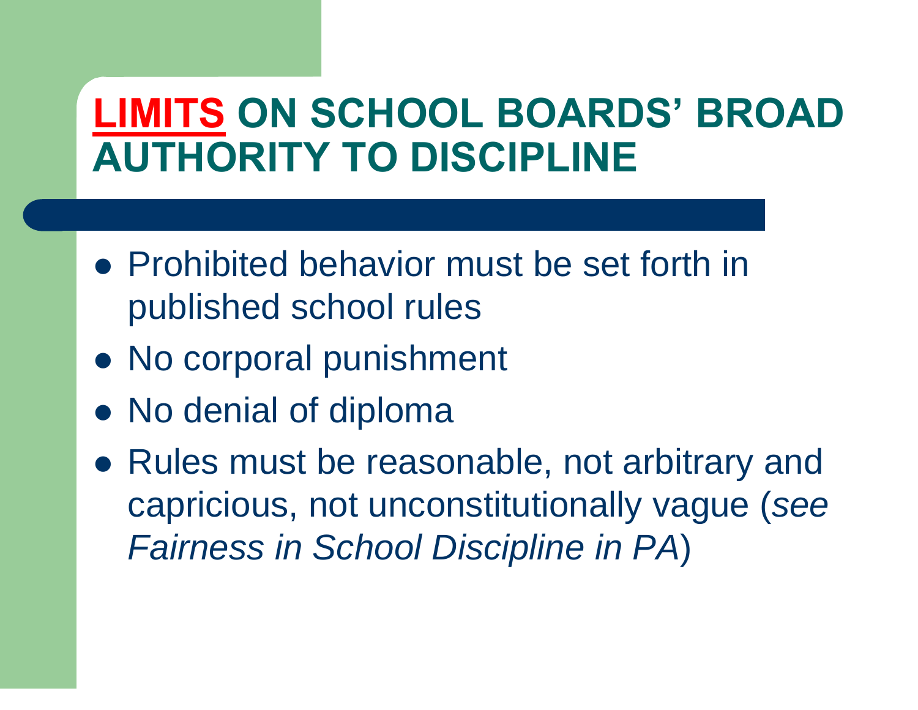# **LIMITS** ON SCHOOL BOARDS' BROAD AUTHORITY TO DISCIPLINE

- Prohibited behavior must be set forth in published school rules
- No corporal punishment
- No denial of diploma
- Rules must be reasonable, not arbitrary and capricious, not unconstitutionally vague (*see Fairness in School Discipline in PA*)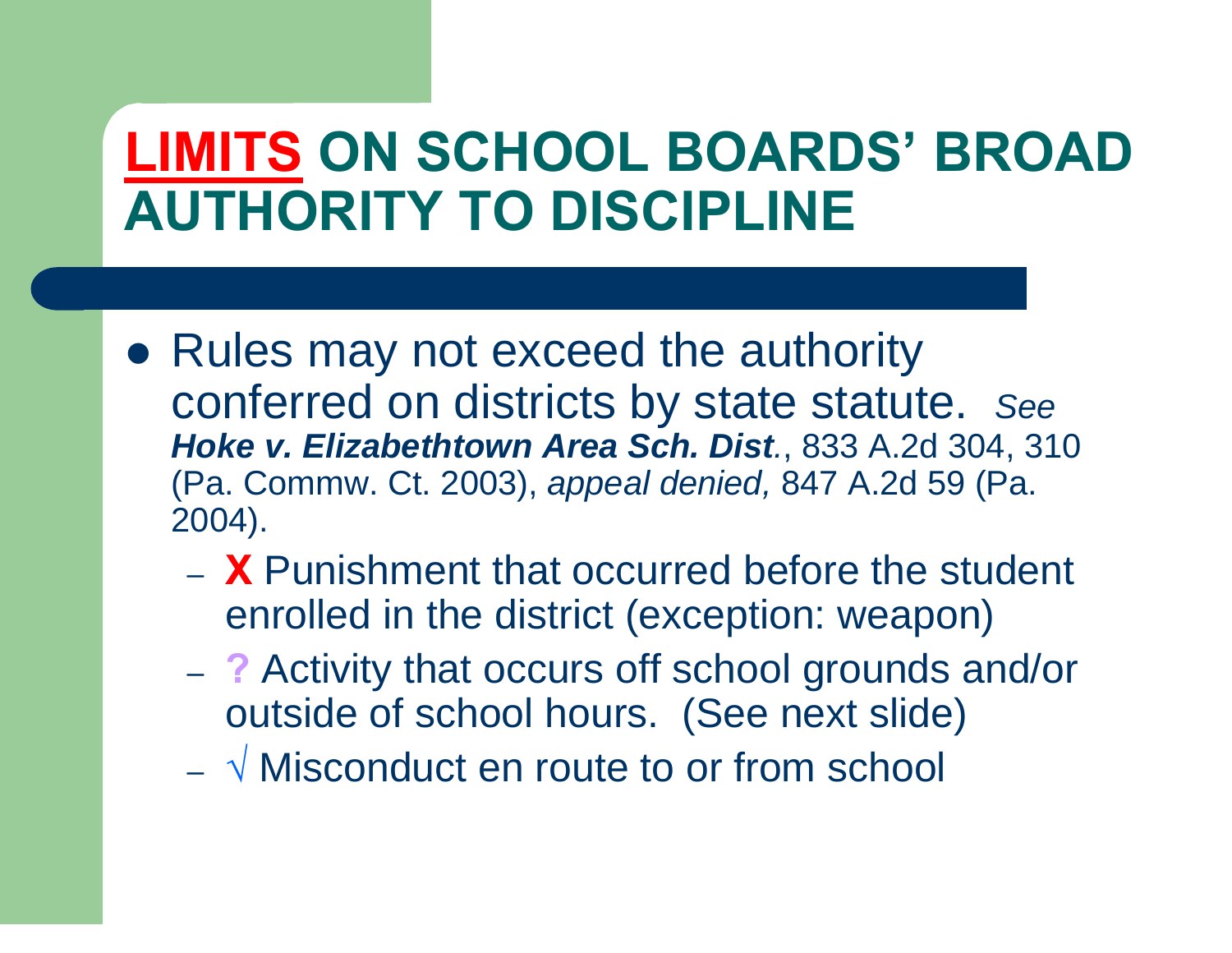# **LIMITS** ON SCHOOL BOARDS' BROAD AUTHORITY TO DISCIPLINE

- Rules may not exceed the authority conferred on districts by state statute. *See* ***Hoke v. Elizabethtown Area Sch. Dist***., 833 A.2d 304, 310 (Pa. Commw. Ct. 2003), *appeal denied,* 847 A.2d 59 (Pa. 2004).
  - **X** Punishment that occurred before the student enrolled in the district (exception: weapon)
  - **?** Activity that occurs off school grounds and/or outside of school hours. (See next slide)
  - √ Misconduct en route to or from school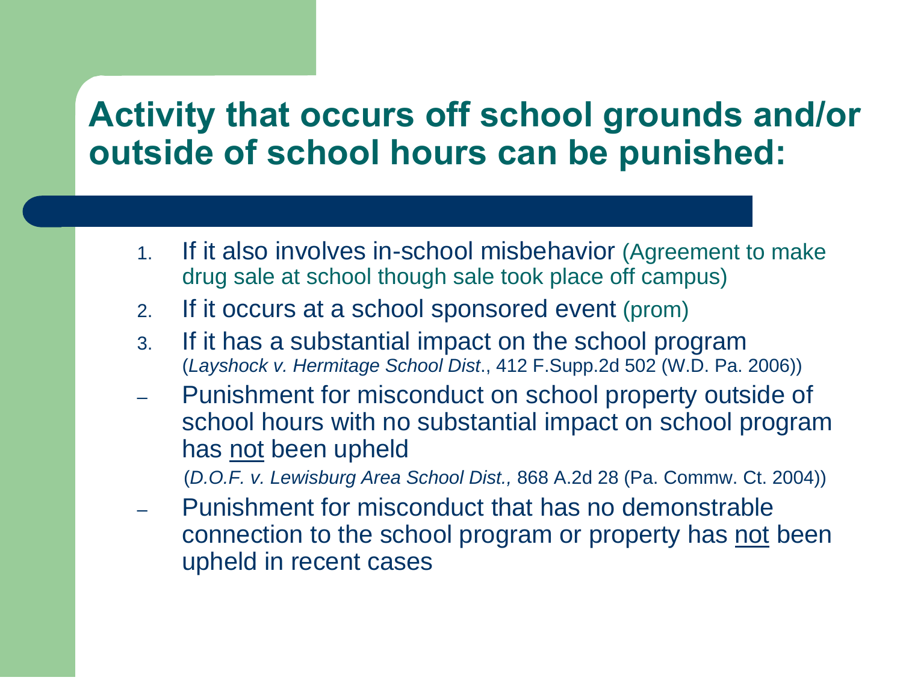# Activity that occurs off school grounds and/or outside of school hours can be punished:

1. If it also involves in-school misbehavior (Agreement to make drug sale at school though sale took place off campus)
2. If it occurs at a school sponsored event (prom)
3. If it has a substantial impact on the school program (*Layshock v. Hermitage School Dist*., 412 F.Supp.2d 502 (W.D. Pa. 2006))

- Punishment for misconduct on school property outside of school hours with no substantial impact on school program has <u>not</u> been upheld

  (*D.O.F. v. Lewisburg Area School Dist.,* 868 A.2d 28 (Pa. Commw. Ct. 2004))

- Punishment for misconduct that has no demonstrable connection to the school program or property has <u>not</u> been upheld in recent cases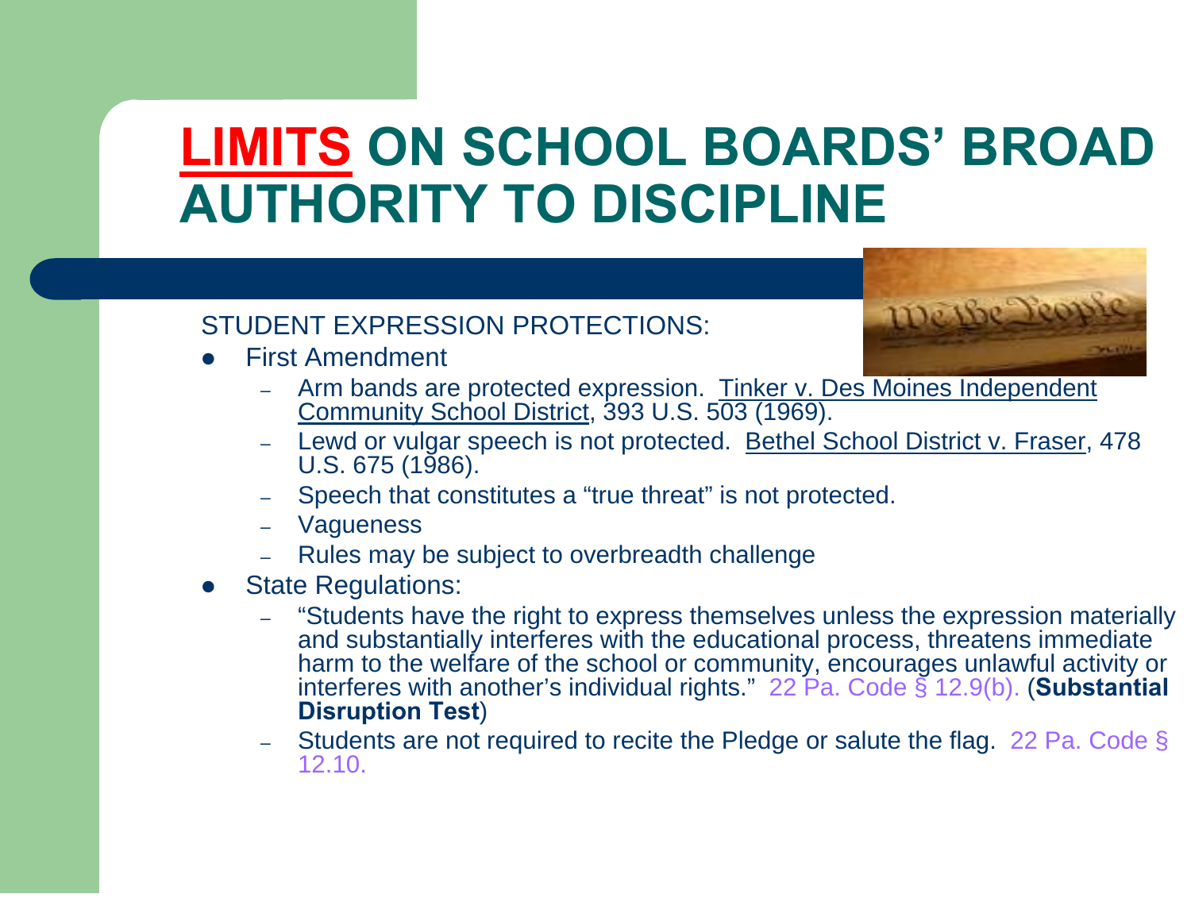# LIMITS ON SCHOOL BOARDS' BROAD AUTHORITY TO DISCIPLINE

STUDENT EXPRESSION PROTECTIONS:

- First Amendment
  - Arm bands are protected expression. Tinker v. Des Moines Independent Community School District, 393 U.S. 503 (1969).
  - Lewd or vulgar speech is not protected. Bethel School District v. Fraser, 478 U.S. 675 (1986).
  - Speech that constitutes a "true threat" is not protected.
  - Vagueness
  - Rules may be subject to overbreadth challenge
- State Regulations:
  - "Students have the right to express themselves unless the expression materially and substantially interferes with the educational process, threatens immediate harm to the welfare of the school or community, encourages unlawful activity or interferes with another's individual rights." 22 Pa. Code § 12.9(b). (**Substantial Disruption Test**)
  - Students are not required to recite the Pledge or salute the flag. 22 Pa. Code § 12.10.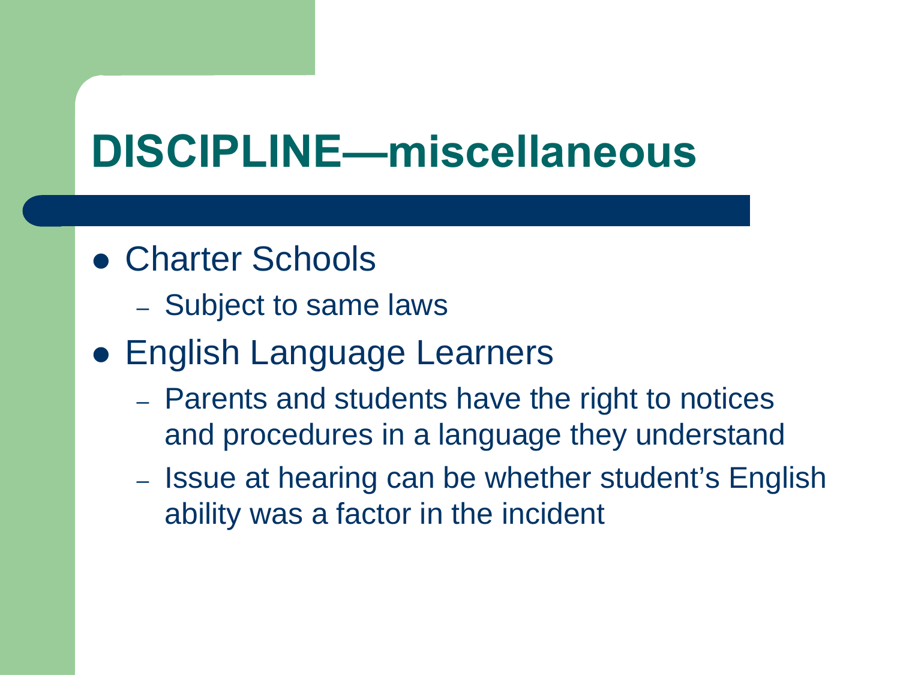# DISCIPLINE—miscellaneous

- Charter Schools
  - Subject to same laws
- English Language Learners
  - Parents and students have the right to notices and procedures in a language they understand
  - Issue at hearing can be whether student's English ability was a factor in the incident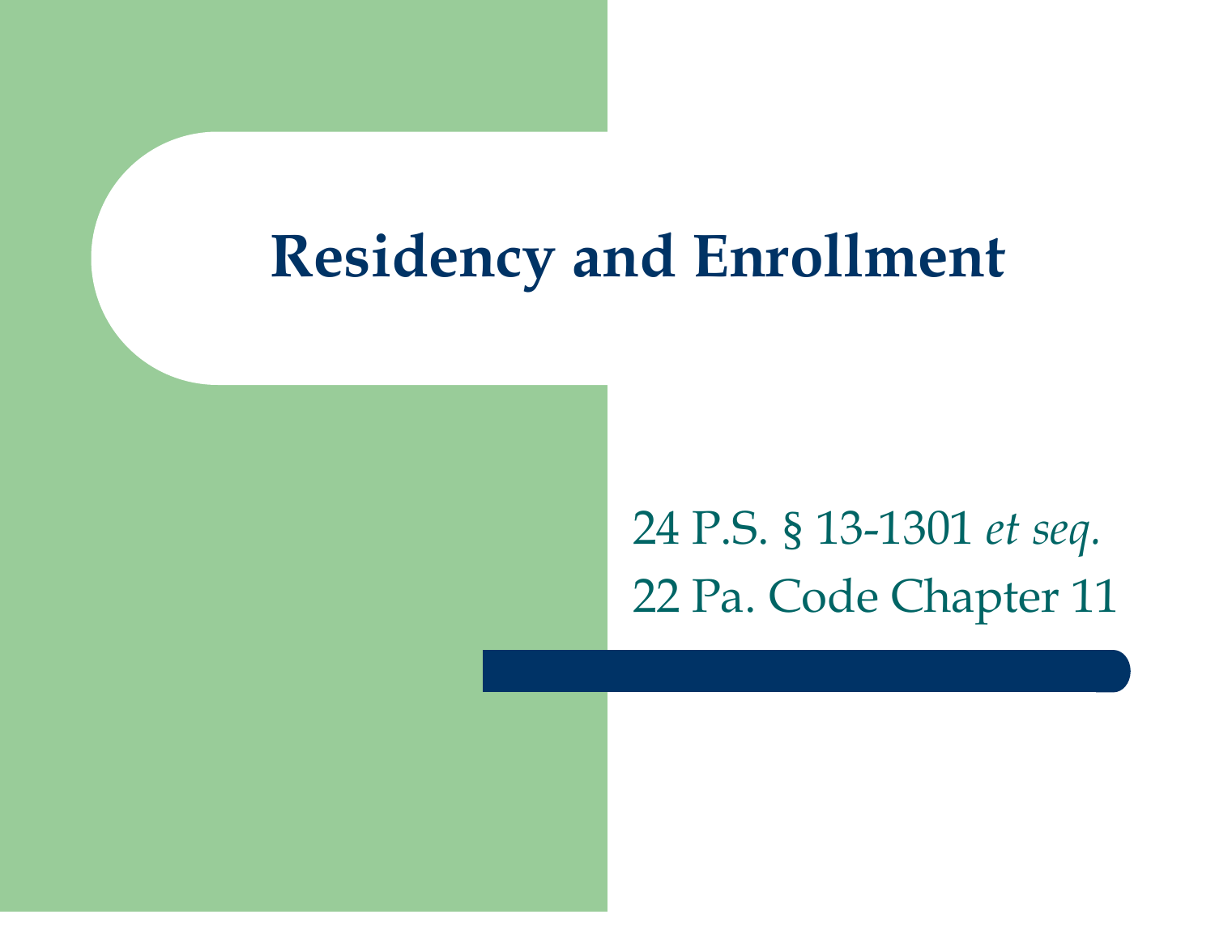# Residency and Enrollment

24 P.S. § 13-1301 *et seq.*

22 Pa. Code Chapter 11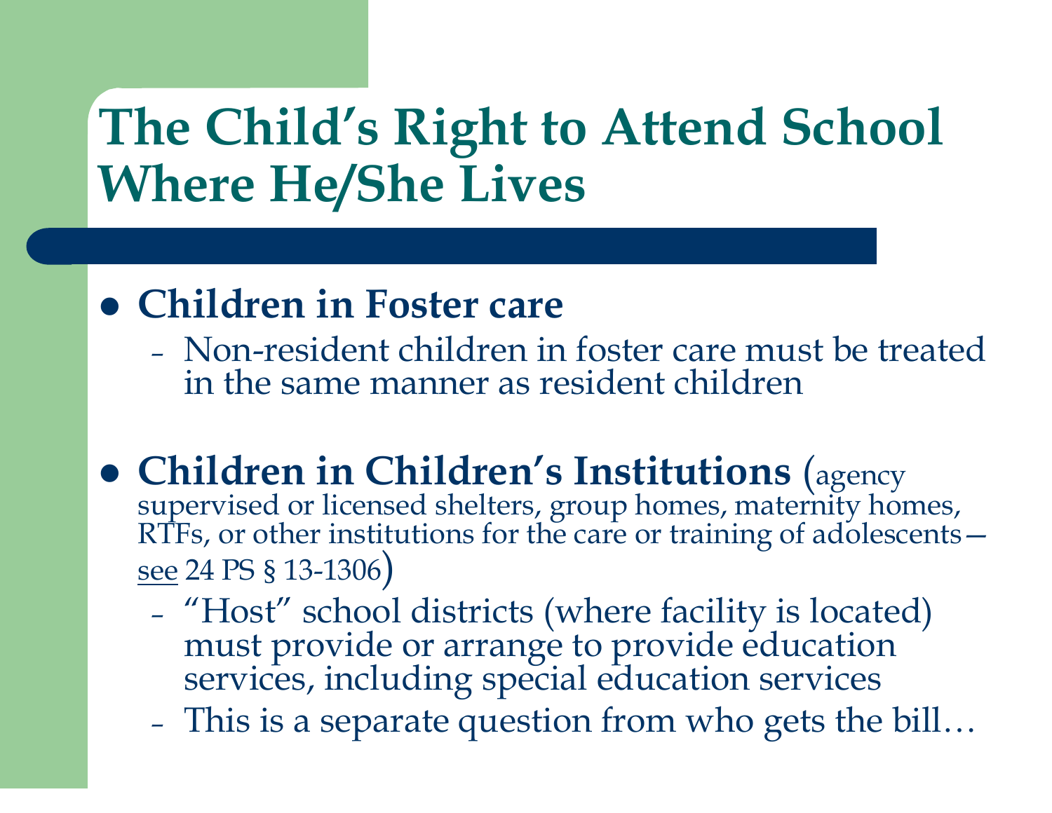# The Child's Right to Attend School Where He/She Lives

- **Children in Foster care**
  - Non-resident children in foster care must be treated in the same manner as resident children

- **Children in Children's Institutions** (agency supervised or licensed shelters, group homes, maternity homes, RTFs, or other institutions for the care or training of adolescents—see 24 PS § 13-1306)
  - "Host" school districts (where facility is located) must provide or arrange to provide education services, including special education services
  - This is a separate question from who gets the bill…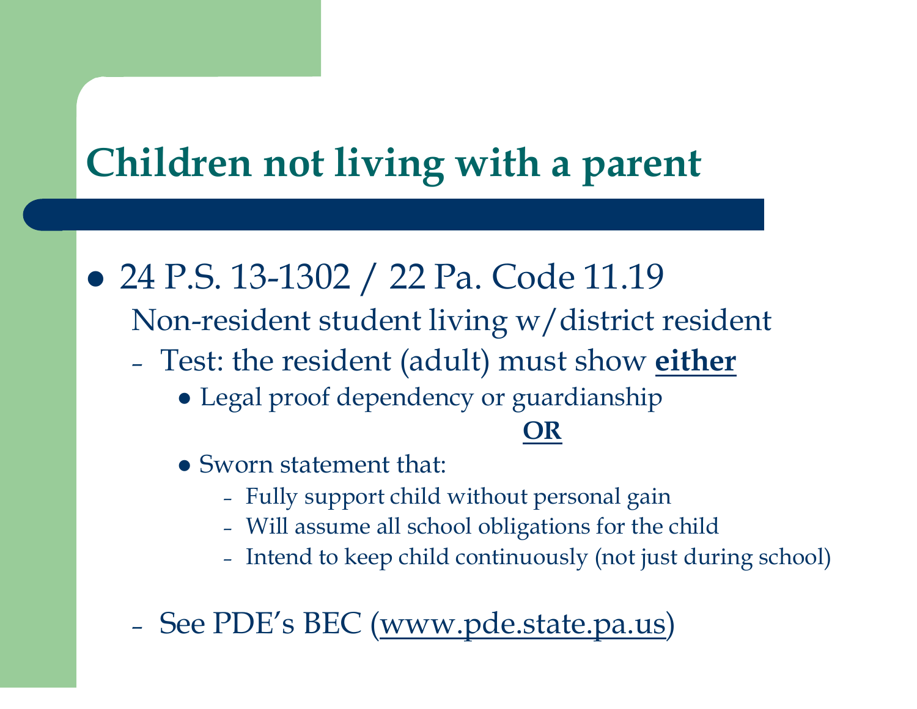# Children not living with a parent

- 24 P.S. 13-1302 / 22 Pa. Code 11.19

  Non-resident student living w/district resident

  - Test: the resident (adult) must show **either**
    - Legal proof dependency or guardianship

      **OR**

    - Sworn statement that:
      - Fully support child without personal gain
      - Will assume all school obligations for the child
      - Intend to keep child continuously (not just during school)
  - See PDE's BEC (www.pde.state.pa.us)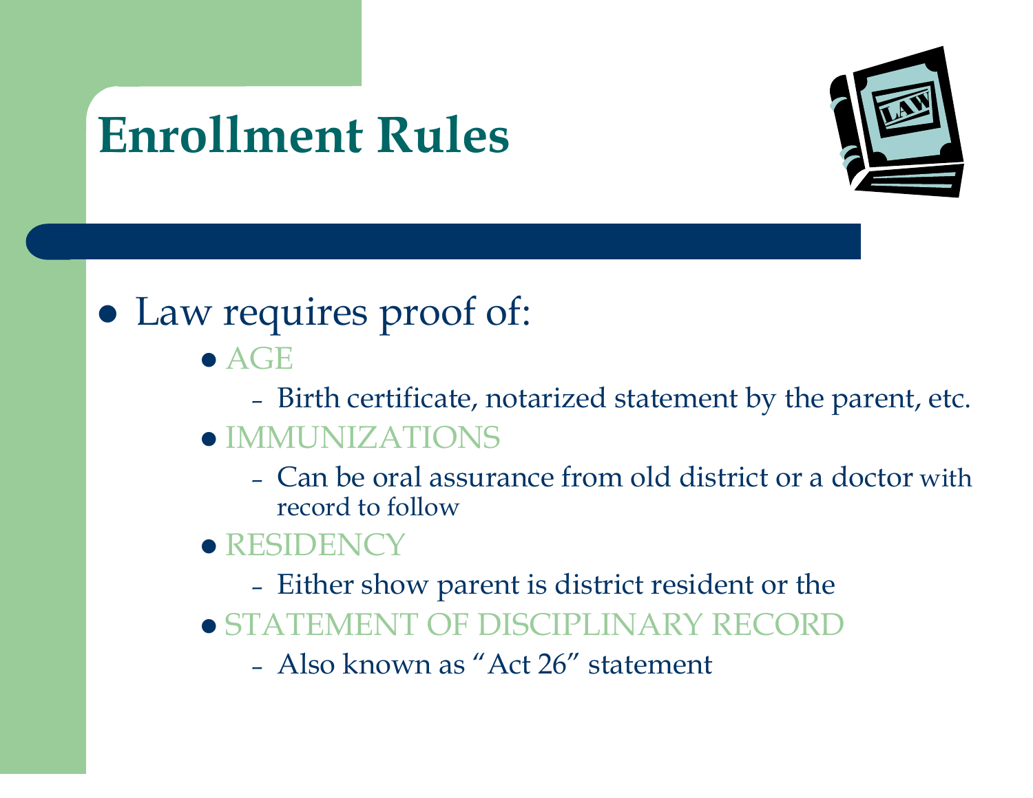# Enrollment Rules

- Law requires proof of:
  - AGE
    - Birth certificate, notarized statement by the parent, etc.
  - IMMUNIZATIONS
    - Can be oral assurance from old district or a doctor with record to follow
  - RESIDENCY
    - Either show parent is district resident or the
  - STATEMENT OF DISCIPLINARY RECORD
    - Also known as "Act 26" statement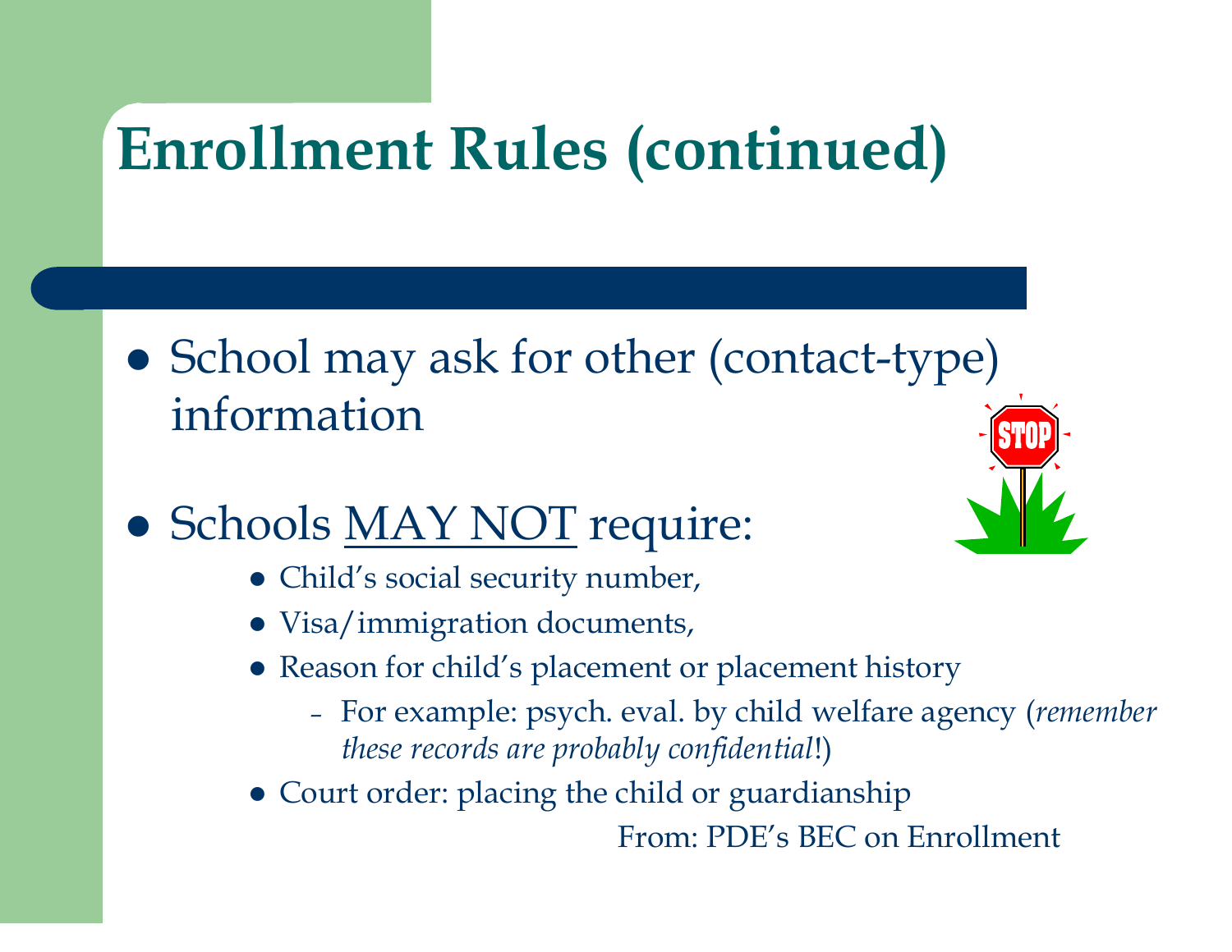# Enrollment Rules (continued)

- School may ask for other (contact-type) information
- Schools <u>MAY NOT</u> require:
  - Child's social security number,
  - Visa/immigration documents,
  - Reason for child's placement or placement history
    - For example: psych. eval. by child welfare agency (*remember these records are probably confidential*!)
  - Court order: placing the child or guardianship

From: PDE's BEC on Enrollment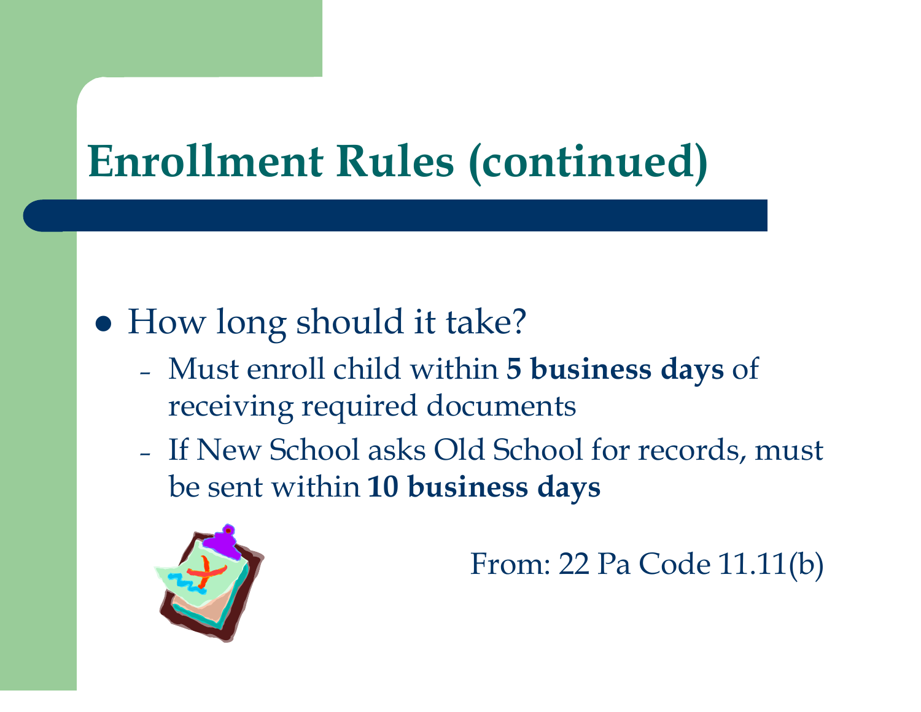# Enrollment Rules (continued)

- How long should it take?
  - Must enroll child within **5 business days** of receiving required documents
  - If New School asks Old School for records, must be sent within **10 business days**

From: 22 Pa Code 11.11(b)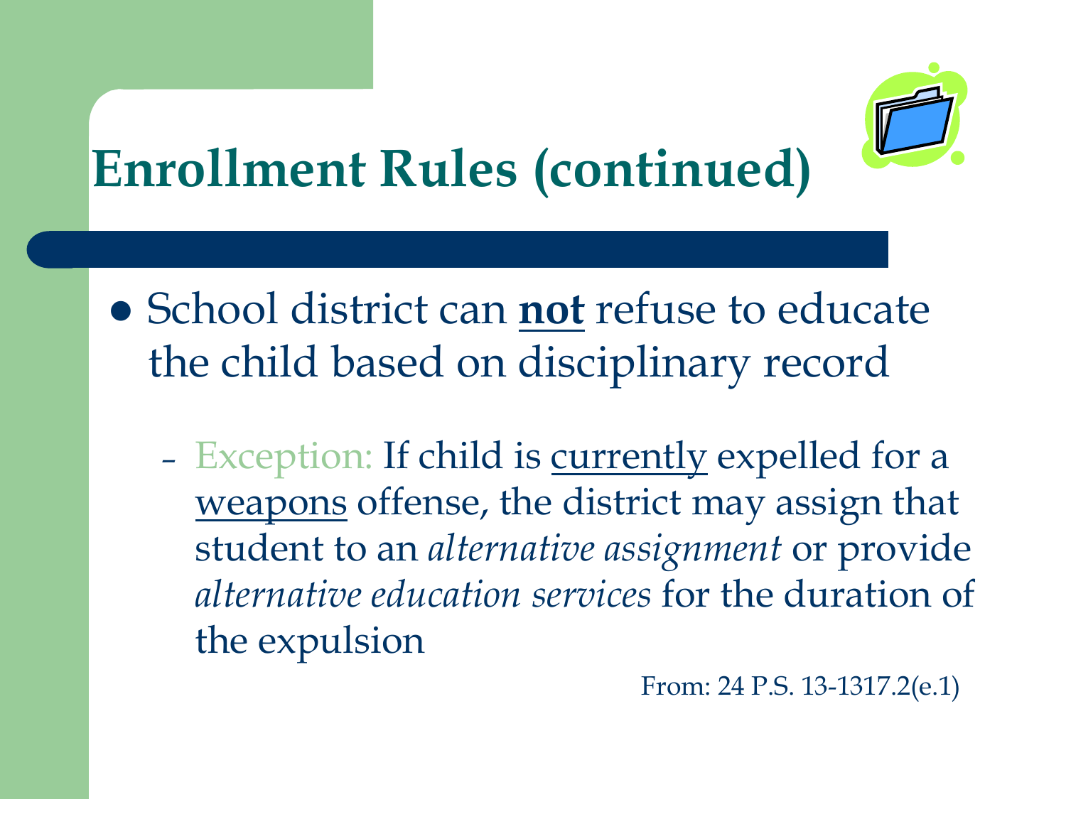# Enrollment Rules (continued)

- School district can **not** refuse to educate the child based on disciplinary record
  - Exception: If child is currently expelled for a weapons offense, the district may assign that student to an *alternative assignment* or provide *alternative education services* for the duration of the expulsion

From: 24 P.S. 13-1317.2(e.1)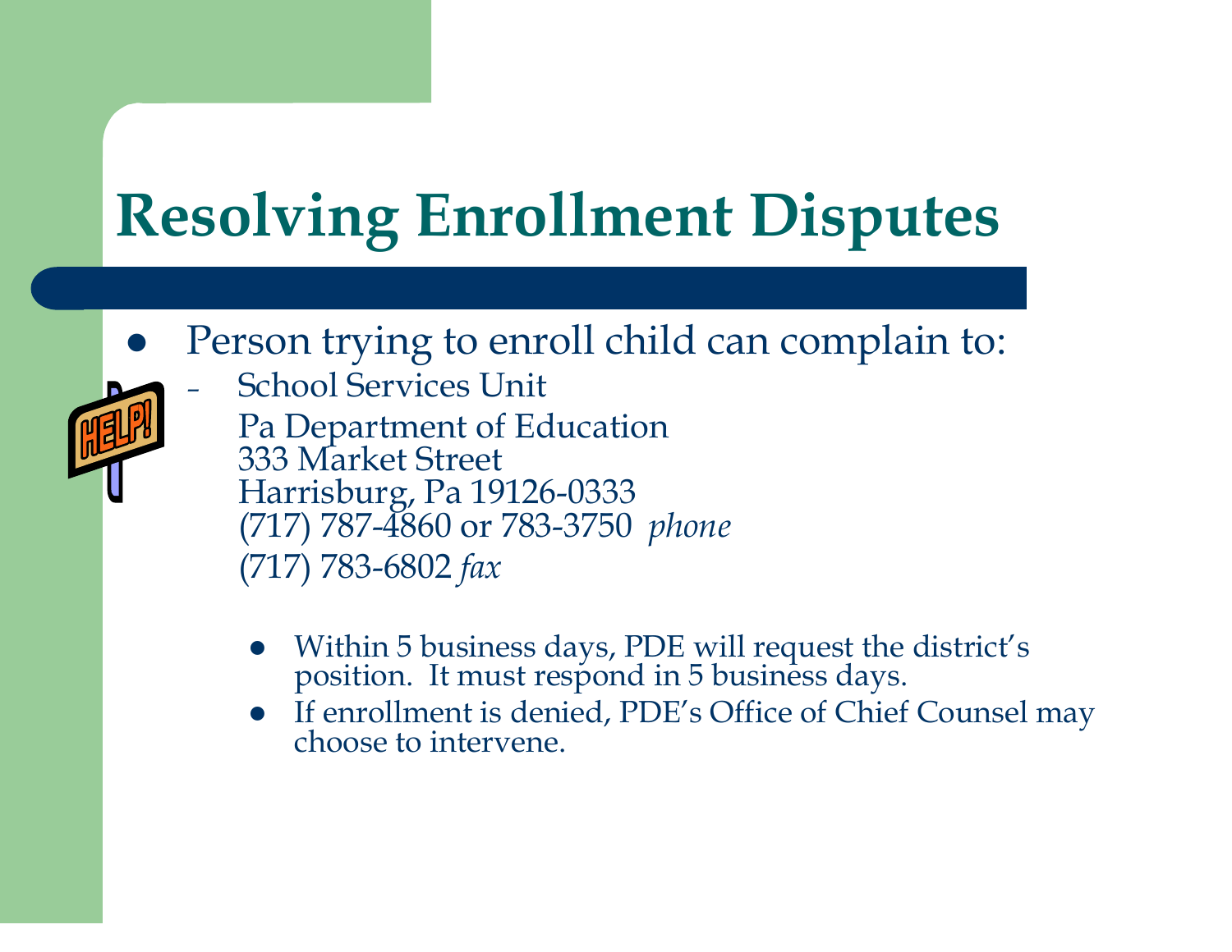# Resolving Enrollment Disputes

- Person trying to enroll child can complain to:
  - School Services Unit
    Pa Department of Education
    333 Market Street
    Harrisburg, Pa 19126-0333
    (717) 787-4860 or 783-3750 *phone*
    (717) 783-6802 *fax*

    - Within 5 business days, PDE will request the district's position. It must respond in 5 business days.
    - If enrollment is denied, PDE's Office of Chief Counsel may choose to intervene.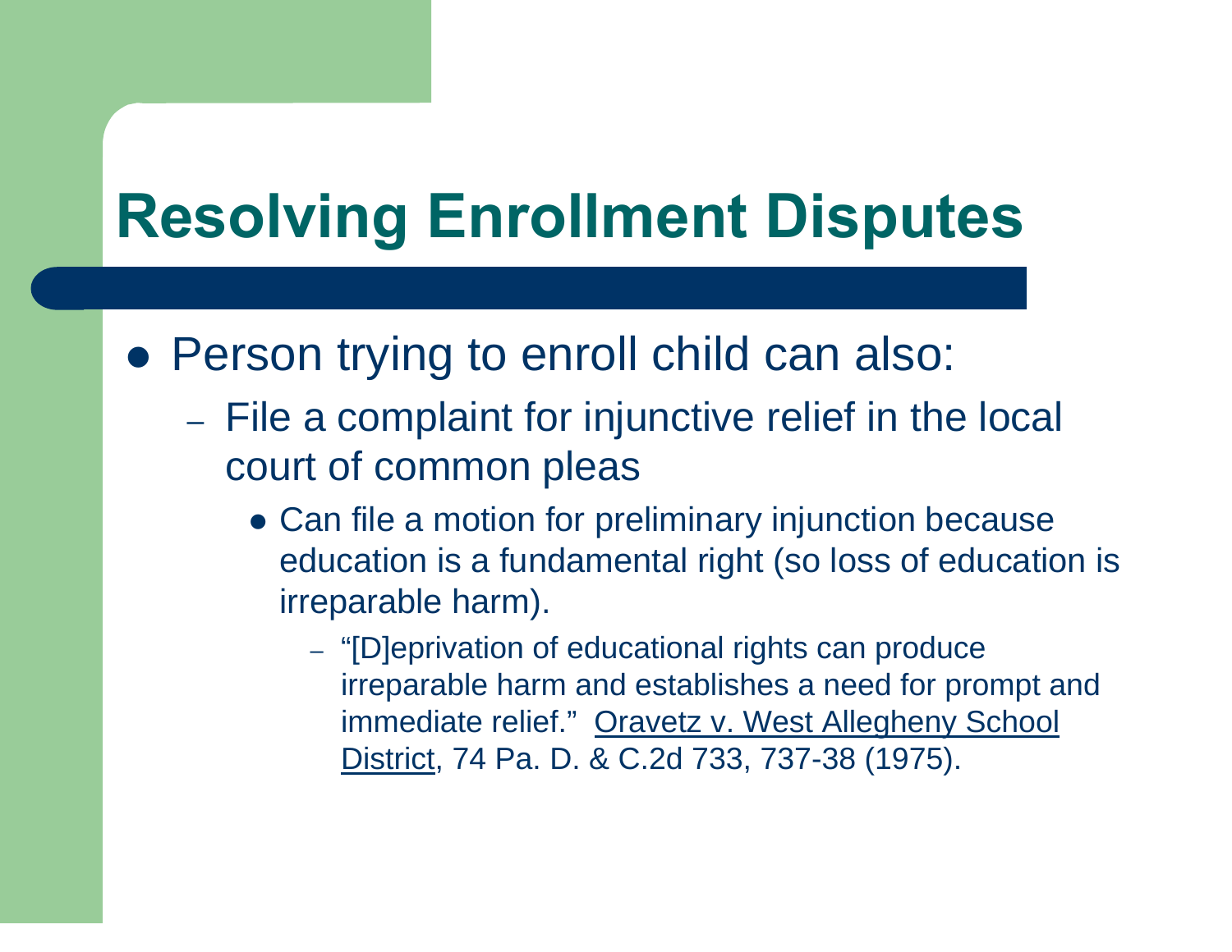# Resolving Enrollment Disputes

- Person trying to enroll child can also:
  - File a complaint for injunctive relief in the local court of common pleas
    - Can file a motion for preliminary injunction because education is a fundamental right (so loss of education is irreparable harm).
      - "[D]eprivation of educational rights can produce irreparable harm and establishes a need for prompt and immediate relief." <u>Oravetz v. West Allegheny School District</u>, 74 Pa. D. & C.2d 733, 737-38 (1975).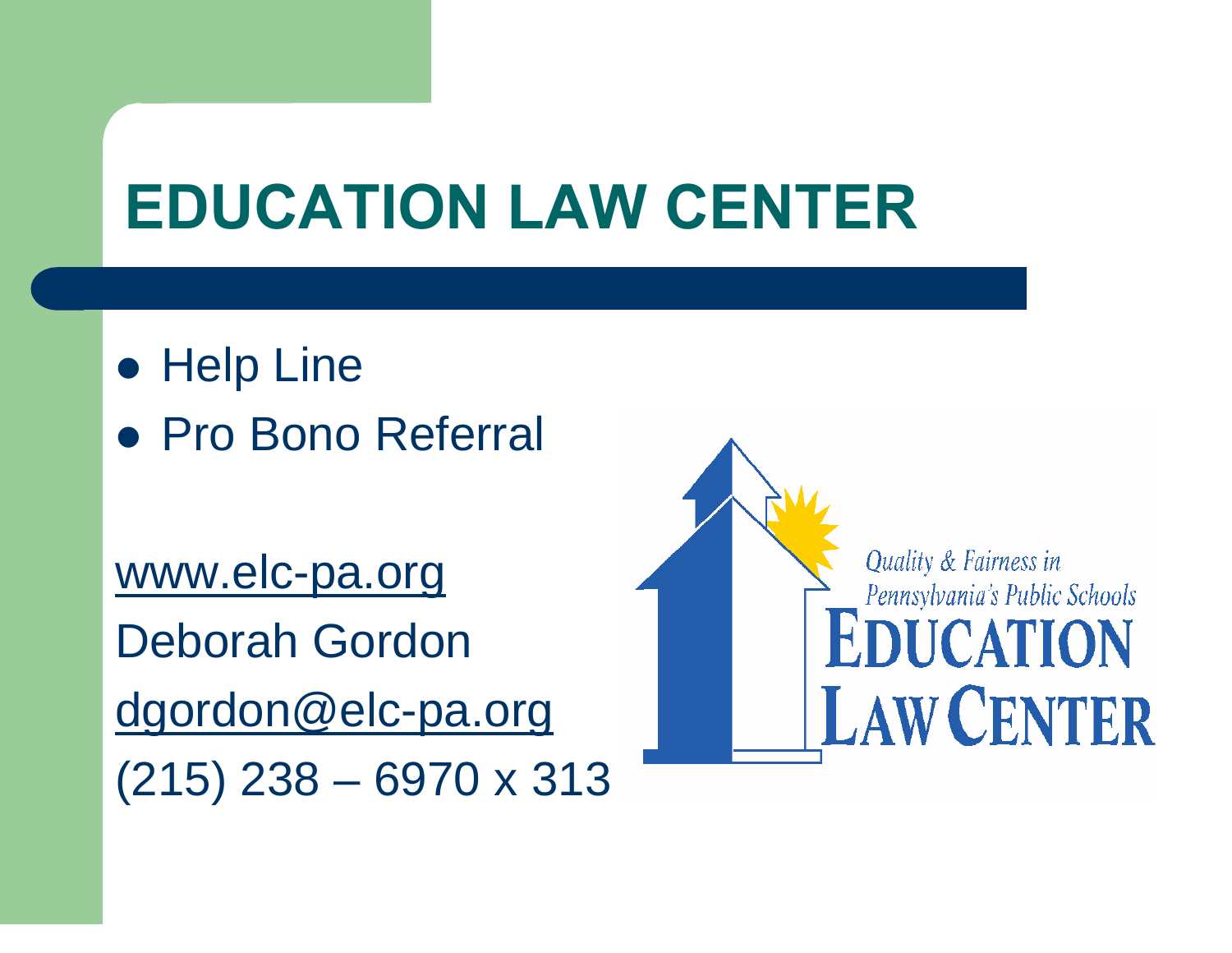# EDUCATION LAW CENTER

- Help Line
- Pro Bono Referral

www.elc-pa.org
Deborah Gordon
dgordon@elc-pa.org
(215) 238 – 6970 x 313

*Quality & Fairness in Pennsylvania's Public Schools*
EDUCATION LAW CENTER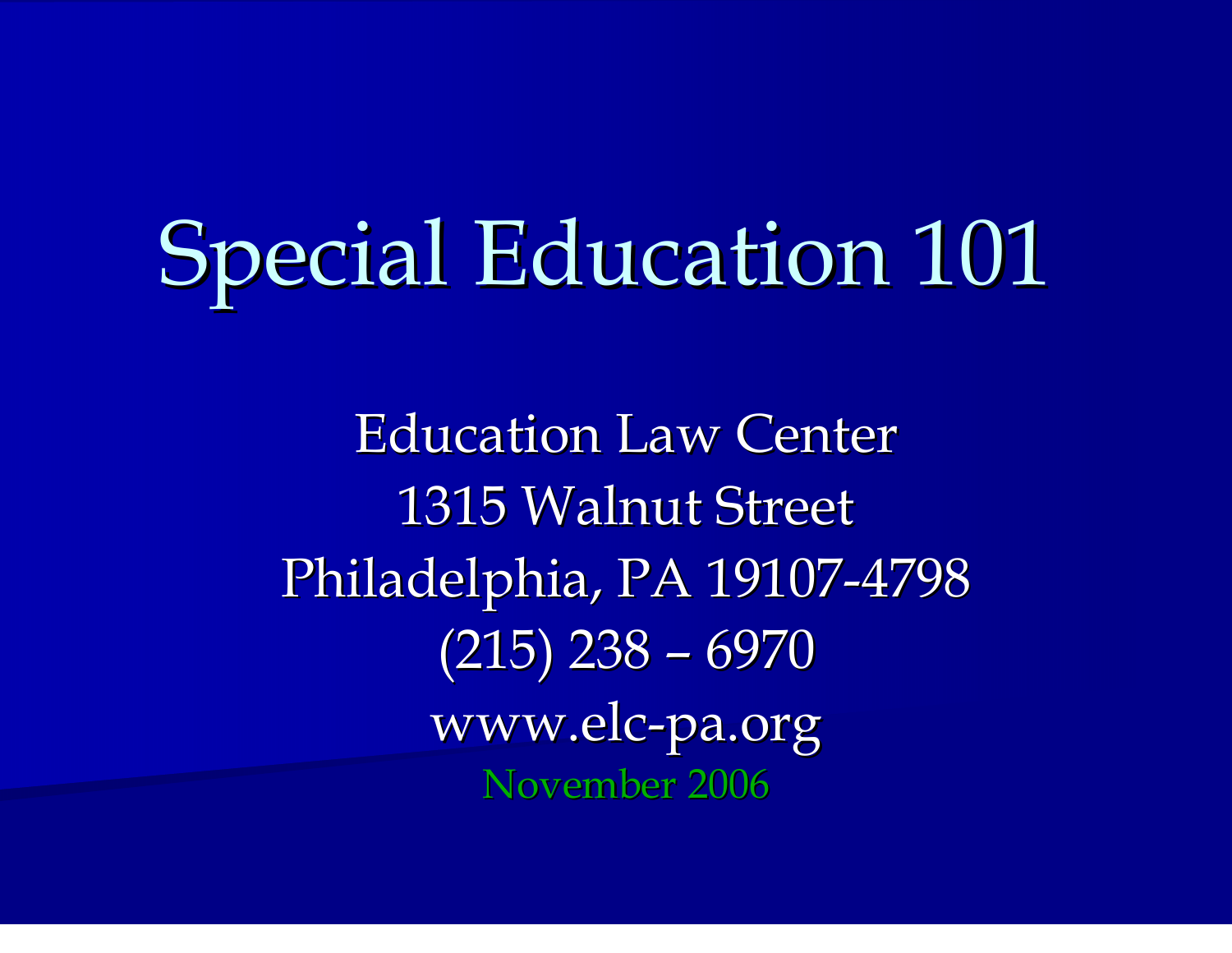# Special Education 101

Education Law Center
1315 Walnut Street
Philadelphia, PA 19107-4798
(215) 238 – 6970
www.elc-pa.org
November 2006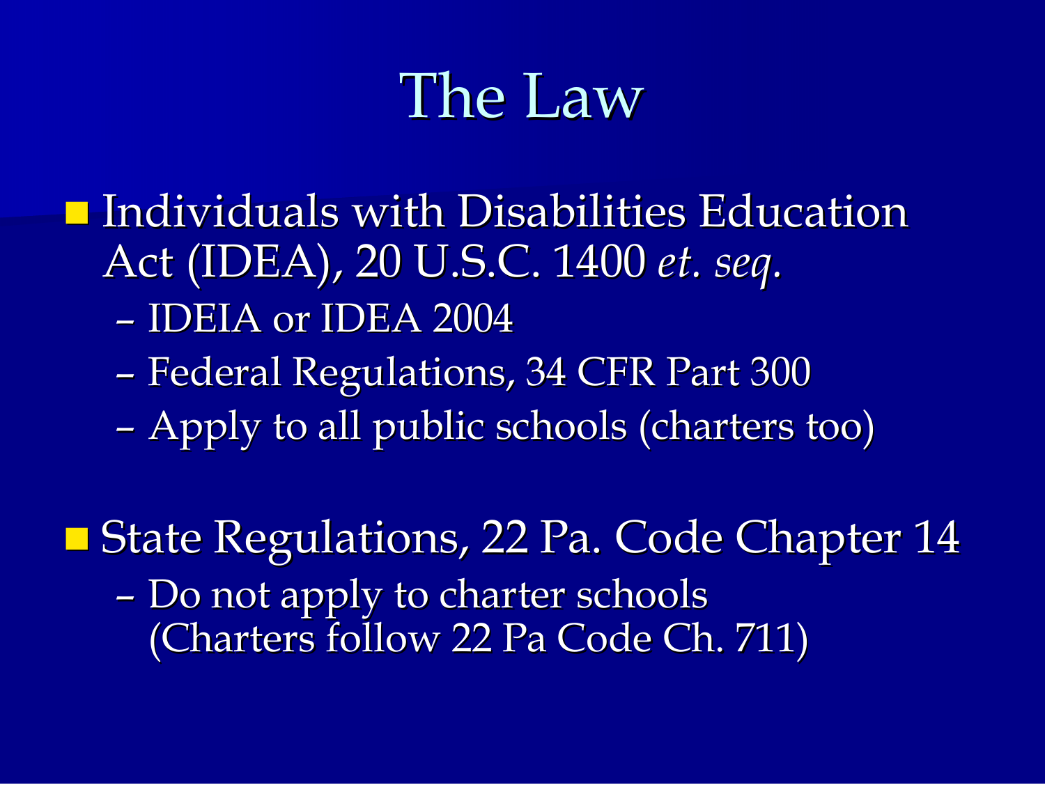# The Law

- Individuals with Disabilities Education Act (IDEA), 20 U.S.C. 1400 *et. seq.*
  - IDEIA or IDEA 2004
  - Federal Regulations, 34 CFR Part 300
  - Apply to all public schools (charters too)

- State Regulations, 22 Pa. Code Chapter 14
  - Do not apply to charter schools (Charters follow 22 Pa Code Ch. 711)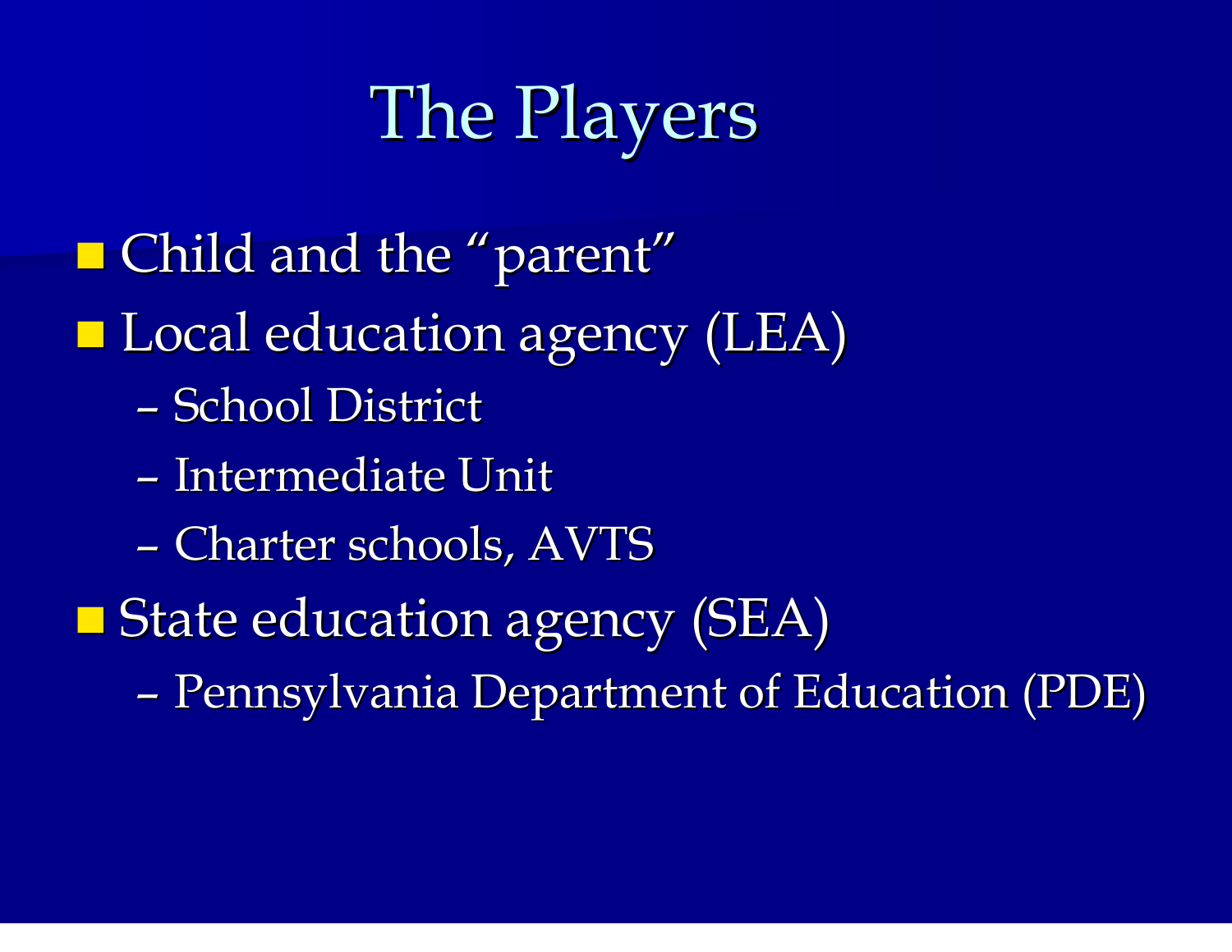# The Players

- Child and the "parent"
- Local education agency (LEA)
  - School District
  - Intermediate Unit
  - Charter schools, AVTS
- State education agency (SEA)
  - Pennsylvania Department of Education (PDE)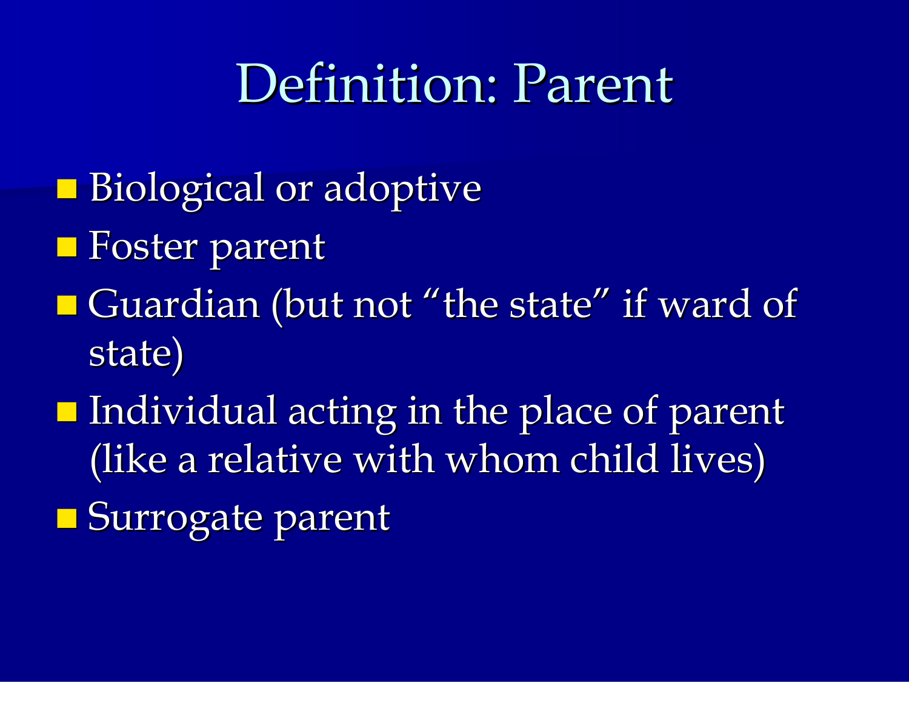# Definition: Parent

- Biological or adoptive
- Foster parent
- Guardian (but not "the state" if ward of state)
- Individual acting in the place of parent (like a relative with whom child lives)
- Surrogate parent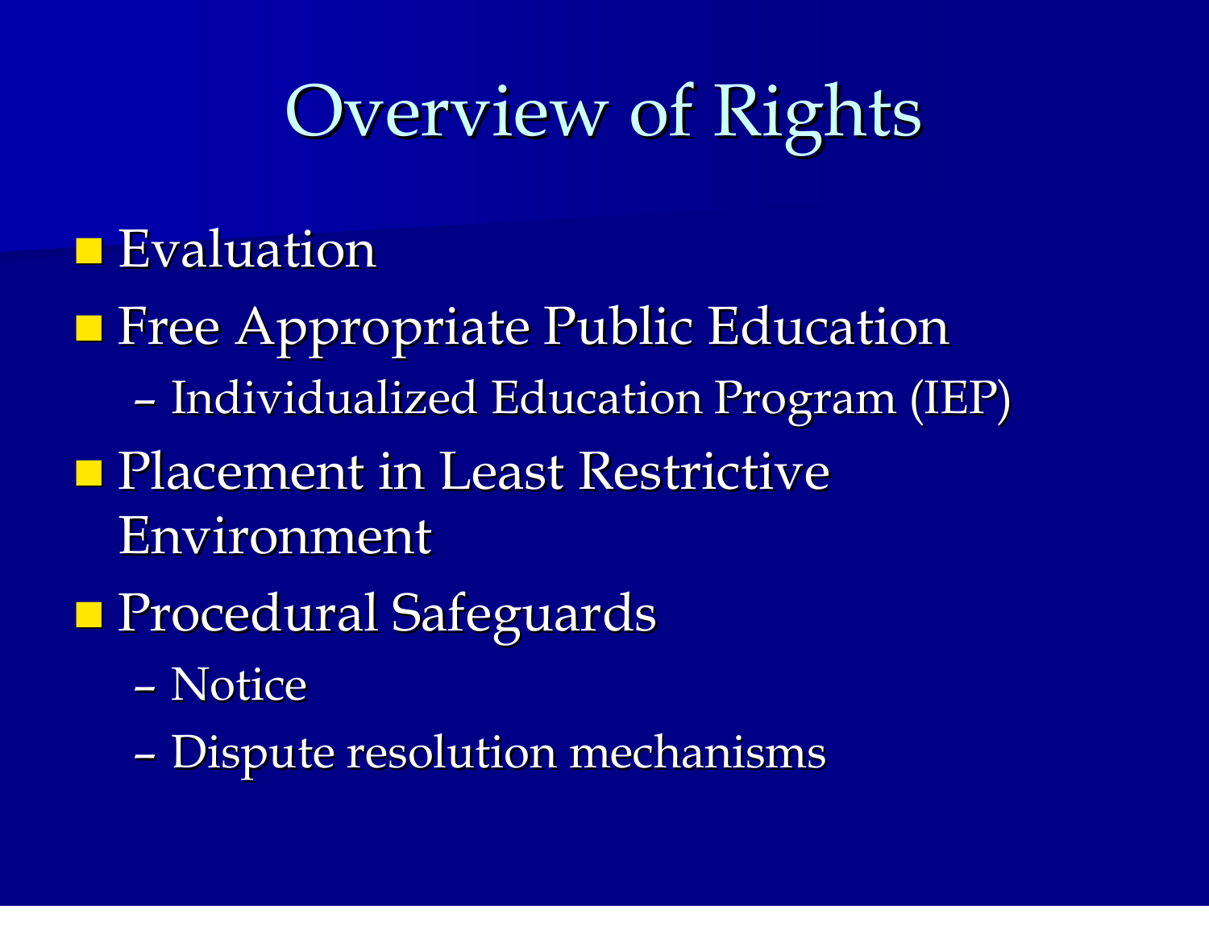# Overview of Rights

- Evaluation
- Free Appropriate Public Education
  - Individualized Education Program (IEP)
- Placement in Least Restrictive Environment
- Procedural Safeguards
  - Notice
  - Dispute resolution mechanisms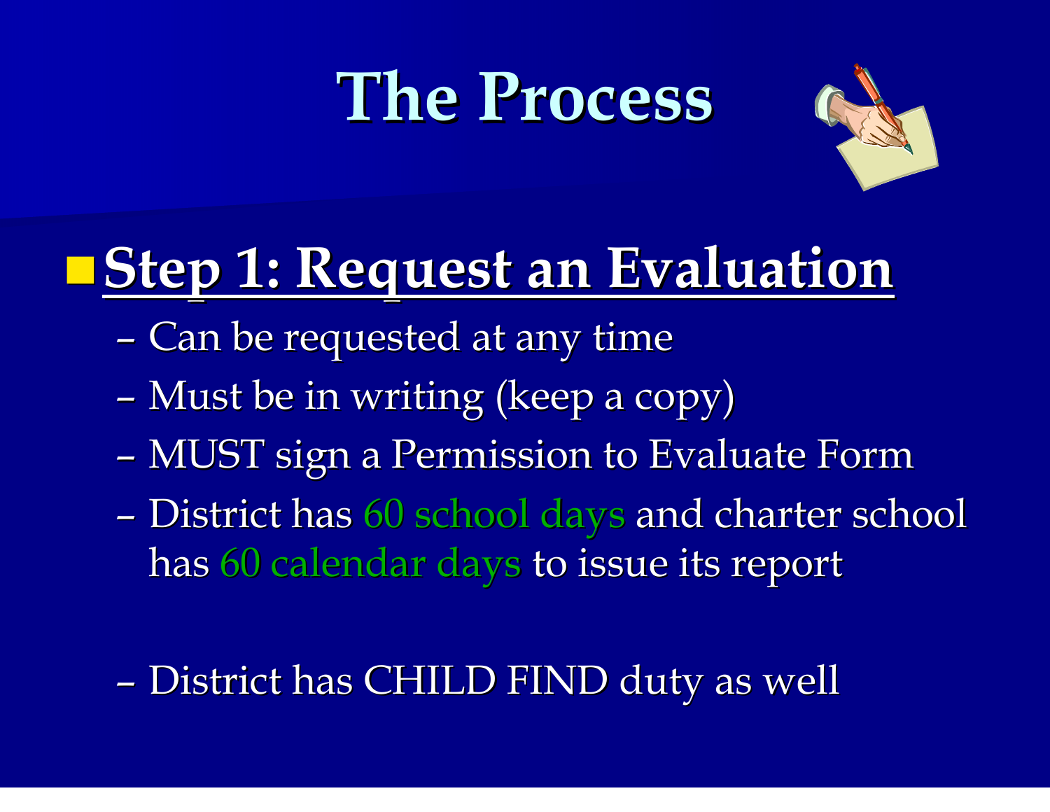# The Process

- **Step 1: Request an Evaluation**
  - Can be requested at any time
  - Must be in writing (keep a copy)
  - MUST sign a Permission to Evaluate Form
  - District has 60 school days and charter school has 60 calendar days to issue its report

  - District has CHILD FIND duty as well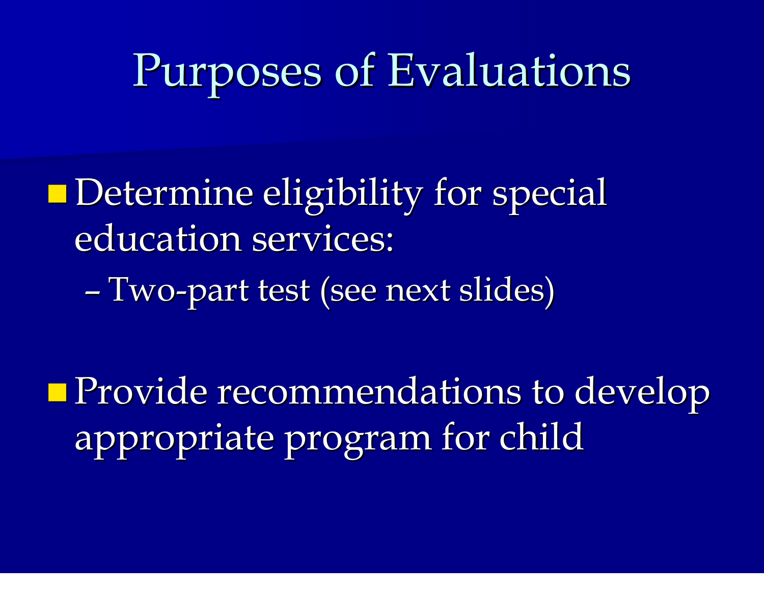# Purposes of Evaluations

- Determine eligibility for special education services:
  - Two-part test (see next slides)
- Provide recommendations to develop appropriate program for child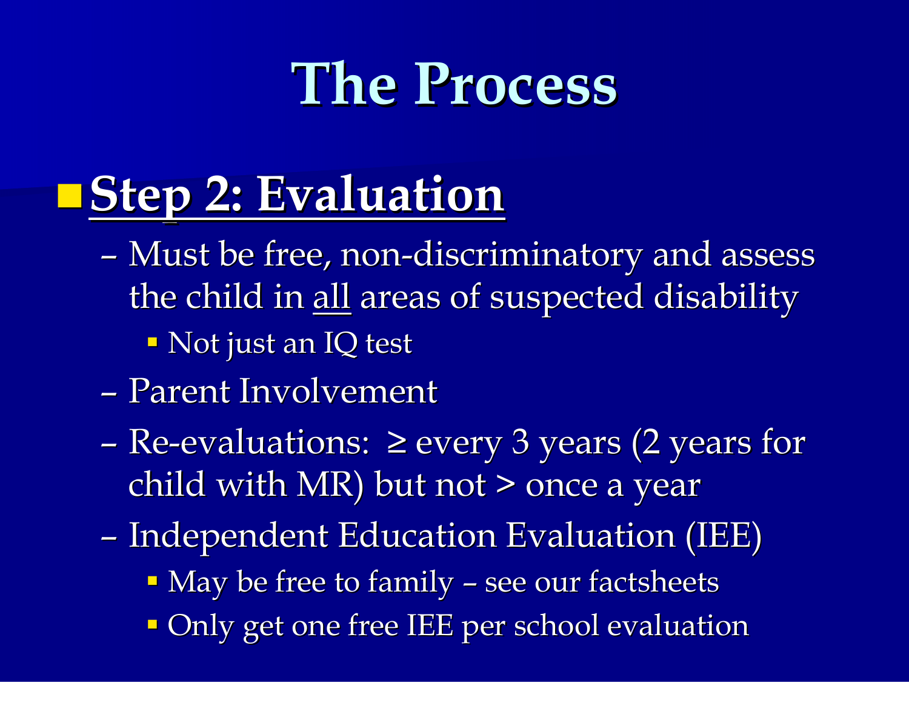# The Process

- **Step 2: Evaluation**
  - Must be free, non-discriminatory and assess the child in all areas of suspected disability
    - Not just an IQ test
  - Parent Involvement
  - Re-evaluations: ≥ every 3 years (2 years for child with MR) but not > once a year
  - Independent Education Evaluation (IEE)
    - May be free to family – see our factsheets
    - Only get one free IEE per school evaluation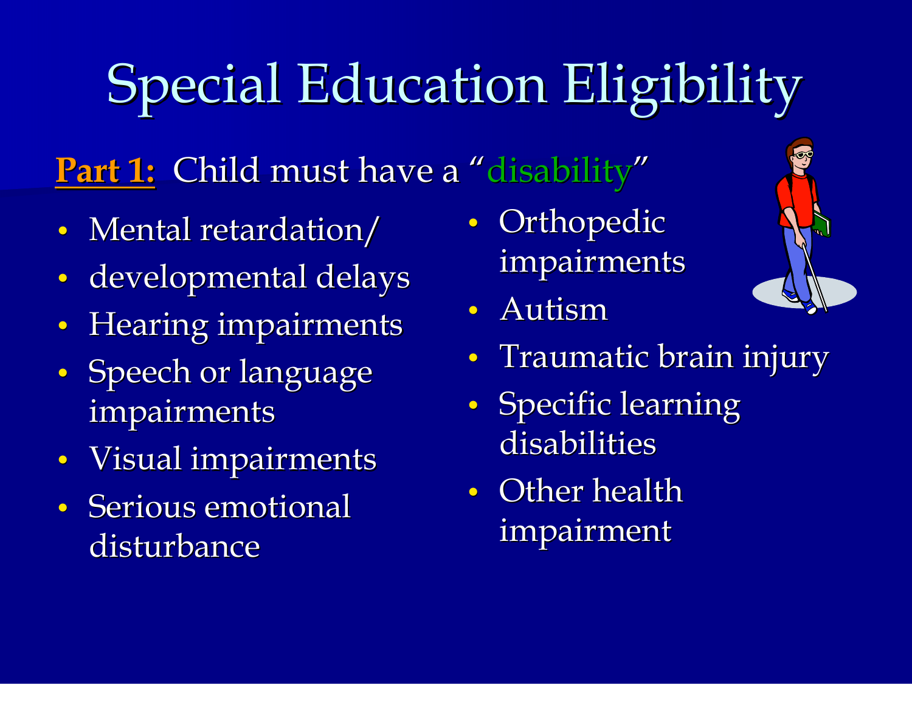# Special Education Eligibility

**Part 1:** Child must have a "disability"

- Mental retardation/
- developmental delays
- Hearing impairments
- Speech or language impairments
- Visual impairments
- Serious emotional disturbance
- Orthopedic impairments
- Autism
- Traumatic brain injury
- Specific learning disabilities
- Other health impairment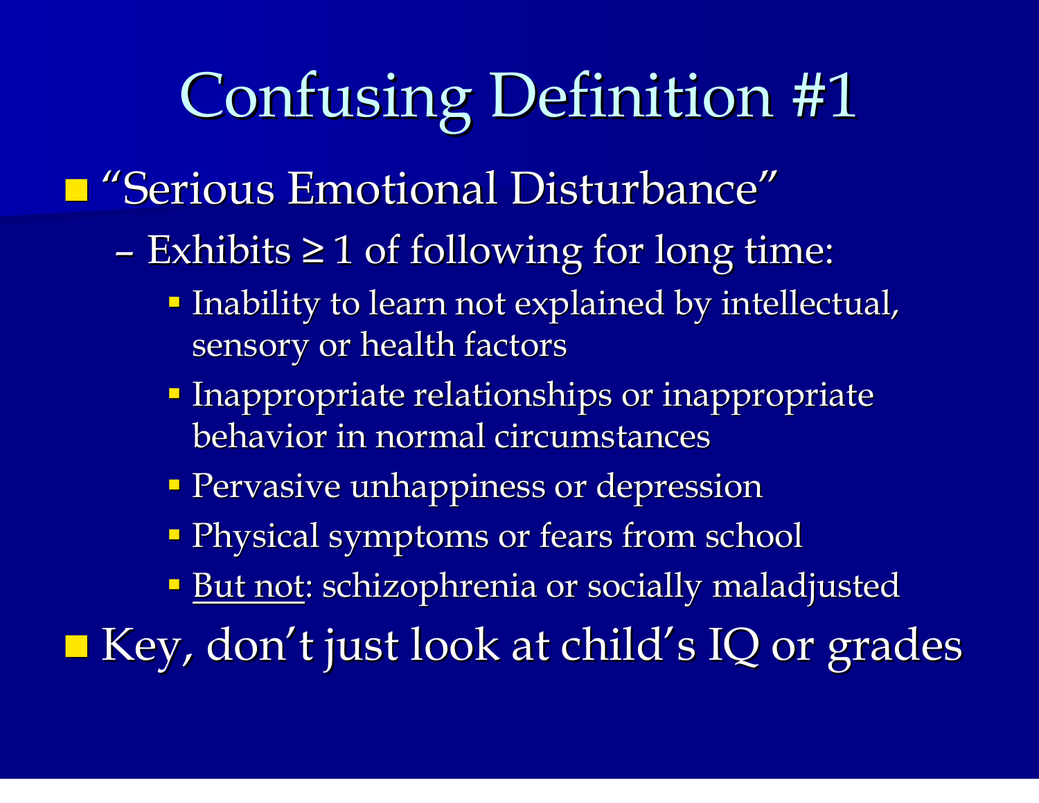# Confusing Definition #1

- "Serious Emotional Disturbance"
  - Exhibits ≥ 1 of following for long time:
    - Inability to learn not explained by intellectual, sensory or health factors
    - Inappropriate relationships or inappropriate behavior in normal circumstances
    - Pervasive unhappiness or depression
    - Physical symptoms or fears from school
    - <u>But not</u>: schizophrenia or socially maladjusted
- Key, don't just look at child's IQ or grades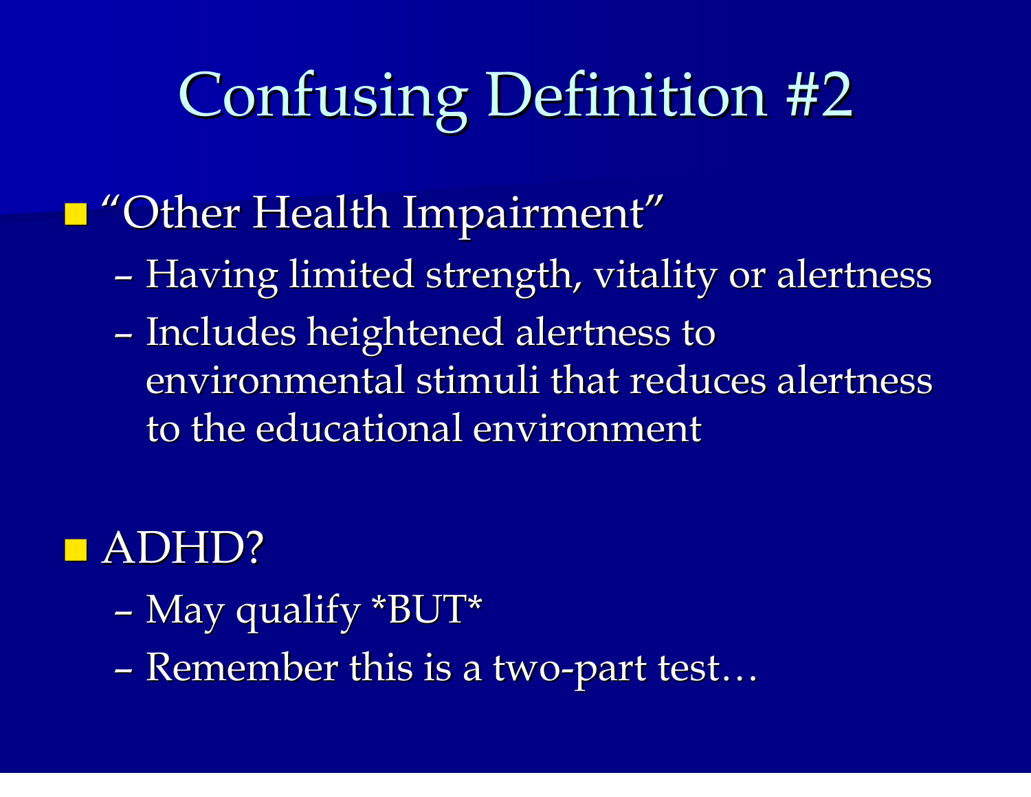# Confusing Definition #2

- "Other Health Impairment"
  - Having limited strength, vitality or alertness
  - Includes heightened alertness to environmental stimuli that reduces alertness to the educational environment

- ADHD?
  - May qualify *BUT*
  - Remember this is a two-part test…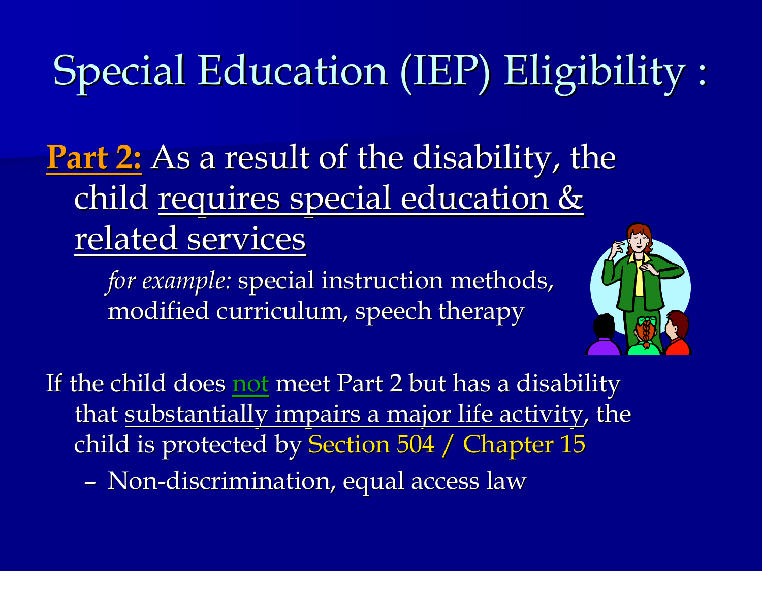# Special Education (IEP) Eligibility :

**Part 2:** As a result of the disability, the child requires special education & related services

*for example:* special instruction methods, modified curriculum, speech therapy

If the child does not meet Part 2 but has a disability that substantially impairs a major life activity, the child is protected by Section 504 / Chapter 15

- Non-discrimination, equal access law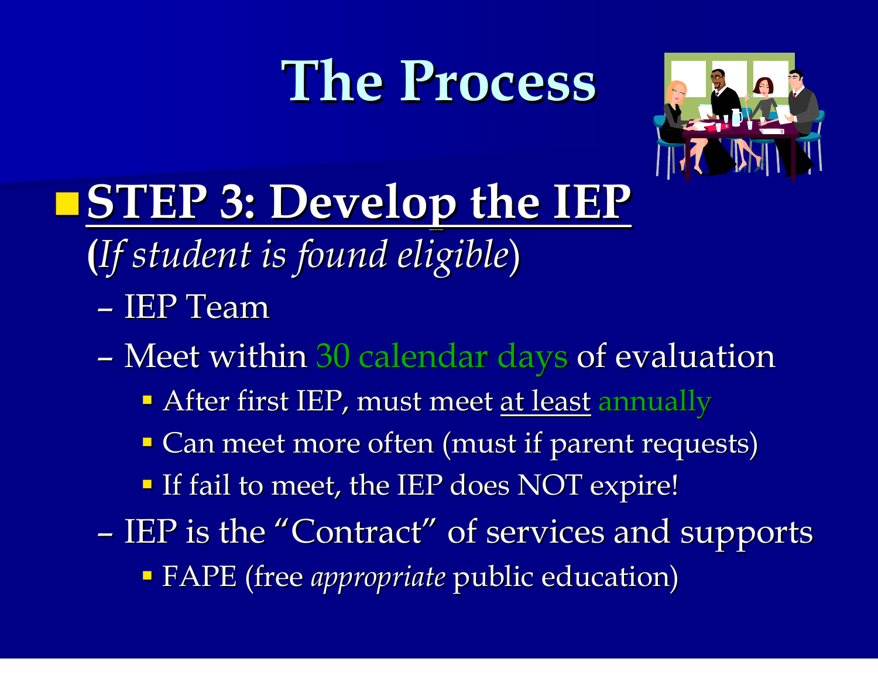# The Process

- **STEP 3: Develop the IEP**

  (*If student is found eligible*)

  – IEP Team

  – Meet within 30 calendar days of evaluation

    - After first IEP, must meet at least annually
    - Can meet more often (must if parent requests)
    - If fail to meet, the IEP does NOT expire!

  – IEP is the "Contract" of services and supports

    - FAPE (free *appropriate* public education)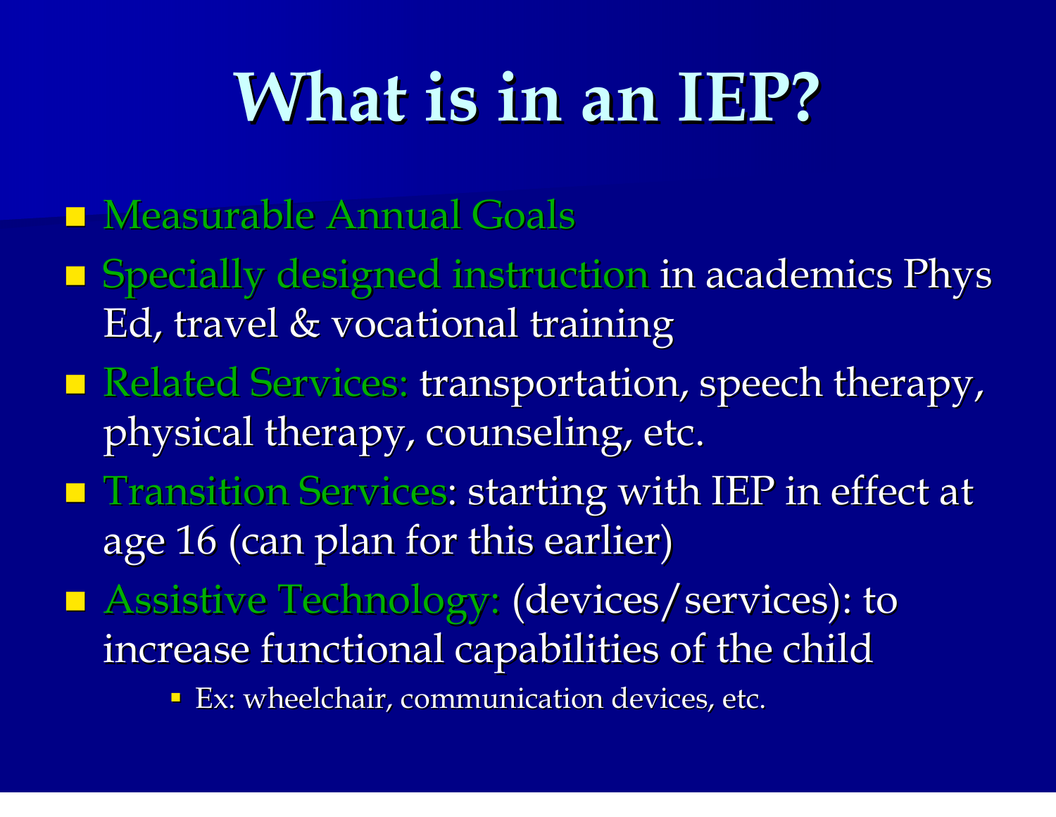# What is in an IEP?

- Measurable Annual Goals
- Specially designed instruction in academics Phys Ed, travel & vocational training
- Related Services: transportation, speech therapy, physical therapy, counseling, etc.
- Transition Services: starting with IEP in effect at age 16 (can plan for this earlier)
- Assistive Technology: (devices/services): to increase functional capabilities of the child
  - Ex: wheelchair, communication devices, etc.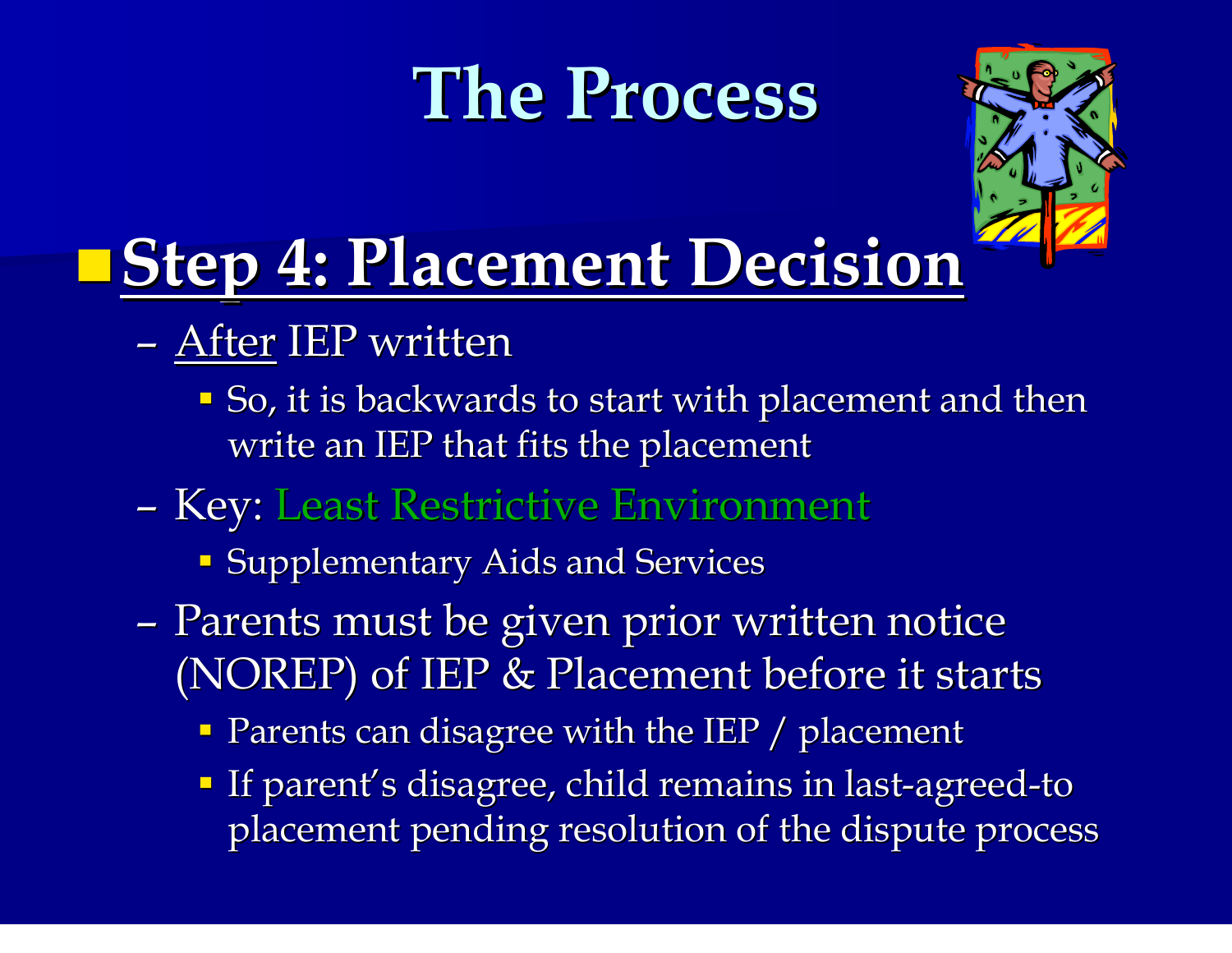# The Process

## Step 4: Placement Decision

- After IEP written
  - So, it is backwards to start with placement and then write an IEP that fits the placement
- Key: Least Restrictive Environment
  - Supplementary Aids and Services
- Parents must be given prior written notice (NOREP) of IEP & Placement before it starts
  - Parents can disagree with the IEP / placement
  - If parent's disagree, child remains in last-agreed-to placement pending resolution of the dispute process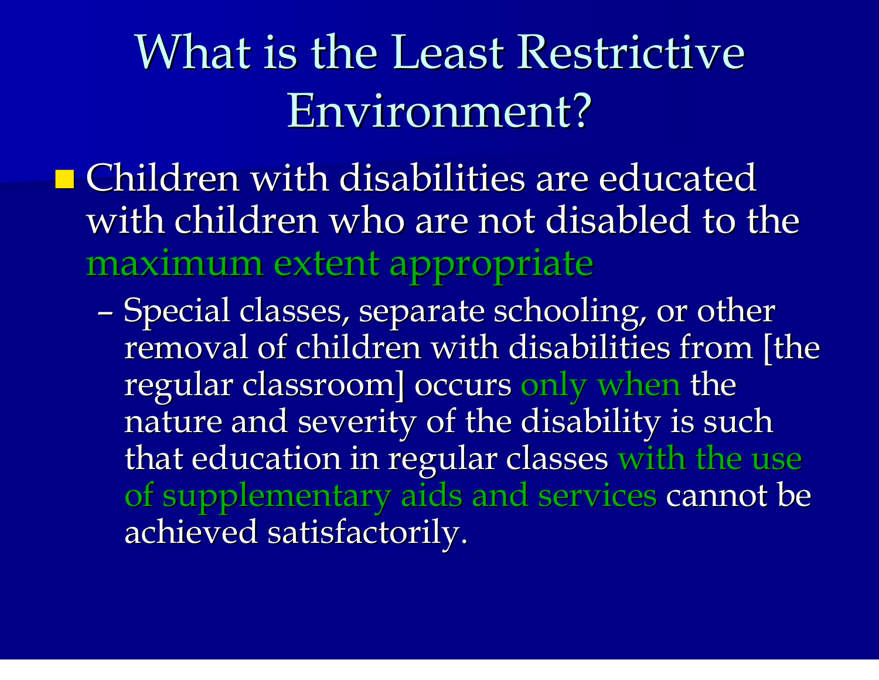# What is the Least Restrictive Environment?

- Children with disabilities are educated with children who are not disabled to the maximum extent appropriate
  - Special classes, separate schooling, or other removal of children with disabilities from [the regular classroom] occurs only when the nature and severity of the disability is such that education in regular classes with the use of supplementary aids and services cannot be achieved satisfactorily.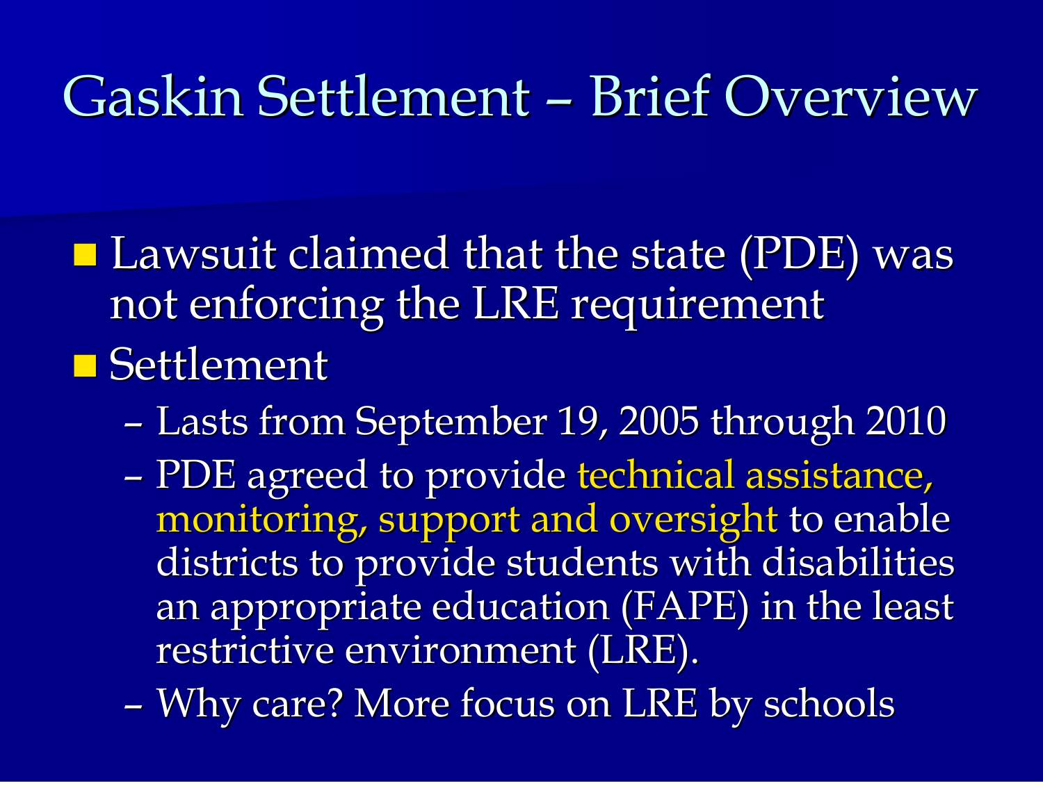# Gaskin Settlement – Brief Overview

- Lawsuit claimed that the state (PDE) was not enforcing the LRE requirement
- Settlement
  - Lasts from September 19, 2005 through 2010
  - PDE agreed to provide technical assistance, monitoring, support and oversight to enable districts to provide students with disabilities an appropriate education (FAPE) in the least restrictive environment (LRE).
  - Why care? More focus on LRE by schools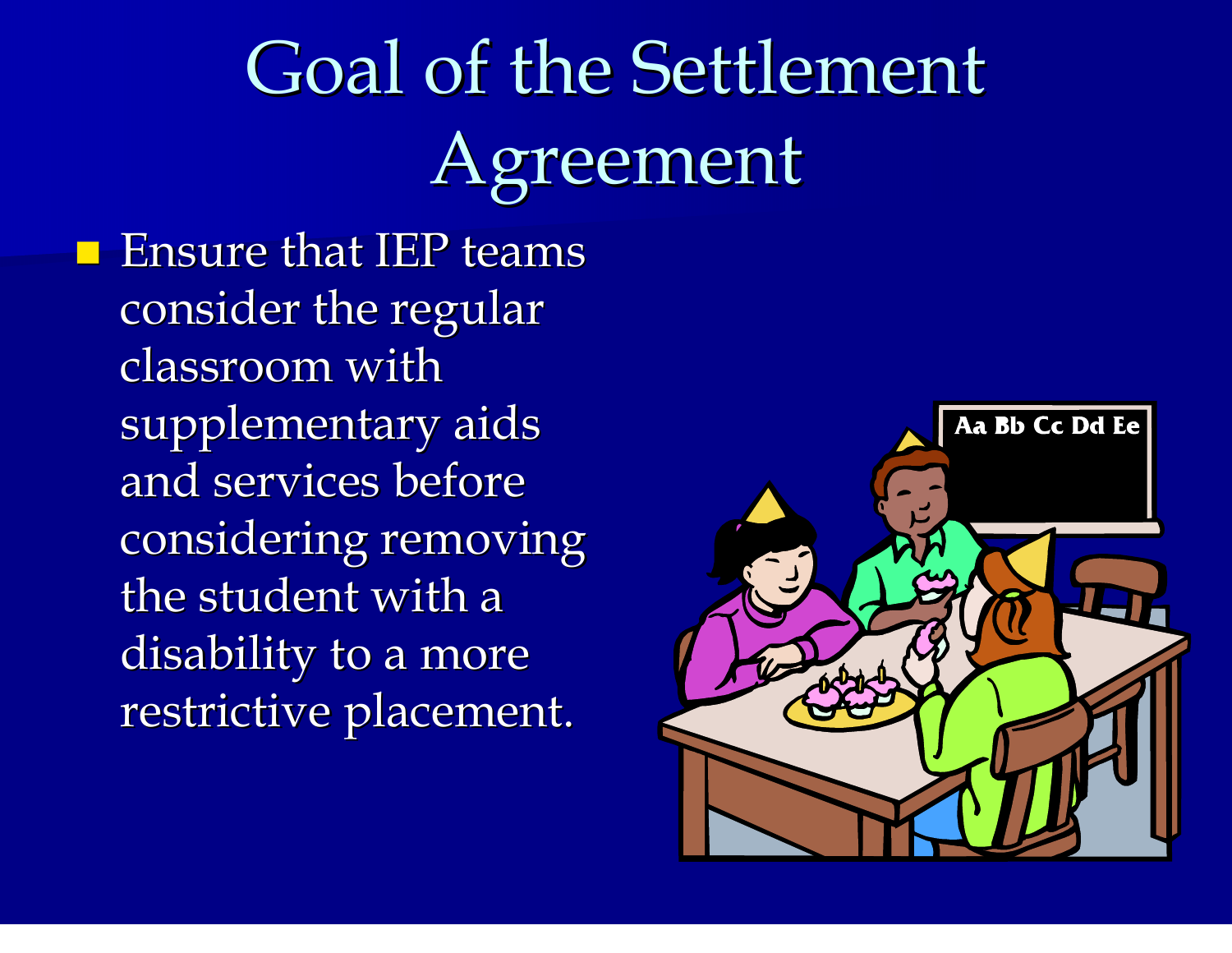# Goal of the Settlement Agreement

- Ensure that IEP teams consider the regular classroom with supplementary aids and services before considering removing the student with a disability to a more restrictive placement.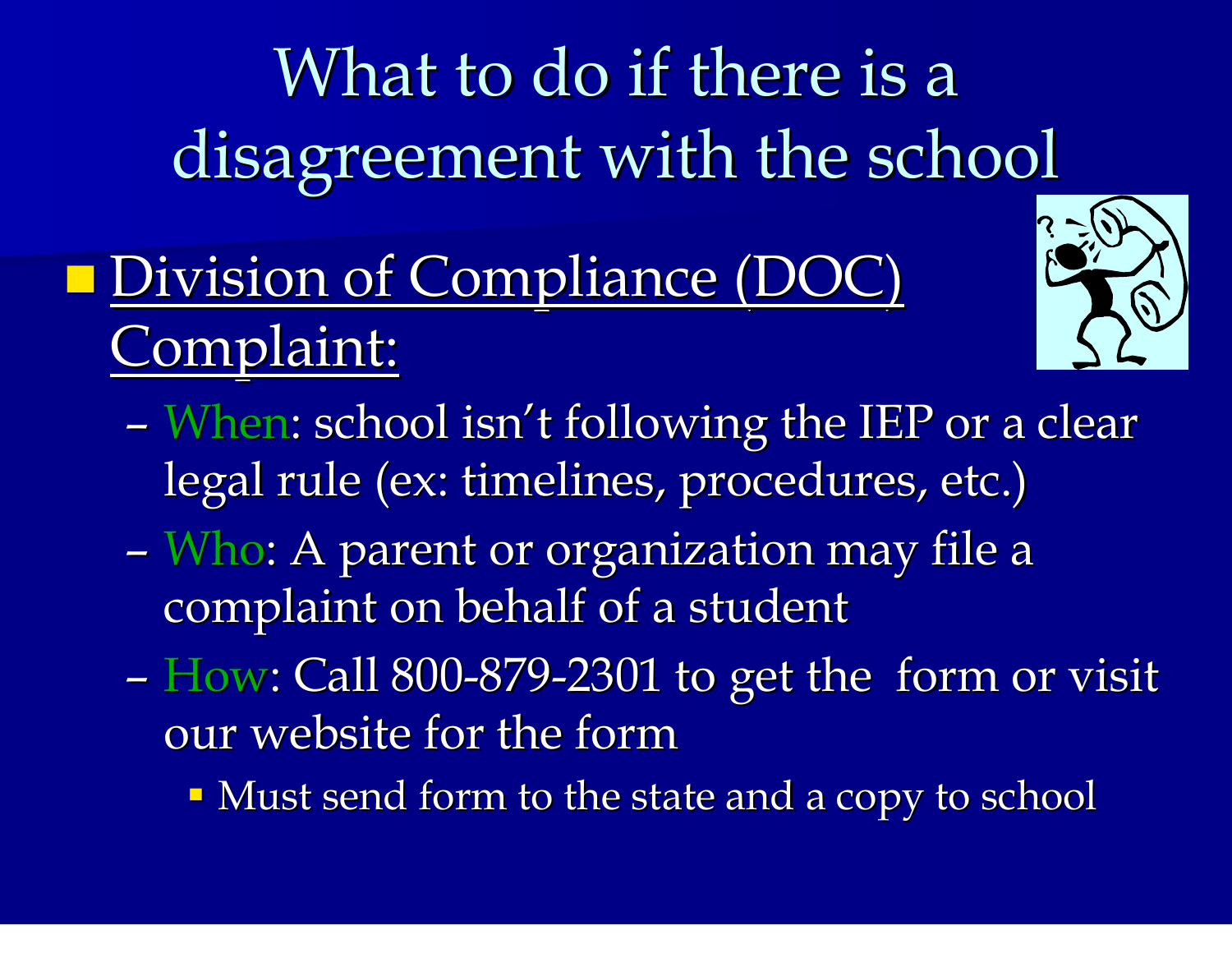# What to do if there is a disagreement with the school

- Division of Compliance (DOC) Complaint:
  - When: school isn't following the IEP or a clear legal rule (ex: timelines, procedures, etc.)
  - Who: A parent or organization may file a complaint on behalf of a student
  - How: Call 800-879-2301 to get the form or visit our website for the form
    - Must send form to the state and a copy to school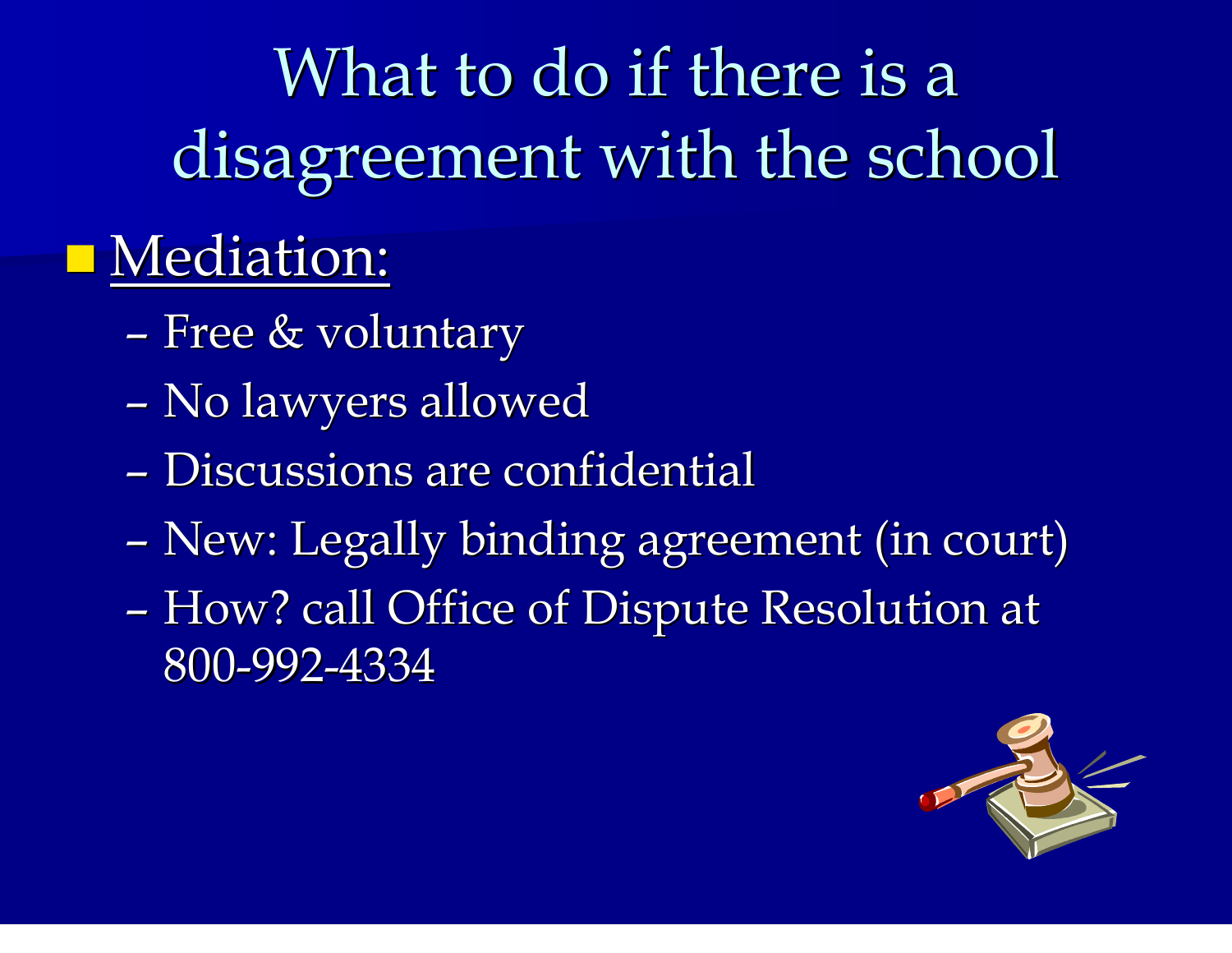# What to do if there is a disagreement with the school

- Mediation:
  - Free & voluntary
  - No lawyers allowed
  - Discussions are confidential
  - New: Legally binding agreement (in court)
  - How? call Office of Dispute Resolution at 800-992-4334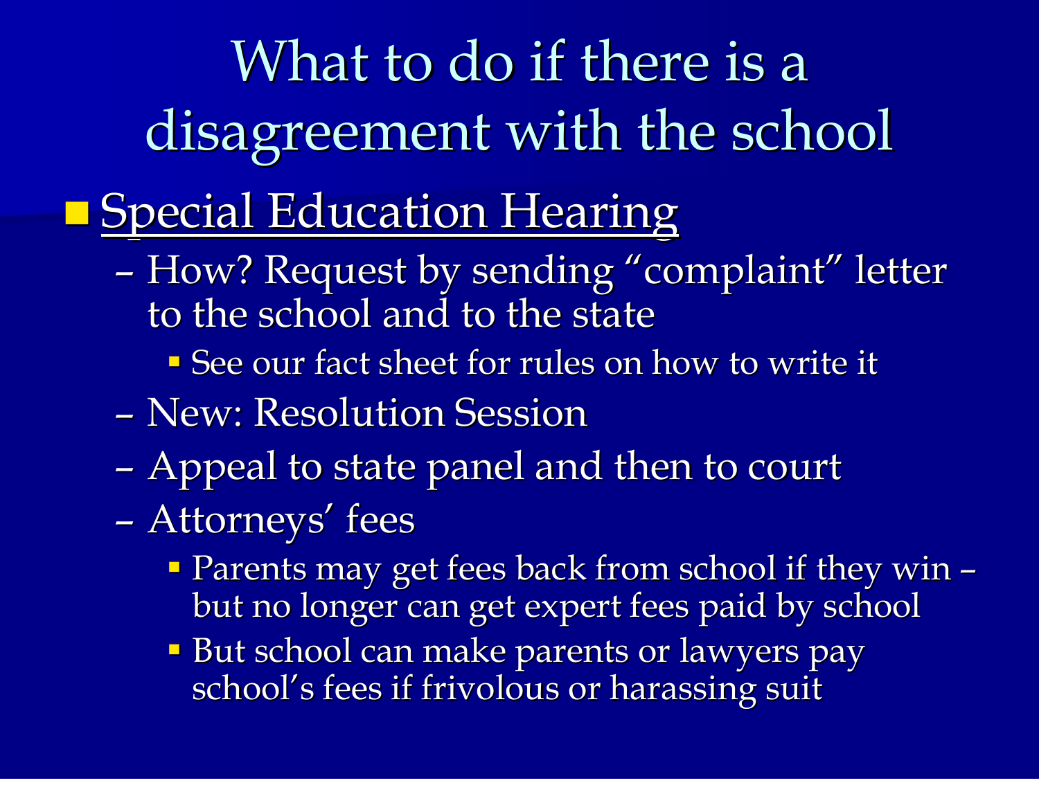# What to do if there is a disagreement with the school

- <u>Special Education Hearing</u>
  - How? Request by sending “complaint” letter to the school and to the state
    - See our fact sheet for rules on how to write it
  - New: Resolution Session
  - Appeal to state panel and then to court
  - Attorneys’ fees
    - Parents may get fees back from school if they win – but no longer can get expert fees paid by school
    - But school can make parents or lawyers pay school’s fees if frivolous or harassing suit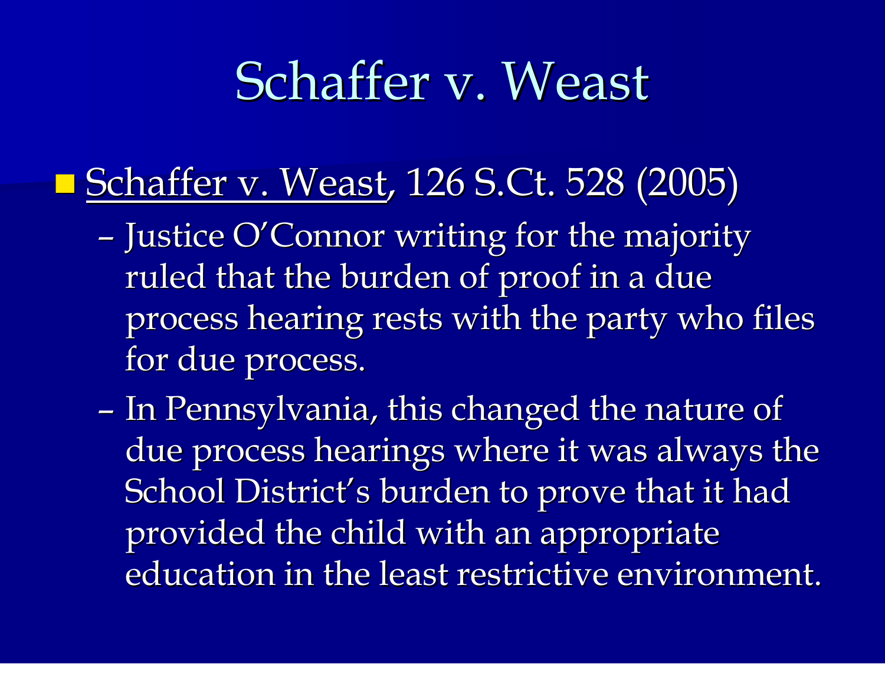# Schaffer v. Weast

- Schaffer v. Weast, 126 S.Ct. 528 (2005)
  - Justice O'Connor writing for the majority ruled that the burden of proof in a due process hearing rests with the party who files for due process.
  - In Pennsylvania, this changed the nature of due process hearings where it was always the School District's burden to prove that it had provided the child with an appropriate education in the least restrictive environment.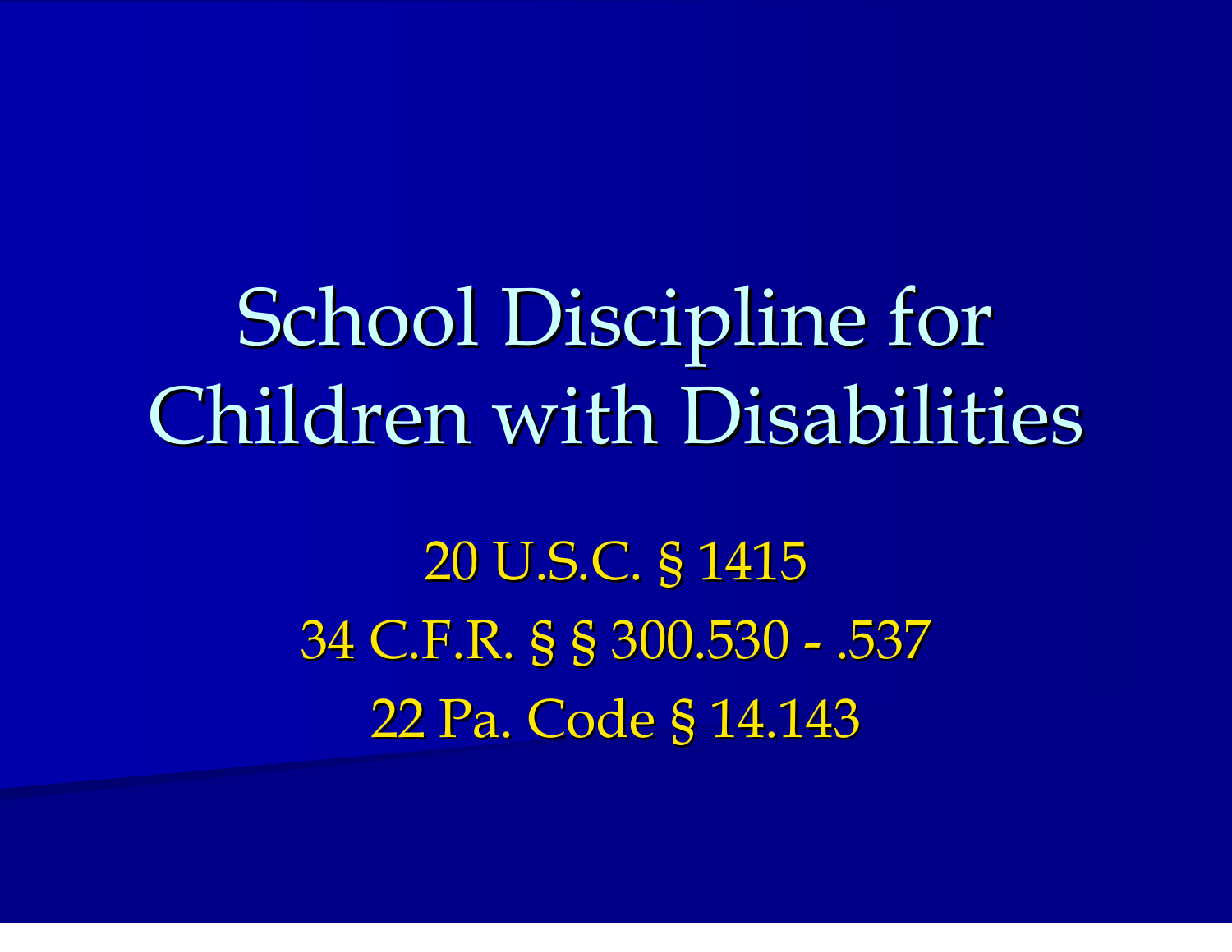# School Discipline for Children with Disabilities

20 U.S.C. § 1415

34 C.F.R. § § 300.530 - .537

22 Pa. Code § 14.143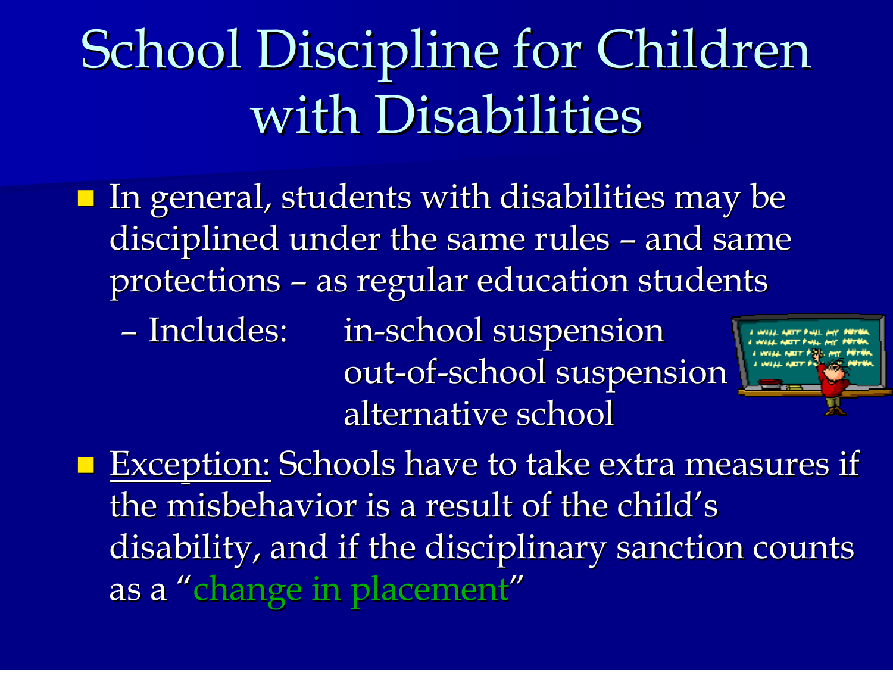# School Discipline for Children with Disabilities

- In general, students with disabilities may be disciplined under the same rules – and same protections – as regular education students
  - Includes: in-school suspension
    out-of-school suspension
    alternative school
- Exception: Schools have to take extra measures if the misbehavior is a result of the child's disability, and if the disciplinary sanction counts as a "change in placement"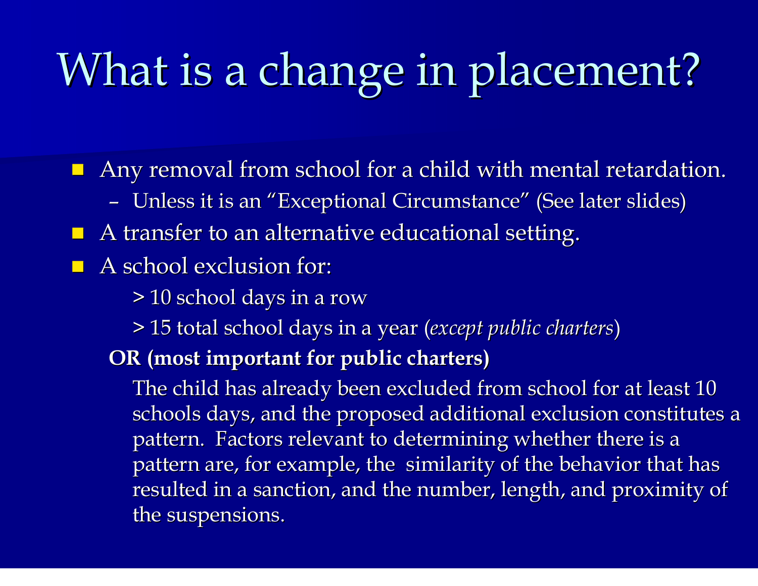# What is a change in placement?

- Any removal from school for a child with mental retardation.
  - Unless it is an "Exceptional Circumstance" (See later slides)
- A transfer to an alternative educational setting.
- A school exclusion for:

  > 10 school days in a row

  > 15 total school days in a year (*except public charters*)

  **OR (most important for public charters)**

  The child has already been excluded from school for at least 10 schools days, and the proposed additional exclusion constitutes a pattern. Factors relevant to determining whether there is a pattern are, for example, the similarity of the behavior that has resulted in a sanction, and the number, length, and proximity of the suspensions.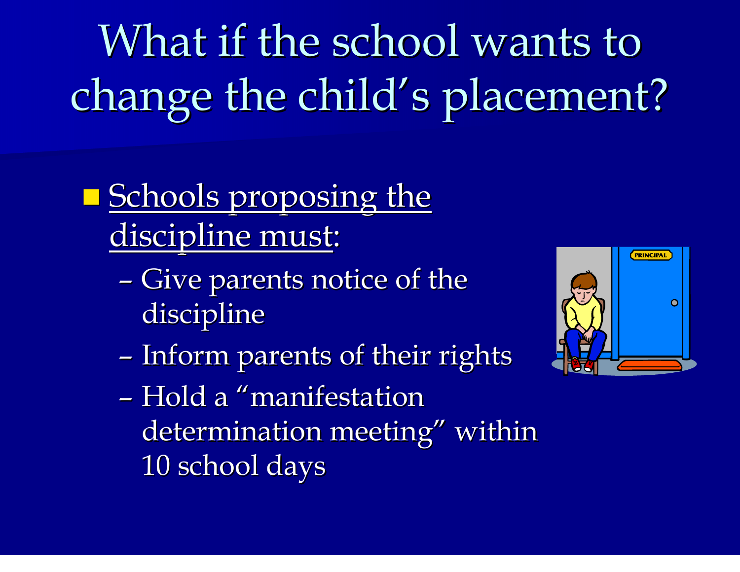# What if the school wants to change the child's placement?

- <u>Schools proposing the discipline must</u>:
  - Give parents notice of the discipline
  - Inform parents of their rights
  - Hold a "manifestation determination meeting" within 10 school days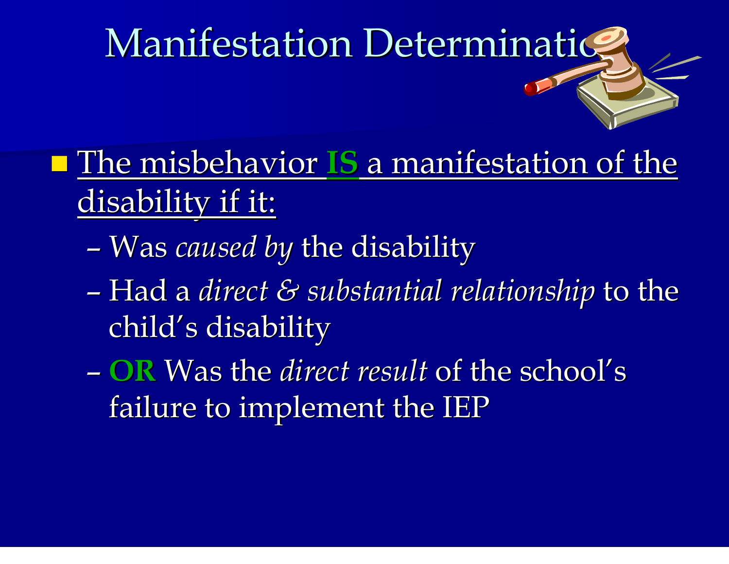# Manifestation Determination

- <u>The misbehavior **IS** a manifestation of the disability if it:</u>
  - Was *caused by* the disability
  - Had a *direct & substantial relationship* to the child's disability
  - **OR** Was the *direct result* of the school's failure to implement the IEP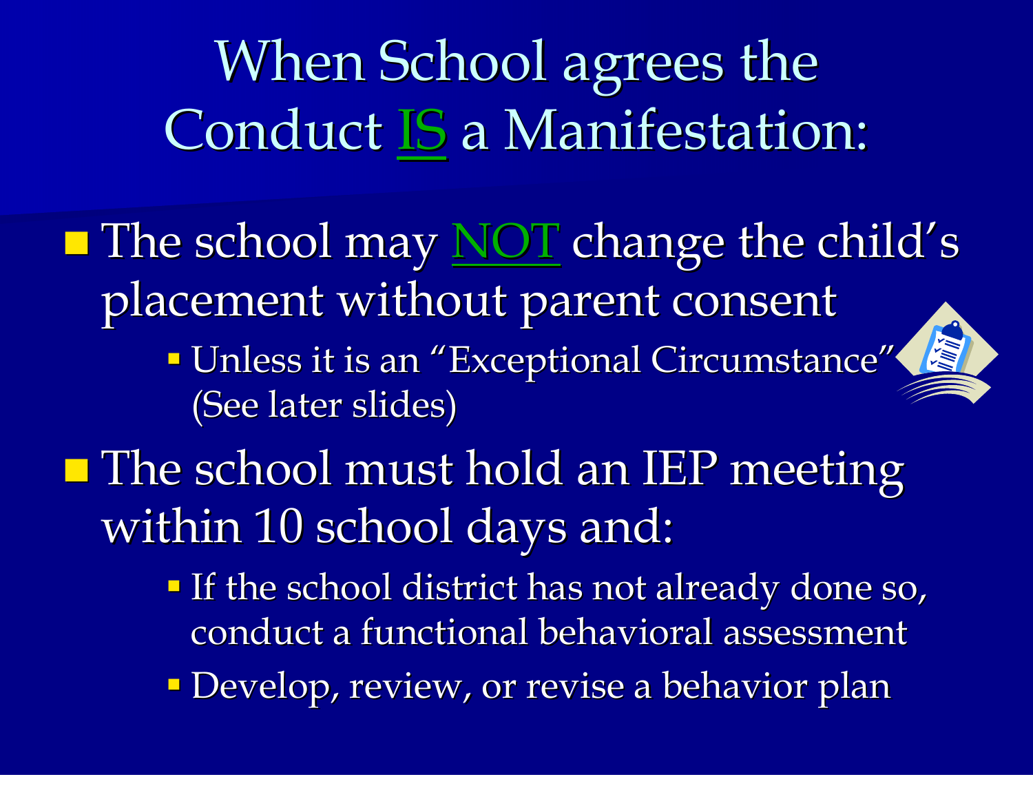# When School agrees the Conduct IS a Manifestation:

- The school may NOT change the child's placement without parent consent
  - Unless it is an "Exceptional Circumstance" (See later slides)
- The school must hold an IEP meeting within 10 school days and:
  - If the school district has not already done so, conduct a functional behavioral assessment
  - Develop, review, or revise a behavior plan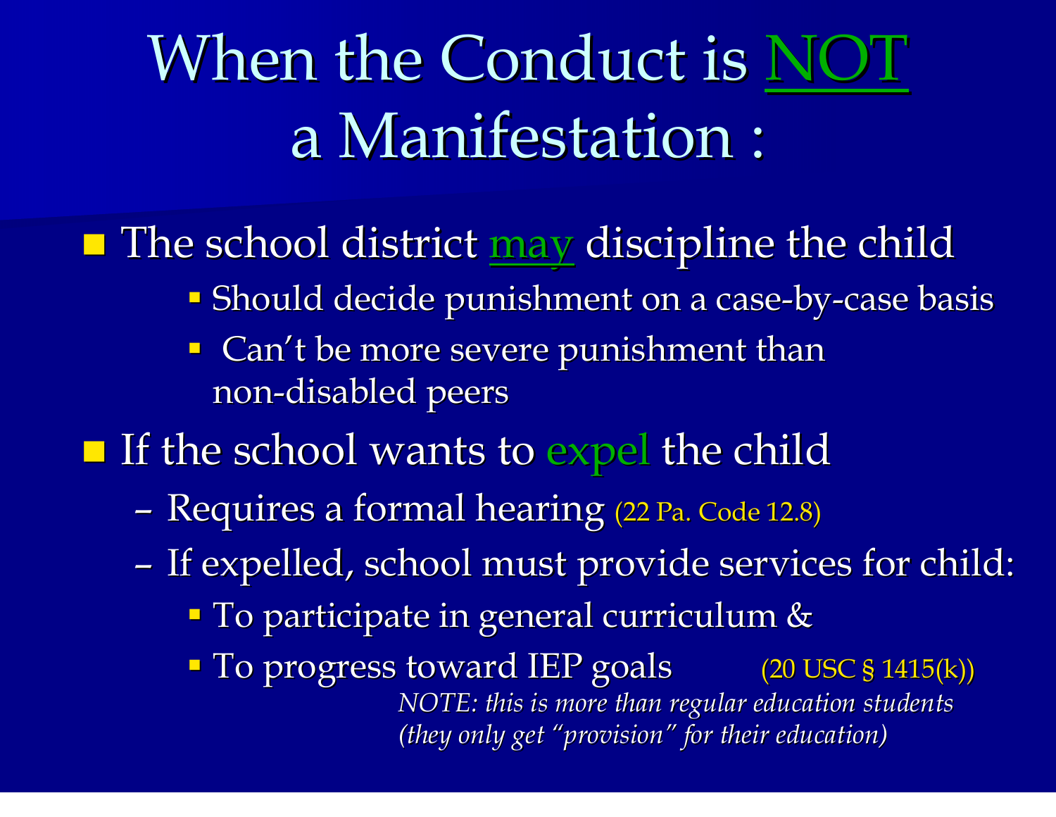# When the Conduct is NOT a Manifestation :

- The school district may discipline the child
  - Should decide punishment on a case-by-case basis
  - Can't be more severe punishment than non-disabled peers
- If the school wants to expel the child
  - Requires a formal hearing (22 Pa. Code 12.8)
  - If expelled, school must provide services for child:
    - To participate in general curriculum &
    - To progress toward IEP goals (20 USC § 1415(k))

*NOTE: this is more than regular education students (they only get "provision" for their education)*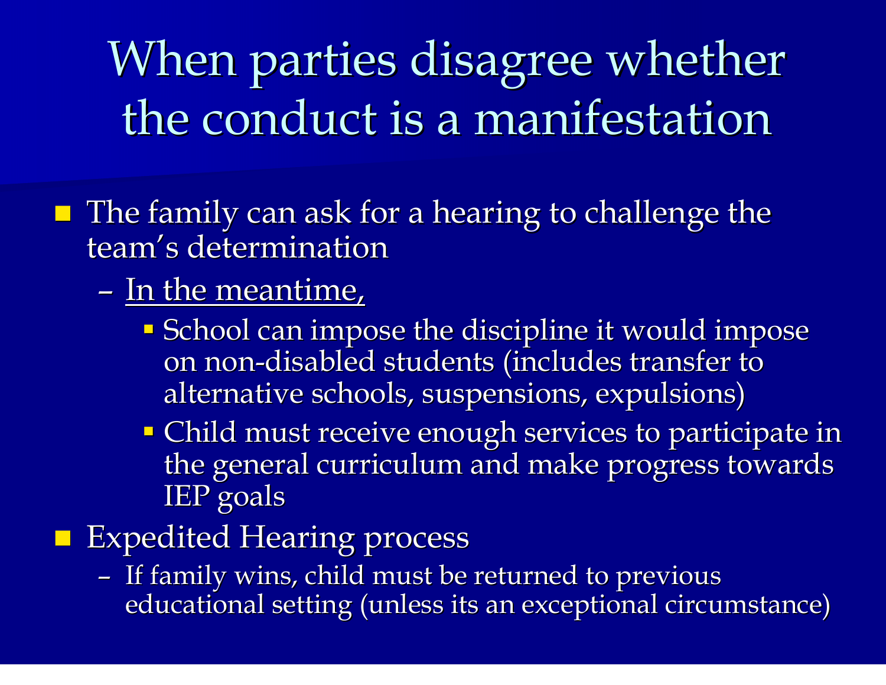# When parties disagree whether the conduct is a manifestation

- The family can ask for a hearing to challenge the team's determination
  - <u>In the meantime,</u>
    - School can impose the discipline it would impose on non-disabled students (includes transfer to alternative schools, suspensions, expulsions)
    - Child must receive enough services to participate in the general curriculum and make progress towards IEP goals
- Expedited Hearing process
  - If family wins, child must be returned to previous educational setting (unless its an exceptional circumstance)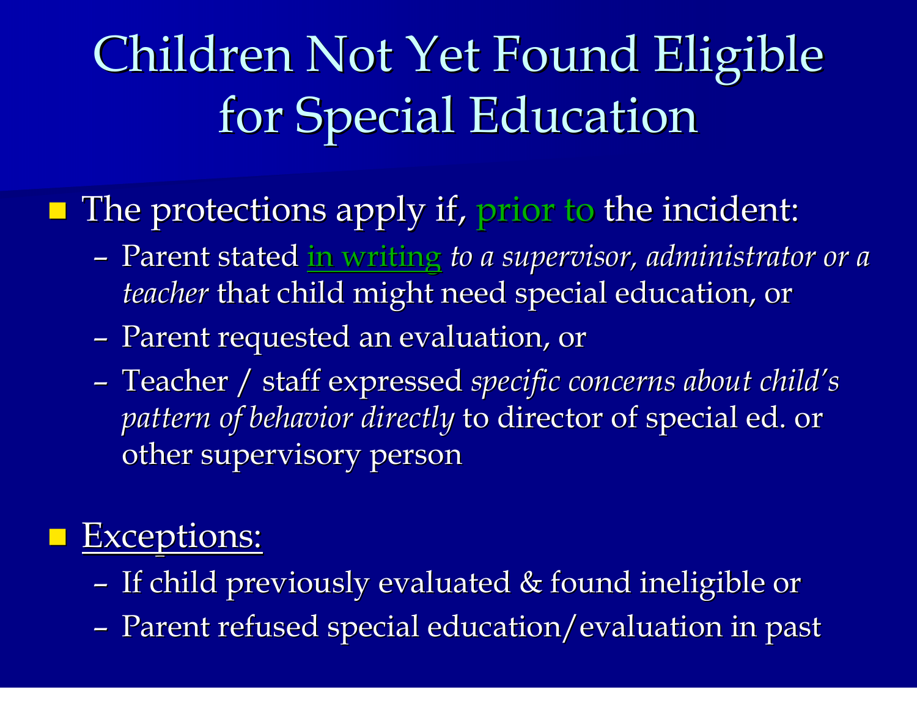# Children Not Yet Found Eligible for Special Education

- The protections apply if, prior to the incident:
  - Parent stated in writing *to a supervisor, administrator or a teacher* that child might need special education, or
  - Parent requested an evaluation, or
  - Teacher / staff expressed *specific concerns about child's pattern of behavior directly* to director of special ed. or other supervisory person

- Exceptions:
  - If child previously evaluated & found ineligible or
  - Parent refused special education/evaluation in past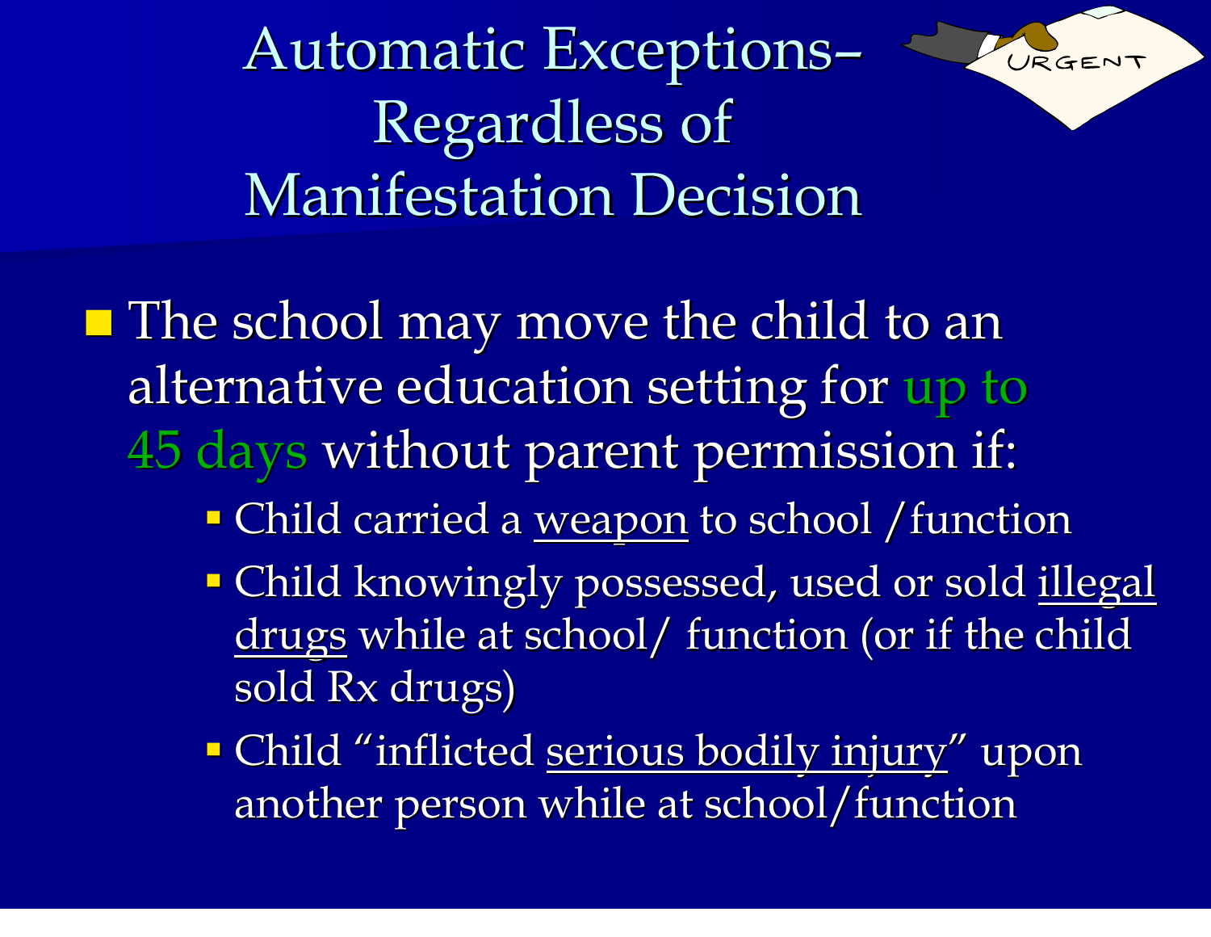# Automatic Exceptions–Regardless of Manifestation Decision

- The school may move the child to an alternative education setting for up to 45 days without parent permission if:
  - Child carried a weapon to school /function
  - Child knowingly possessed, used or sold illegal drugs while at school/ function (or if the child sold Rx drugs)
  - Child "inflicted serious bodily injury" upon another person while at school/function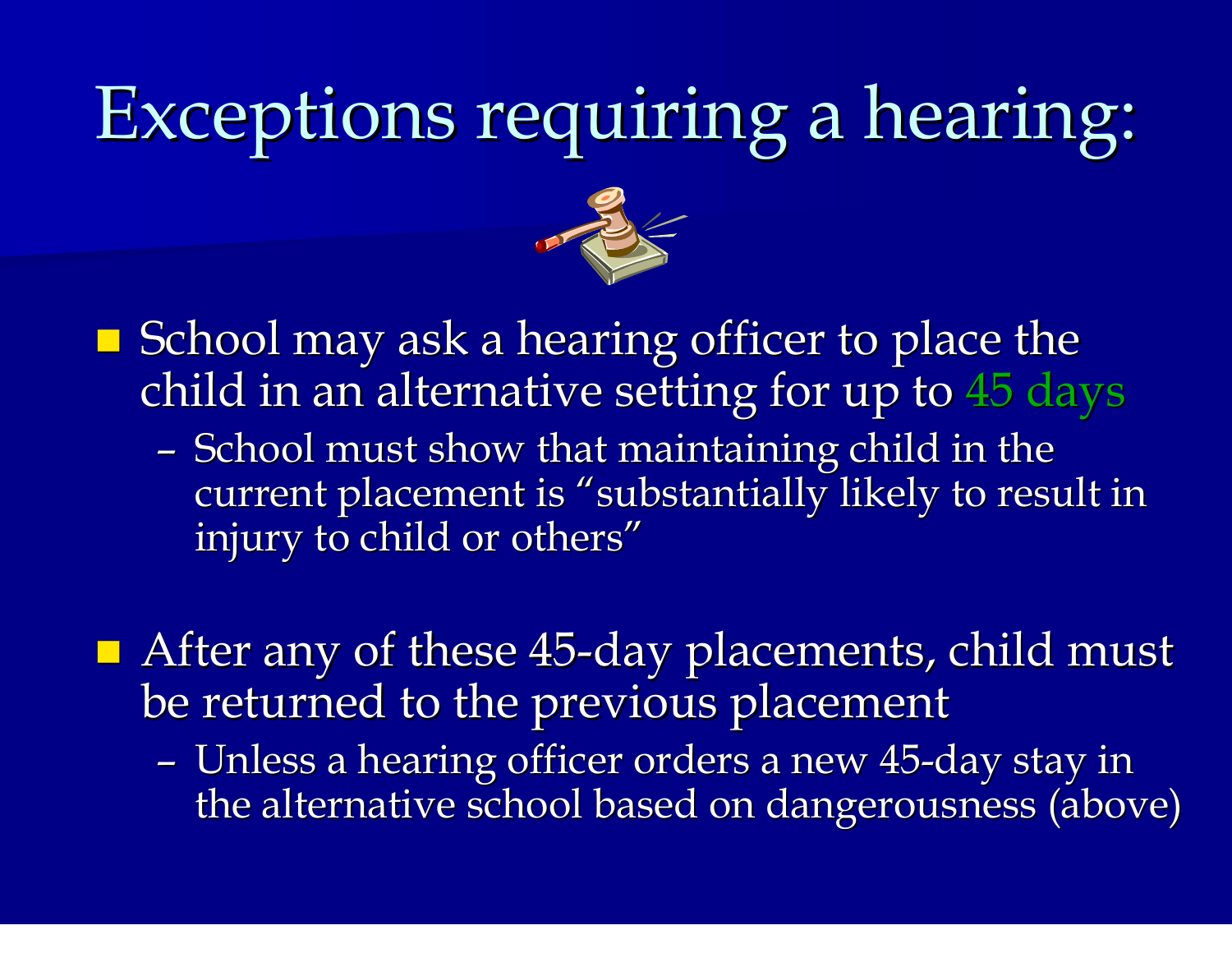# Exceptions requiring a hearing:

- School may ask a hearing officer to place the child in an alternative setting for up to 45 days
  - School must show that maintaining child in the current placement is "substantially likely to result in injury to child or others"

- After any of these 45-day placements, child must be returned to the previous placement
  - Unless a hearing officer orders a new 45-day stay in the alternative school based on dangerousness (above)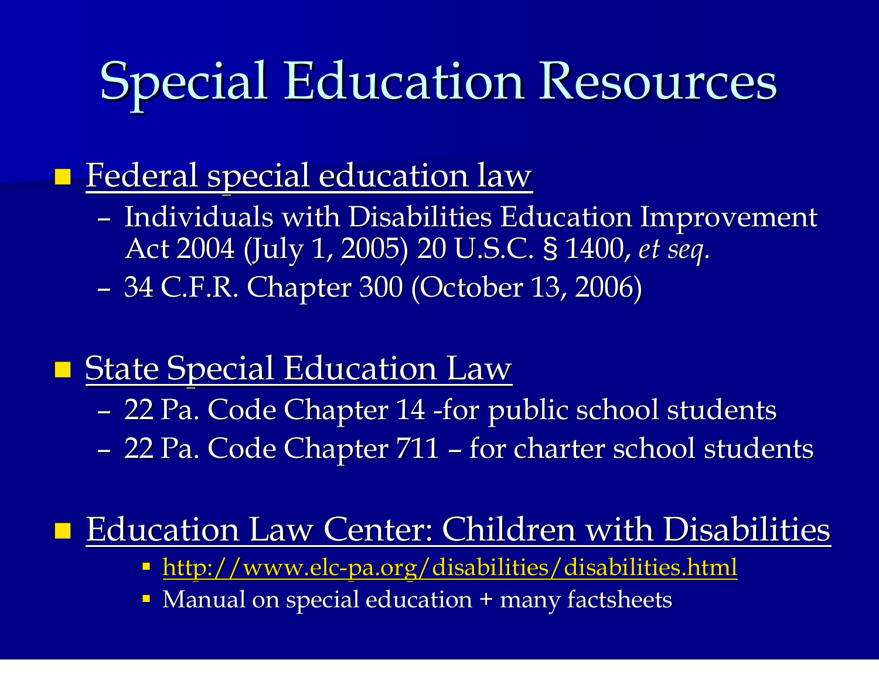# Special Education Resources

- Federal special education law
  - Individuals with Disabilities Education Improvement Act 2004 (July 1, 2005) 20 U.S.C. § 1400, *et seq.*
  - 34 C.F.R. Chapter 300 (October 13, 2006)

- State Special Education Law
  - 22 Pa. Code Chapter 14 -for public school students
  - 22 Pa. Code Chapter 711 – for charter school students

- Education Law Center: Children with Disabilities
  - http://www.elc-pa.org/disabilities/disabilities.html
  - Manual on special education + many factsheets